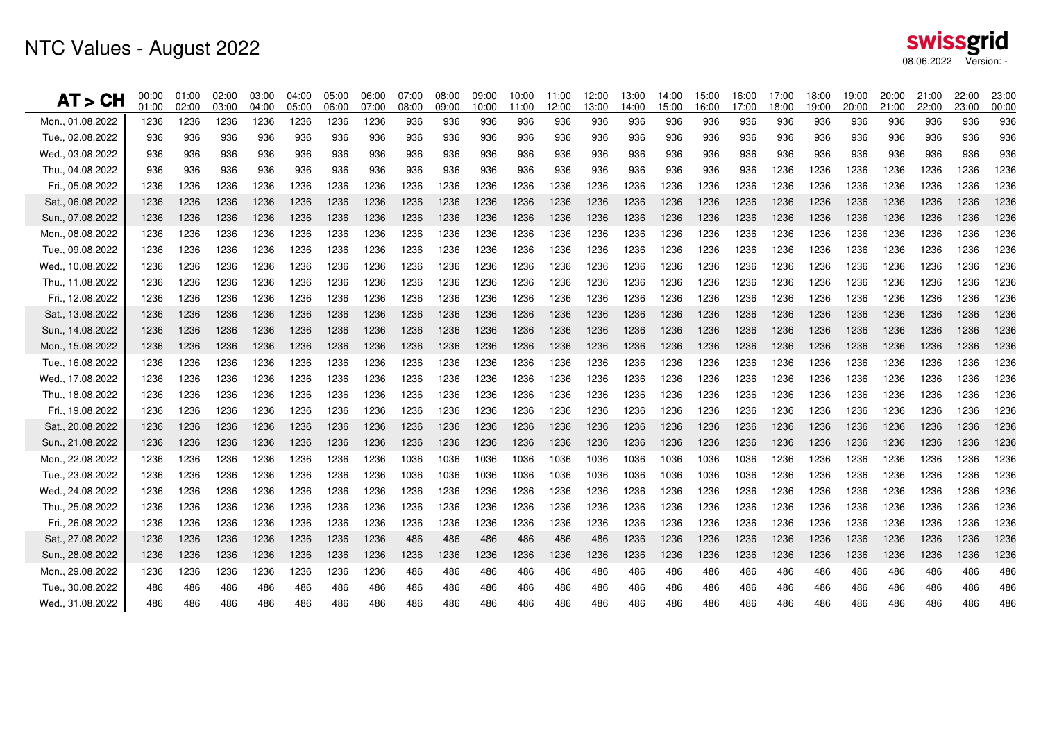# NTC Values - August 2022

swissgrid

08.06.2022 Version: -

| AT > CH | 00:00 01:00 | 01:00 02:00 | 02:00 03:00 | 03:00 04:00 | 04:00 05:00 | 05:00 06:00 | 06:00 07:00 | 07:00 08:00 | 08:00 09:00 | 09:00 10:00 | 10:00 11:00 | 11:00 12:00 | 12:00 13:00 | 13:00 14:00 | 14:00 15:00 | 15:00 16:00 | 16:00 17:00 | 17:00 18:00 | 18:00 19:00 | 19:00 20:00 | 20:00 21:00 | 21:00 22:00 | 22:00 23:00 | 23:00 00:00 |
|---|---|---|---|---|---|---|---|---|---|---|---|---|---|---|---|---|---|---|---|---|---|---|---|---|
| Mon., 01.08.2022 | 1236 | 1236 | 1236 | 1236 | 1236 | 1236 | 1236 | 936 | 936 | 936 | 936 | 936 | 936 | 936 | 936 | 936 | 936 | 936 | 936 | 936 | 936 | 936 | 936 | 936 |
| Tue., 02.08.2022 | 936 | 936 | 936 | 936 | 936 | 936 | 936 | 936 | 936 | 936 | 936 | 936 | 936 | 936 | 936 | 936 | 936 | 936 | 936 | 936 | 936 | 936 | 936 | 936 |
| Wed., 03.08.2022 | 936 | 936 | 936 | 936 | 936 | 936 | 936 | 936 | 936 | 936 | 936 | 936 | 936 | 936 | 936 | 936 | 936 | 936 | 936 | 936 | 936 | 936 | 936 | 936 |
| Thu., 04.08.2022 | 936 | 936 | 936 | 936 | 936 | 936 | 936 | 936 | 936 | 936 | 936 | 936 | 936 | 936 | 936 | 936 | 936 | 1236 | 1236 | 1236 | 1236 | 1236 | 1236 | 1236 |
| Fri., 05.08.2022 | 1236 | 1236 | 1236 | 1236 | 1236 | 1236 | 1236 | 1236 | 1236 | 1236 | 1236 | 1236 | 1236 | 1236 | 1236 | 1236 | 1236 | 1236 | 1236 | 1236 | 1236 | 1236 | 1236 | 1236 |
| Sat., 06.08.2022 | 1236 | 1236 | 1236 | 1236 | 1236 | 1236 | 1236 | 1236 | 1236 | 1236 | 1236 | 1236 | 1236 | 1236 | 1236 | 1236 | 1236 | 1236 | 1236 | 1236 | 1236 | 1236 | 1236 | 1236 |
| Sun., 07.08.2022 | 1236 | 1236 | 1236 | 1236 | 1236 | 1236 | 1236 | 1236 | 1236 | 1236 | 1236 | 1236 | 1236 | 1236 | 1236 | 1236 | 1236 | 1236 | 1236 | 1236 | 1236 | 1236 | 1236 | 1236 |
| Mon., 08.08.2022 | 1236 | 1236 | 1236 | 1236 | 1236 | 1236 | 1236 | 1236 | 1236 | 1236 | 1236 | 1236 | 1236 | 1236 | 1236 | 1236 | 1236 | 1236 | 1236 | 1236 | 1236 | 1236 | 1236 | 1236 |
| Tue., 09.08.2022 | 1236 | 1236 | 1236 | 1236 | 1236 | 1236 | 1236 | 1236 | 1236 | 1236 | 1236 | 1236 | 1236 | 1236 | 1236 | 1236 | 1236 | 1236 | 1236 | 1236 | 1236 | 1236 | 1236 | 1236 |
| Wed., 10.08.2022 | 1236 | 1236 | 1236 | 1236 | 1236 | 1236 | 1236 | 1236 | 1236 | 1236 | 1236 | 1236 | 1236 | 1236 | 1236 | 1236 | 1236 | 1236 | 1236 | 1236 | 1236 | 1236 | 1236 | 1236 |
| Thu., 11.08.2022 | 1236 | 1236 | 1236 | 1236 | 1236 | 1236 | 1236 | 1236 | 1236 | 1236 | 1236 | 1236 | 1236 | 1236 | 1236 | 1236 | 1236 | 1236 | 1236 | 1236 | 1236 | 1236 | 1236 | 1236 |
| Fri., 12.08.2022 | 1236 | 1236 | 1236 | 1236 | 1236 | 1236 | 1236 | 1236 | 1236 | 1236 | 1236 | 1236 | 1236 | 1236 | 1236 | 1236 | 1236 | 1236 | 1236 | 1236 | 1236 | 1236 | 1236 | 1236 |
| Sat., 13.08.2022 | 1236 | 1236 | 1236 | 1236 | 1236 | 1236 | 1236 | 1236 | 1236 | 1236 | 1236 | 1236 | 1236 | 1236 | 1236 | 1236 | 1236 | 1236 | 1236 | 1236 | 1236 | 1236 | 1236 | 1236 |
| Sun., 14.08.2022 | 1236 | 1236 | 1236 | 1236 | 1236 | 1236 | 1236 | 1236 | 1236 | 1236 | 1236 | 1236 | 1236 | 1236 | 1236 | 1236 | 1236 | 1236 | 1236 | 1236 | 1236 | 1236 | 1236 | 1236 |
| Mon., 15.08.2022 | 1236 | 1236 | 1236 | 1236 | 1236 | 1236 | 1236 | 1236 | 1236 | 1236 | 1236 | 1236 | 1236 | 1236 | 1236 | 1236 | 1236 | 1236 | 1236 | 1236 | 1236 | 1236 | 1236 | 1236 |
| Tue., 16.08.2022 | 1236 | 1236 | 1236 | 1236 | 1236 | 1236 | 1236 | 1236 | 1236 | 1236 | 1236 | 1236 | 1236 | 1236 | 1236 | 1236 | 1236 | 1236 | 1236 | 1236 | 1236 | 1236 | 1236 | 1236 |
| Wed., 17.08.2022 | 1236 | 1236 | 1236 | 1236 | 1236 | 1236 | 1236 | 1236 | 1236 | 1236 | 1236 | 1236 | 1236 | 1236 | 1236 | 1236 | 1236 | 1236 | 1236 | 1236 | 1236 | 1236 | 1236 | 1236 |
| Thu., 18.08.2022 | 1236 | 1236 | 1236 | 1236 | 1236 | 1236 | 1236 | 1236 | 1236 | 1236 | 1236 | 1236 | 1236 | 1236 | 1236 | 1236 | 1236 | 1236 | 1236 | 1236 | 1236 | 1236 | 1236 | 1236 |
| Fri., 19.08.2022 | 1236 | 1236 | 1236 | 1236 | 1236 | 1236 | 1236 | 1236 | 1236 | 1236 | 1236 | 1236 | 1236 | 1236 | 1236 | 1236 | 1236 | 1236 | 1236 | 1236 | 1236 | 1236 | 1236 | 1236 |
| Sat., 20.08.2022 | 1236 | 1236 | 1236 | 1236 | 1236 | 1236 | 1236 | 1236 | 1236 | 1236 | 1236 | 1236 | 1236 | 1236 | 1236 | 1236 | 1236 | 1236 | 1236 | 1236 | 1236 | 1236 | 1236 | 1236 |
| Sun., 21.08.2022 | 1236 | 1236 | 1236 | 1236 | 1236 | 1236 | 1236 | 1236 | 1236 | 1236 | 1236 | 1236 | 1236 | 1236 | 1236 | 1236 | 1236 | 1236 | 1236 | 1236 | 1236 | 1236 | 1236 | 1236 |
| Mon., 22.08.2022 | 1236 | 1236 | 1236 | 1236 | 1236 | 1236 | 1236 | 1036 | 1036 | 1036 | 1036 | 1036 | 1036 | 1036 | 1036 | 1036 | 1036 | 1236 | 1236 | 1236 | 1236 | 1236 | 1236 | 1236 |
| Tue., 23.08.2022 | 1236 | 1236 | 1236 | 1236 | 1236 | 1236 | 1236 | 1036 | 1036 | 1036 | 1036 | 1036 | 1036 | 1036 | 1036 | 1036 | 1036 | 1236 | 1236 | 1236 | 1236 | 1236 | 1236 | 1236 |
| Wed., 24.08.2022 | 1236 | 1236 | 1236 | 1236 | 1236 | 1236 | 1236 | 1236 | 1236 | 1236 | 1236 | 1236 | 1236 | 1236 | 1236 | 1236 | 1236 | 1236 | 1236 | 1236 | 1236 | 1236 | 1236 | 1236 |
| Thu., 25.08.2022 | 1236 | 1236 | 1236 | 1236 | 1236 | 1236 | 1236 | 1236 | 1236 | 1236 | 1236 | 1236 | 1236 | 1236 | 1236 | 1236 | 1236 | 1236 | 1236 | 1236 | 1236 | 1236 | 1236 | 1236 |
| Fri., 26.08.2022 | 1236 | 1236 | 1236 | 1236 | 1236 | 1236 | 1236 | 1236 | 1236 | 1236 | 1236 | 1236 | 1236 | 1236 | 1236 | 1236 | 1236 | 1236 | 1236 | 1236 | 1236 | 1236 | 1236 | 1236 |
| Sat., 27.08.2022 | 1236 | 1236 | 1236 | 1236 | 1236 | 1236 | 1236 | 486 | 486 | 486 | 486 | 486 | 486 | 1236 | 1236 | 1236 | 1236 | 1236 | 1236 | 1236 | 1236 | 1236 | 1236 | 1236 |
| Sun., 28.08.2022 | 1236 | 1236 | 1236 | 1236 | 1236 | 1236 | 1236 | 1236 | 1236 | 1236 | 1236 | 1236 | 1236 | 1236 | 1236 | 1236 | 1236 | 1236 | 1236 | 1236 | 1236 | 1236 | 1236 | 1236 |
| Mon., 29.08.2022 | 1236 | 1236 | 1236 | 1236 | 1236 | 1236 | 1236 | 486 | 486 | 486 | 486 | 486 | 486 | 486 | 486 | 486 | 486 | 486 | 486 | 486 | 486 | 486 | 486 | 486 |
| Tue., 30.08.2022 | 486 | 486 | 486 | 486 | 486 | 486 | 486 | 486 | 486 | 486 | 486 | 486 | 486 | 486 | 486 | 486 | 486 | 486 | 486 | 486 | 486 | 486 | 486 | 486 |
| Wed., 31.08.2022 | 486 | 486 | 486 | 486 | 486 | 486 | 486 | 486 | 486 | 486 | 486 | 486 | 486 | 486 | 486 | 486 | 486 | 486 | 486 | 486 | 486 | 486 | 486 | 486 |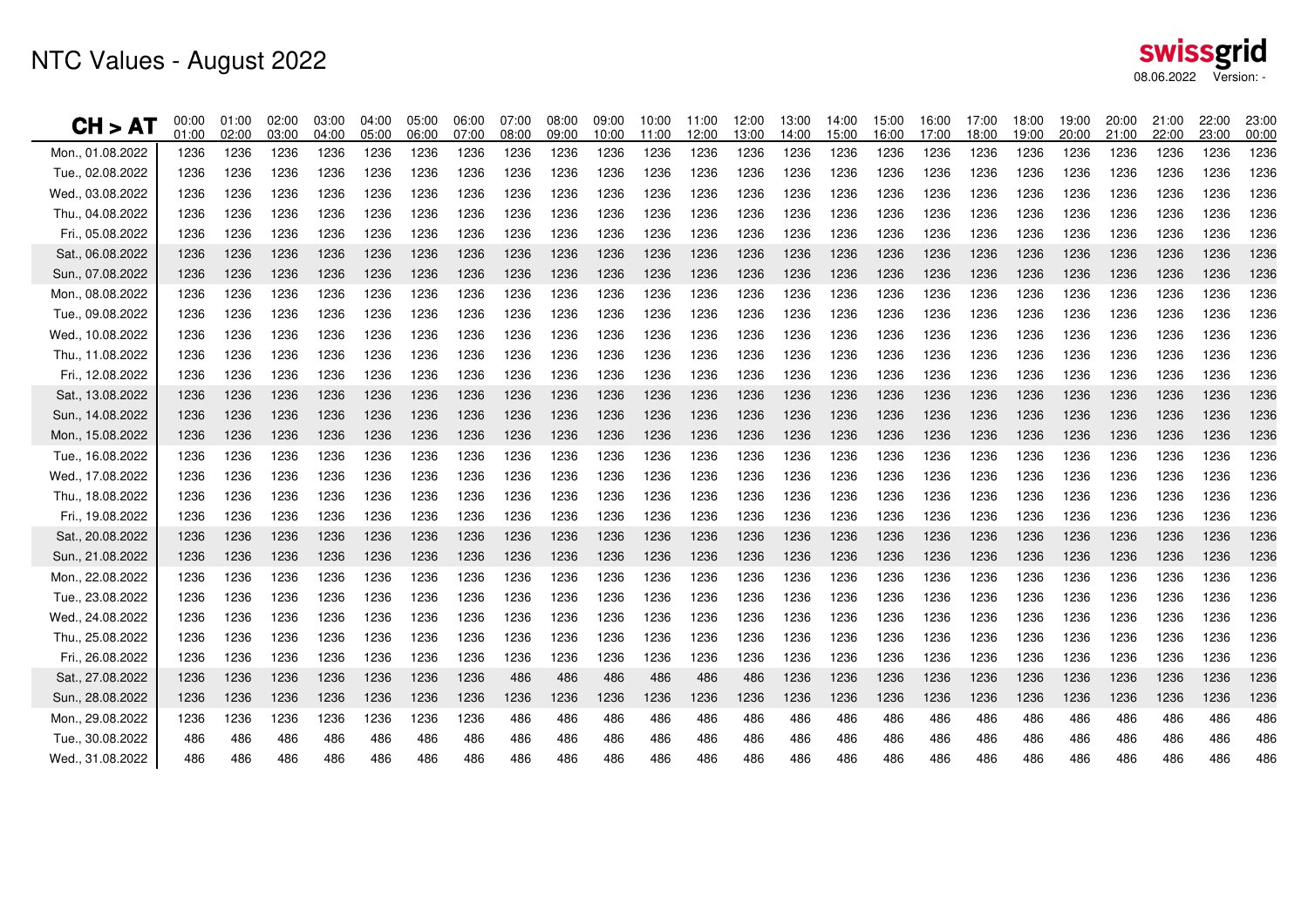# NTC Values - August 2022

swissgrid 08.06.2022 Version: -

| CH > AT | 00:00 01:00 | 01:00 02:00 | 02:00 03:00 | 03:00 04:00 | 04:00 05:00 | 05:00 06:00 | 06:00 07:00 | 07:00 08:00 | 08:00 09:00 | 09:00 10:00 | 10:00 11:00 | 11:00 12:00 | 12:00 13:00 | 13:00 14:00 | 14:00 15:00 | 15:00 16:00 | 16:00 17:00 | 17:00 18:00 | 18:00 19:00 | 19:00 20:00 | 20:00 21:00 | 21:00 22:00 | 22:00 23:00 | 23:00 00:00 |
|---|---|---|---|---|---|---|---|---|---|---|---|---|---|---|---|---|---|---|---|---|---|---|---|---|
| Mon., 01.08.2022 | 1236 | 1236 | 1236 | 1236 | 1236 | 1236 | 1236 | 1236 | 1236 | 1236 | 1236 | 1236 | 1236 | 1236 | 1236 | 1236 | 1236 | 1236 | 1236 | 1236 | 1236 | 1236 | 1236 | 1236 |
| Tue., 02.08.2022 | 1236 | 1236 | 1236 | 1236 | 1236 | 1236 | 1236 | 1236 | 1236 | 1236 | 1236 | 1236 | 1236 | 1236 | 1236 | 1236 | 1236 | 1236 | 1236 | 1236 | 1236 | 1236 | 1236 | 1236 |
| Wed., 03.08.2022 | 1236 | 1236 | 1236 | 1236 | 1236 | 1236 | 1236 | 1236 | 1236 | 1236 | 1236 | 1236 | 1236 | 1236 | 1236 | 1236 | 1236 | 1236 | 1236 | 1236 | 1236 | 1236 | 1236 | 1236 |
| Thu., 04.08.2022 | 1236 | 1236 | 1236 | 1236 | 1236 | 1236 | 1236 | 1236 | 1236 | 1236 | 1236 | 1236 | 1236 | 1236 | 1236 | 1236 | 1236 | 1236 | 1236 | 1236 | 1236 | 1236 | 1236 | 1236 |
| Fri., 05.08.2022 | 1236 | 1236 | 1236 | 1236 | 1236 | 1236 | 1236 | 1236 | 1236 | 1236 | 1236 | 1236 | 1236 | 1236 | 1236 | 1236 | 1236 | 1236 | 1236 | 1236 | 1236 | 1236 | 1236 | 1236 |
| Sat., 06.08.2022 | 1236 | 1236 | 1236 | 1236 | 1236 | 1236 | 1236 | 1236 | 1236 | 1236 | 1236 | 1236 | 1236 | 1236 | 1236 | 1236 | 1236 | 1236 | 1236 | 1236 | 1236 | 1236 | 1236 | 1236 |
| Sun., 07.08.2022 | 1236 | 1236 | 1236 | 1236 | 1236 | 1236 | 1236 | 1236 | 1236 | 1236 | 1236 | 1236 | 1236 | 1236 | 1236 | 1236 | 1236 | 1236 | 1236 | 1236 | 1236 | 1236 | 1236 | 1236 |
| Mon., 08.08.2022 | 1236 | 1236 | 1236 | 1236 | 1236 | 1236 | 1236 | 1236 | 1236 | 1236 | 1236 | 1236 | 1236 | 1236 | 1236 | 1236 | 1236 | 1236 | 1236 | 1236 | 1236 | 1236 | 1236 | 1236 |
| Tue., 09.08.2022 | 1236 | 1236 | 1236 | 1236 | 1236 | 1236 | 1236 | 1236 | 1236 | 1236 | 1236 | 1236 | 1236 | 1236 | 1236 | 1236 | 1236 | 1236 | 1236 | 1236 | 1236 | 1236 | 1236 | 1236 |
| Wed., 10.08.2022 | 1236 | 1236 | 1236 | 1236 | 1236 | 1236 | 1236 | 1236 | 1236 | 1236 | 1236 | 1236 | 1236 | 1236 | 1236 | 1236 | 1236 | 1236 | 1236 | 1236 | 1236 | 1236 | 1236 | 1236 |
| Thu., 11.08.2022 | 1236 | 1236 | 1236 | 1236 | 1236 | 1236 | 1236 | 1236 | 1236 | 1236 | 1236 | 1236 | 1236 | 1236 | 1236 | 1236 | 1236 | 1236 | 1236 | 1236 | 1236 | 1236 | 1236 | 1236 |
| Fri., 12.08.2022 | 1236 | 1236 | 1236 | 1236 | 1236 | 1236 | 1236 | 1236 | 1236 | 1236 | 1236 | 1236 | 1236 | 1236 | 1236 | 1236 | 1236 | 1236 | 1236 | 1236 | 1236 | 1236 | 1236 | 1236 |
| Sat., 13.08.2022 | 1236 | 1236 | 1236 | 1236 | 1236 | 1236 | 1236 | 1236 | 1236 | 1236 | 1236 | 1236 | 1236 | 1236 | 1236 | 1236 | 1236 | 1236 | 1236 | 1236 | 1236 | 1236 | 1236 | 1236 |
| Sun., 14.08.2022 | 1236 | 1236 | 1236 | 1236 | 1236 | 1236 | 1236 | 1236 | 1236 | 1236 | 1236 | 1236 | 1236 | 1236 | 1236 | 1236 | 1236 | 1236 | 1236 | 1236 | 1236 | 1236 | 1236 | 1236 |
| Mon., 15.08.2022 | 1236 | 1236 | 1236 | 1236 | 1236 | 1236 | 1236 | 1236 | 1236 | 1236 | 1236 | 1236 | 1236 | 1236 | 1236 | 1236 | 1236 | 1236 | 1236 | 1236 | 1236 | 1236 | 1236 | 1236 |
| Tue., 16.08.2022 | 1236 | 1236 | 1236 | 1236 | 1236 | 1236 | 1236 | 1236 | 1236 | 1236 | 1236 | 1236 | 1236 | 1236 | 1236 | 1236 | 1236 | 1236 | 1236 | 1236 | 1236 | 1236 | 1236 | 1236 |
| Wed., 17.08.2022 | 1236 | 1236 | 1236 | 1236 | 1236 | 1236 | 1236 | 1236 | 1236 | 1236 | 1236 | 1236 | 1236 | 1236 | 1236 | 1236 | 1236 | 1236 | 1236 | 1236 | 1236 | 1236 | 1236 | 1236 |
| Thu., 18.08.2022 | 1236 | 1236 | 1236 | 1236 | 1236 | 1236 | 1236 | 1236 | 1236 | 1236 | 1236 | 1236 | 1236 | 1236 | 1236 | 1236 | 1236 | 1236 | 1236 | 1236 | 1236 | 1236 | 1236 | 1236 |
| Fri., 19.08.2022 | 1236 | 1236 | 1236 | 1236 | 1236 | 1236 | 1236 | 1236 | 1236 | 1236 | 1236 | 1236 | 1236 | 1236 | 1236 | 1236 | 1236 | 1236 | 1236 | 1236 | 1236 | 1236 | 1236 | 1236 |
| Sat., 20.08.2022 | 1236 | 1236 | 1236 | 1236 | 1236 | 1236 | 1236 | 1236 | 1236 | 1236 | 1236 | 1236 | 1236 | 1236 | 1236 | 1236 | 1236 | 1236 | 1236 | 1236 | 1236 | 1236 | 1236 | 1236 |
| Sun., 21.08.2022 | 1236 | 1236 | 1236 | 1236 | 1236 | 1236 | 1236 | 1236 | 1236 | 1236 | 1236 | 1236 | 1236 | 1236 | 1236 | 1236 | 1236 | 1236 | 1236 | 1236 | 1236 | 1236 | 1236 | 1236 |
| Mon., 22.08.2022 | 1236 | 1236 | 1236 | 1236 | 1236 | 1236 | 1236 | 1236 | 1236 | 1236 | 1236 | 1236 | 1236 | 1236 | 1236 | 1236 | 1236 | 1236 | 1236 | 1236 | 1236 | 1236 | 1236 | 1236 |
| Tue., 23.08.2022 | 1236 | 1236 | 1236 | 1236 | 1236 | 1236 | 1236 | 1236 | 1236 | 1236 | 1236 | 1236 | 1236 | 1236 | 1236 | 1236 | 1236 | 1236 | 1236 | 1236 | 1236 | 1236 | 1236 | 1236 |
| Wed., 24.08.2022 | 1236 | 1236 | 1236 | 1236 | 1236 | 1236 | 1236 | 1236 | 1236 | 1236 | 1236 | 1236 | 1236 | 1236 | 1236 | 1236 | 1236 | 1236 | 1236 | 1236 | 1236 | 1236 | 1236 | 1236 |
| Thu., 25.08.2022 | 1236 | 1236 | 1236 | 1236 | 1236 | 1236 | 1236 | 1236 | 1236 | 1236 | 1236 | 1236 | 1236 | 1236 | 1236 | 1236 | 1236 | 1236 | 1236 | 1236 | 1236 | 1236 | 1236 | 1236 |
| Fri., 26.08.2022 | 1236 | 1236 | 1236 | 1236 | 1236 | 1236 | 1236 | 1236 | 1236 | 1236 | 1236 | 1236 | 1236 | 1236 | 1236 | 1236 | 1236 | 1236 | 1236 | 1236 | 1236 | 1236 | 1236 | 1236 |
| Sat., 27.08.2022 | 1236 | 1236 | 1236 | 1236 | 1236 | 1236 | 1236 | 486 | 486 | 486 | 486 | 486 | 486 | 1236 | 1236 | 1236 | 1236 | 1236 | 1236 | 1236 | 1236 | 1236 | 1236 | 1236 |
| Sun., 28.08.2022 | 1236 | 1236 | 1236 | 1236 | 1236 | 1236 | 1236 | 1236 | 1236 | 1236 | 1236 | 1236 | 1236 | 1236 | 1236 | 1236 | 1236 | 1236 | 1236 | 1236 | 1236 | 1236 | 1236 | 1236 |
| Mon., 29.08.2022 | 1236 | 1236 | 1236 | 1236 | 1236 | 1236 | 1236 | 486 | 486 | 486 | 486 | 486 | 486 | 486 | 486 | 486 | 486 | 486 | 486 | 486 | 486 | 486 | 486 | 486 |
| Tue., 30.08.2022 | 486 | 486 | 486 | 486 | 486 | 486 | 486 | 486 | 486 | 486 | 486 | 486 | 486 | 486 | 486 | 486 | 486 | 486 | 486 | 486 | 486 | 486 | 486 | 486 |
| Wed., 31.08.2022 | 486 | 486 | 486 | 486 | 486 | 486 | 486 | 486 | 486 | 486 | 486 | 486 | 486 | 486 | 486 | 486 | 486 | 486 | 486 | 486 | 486 | 486 | 486 | 486 |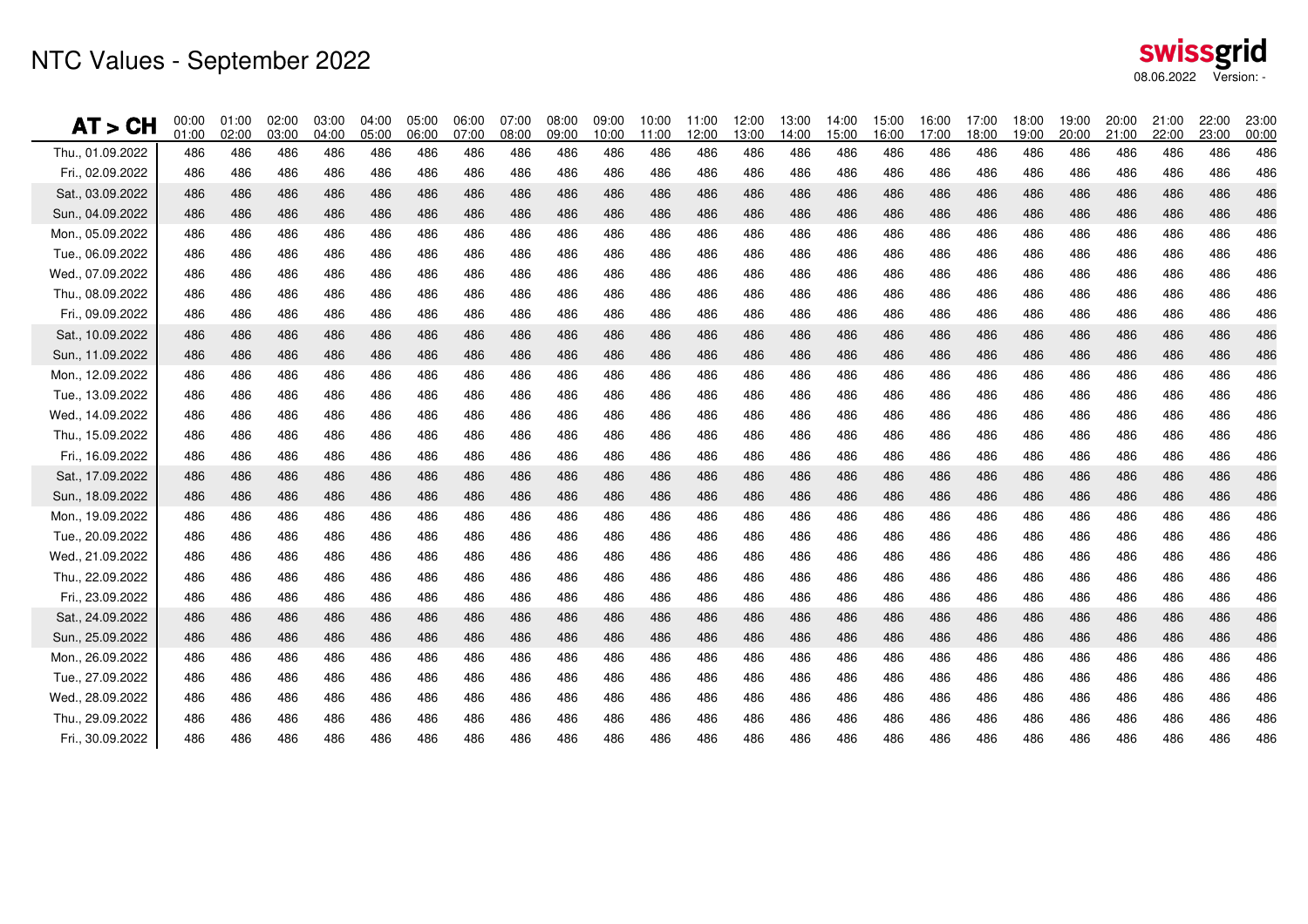# NTC Values - September 2022

swissgrid
08.06.2022 Version: -

| AT > CH | 00:00 01:00 | 01:00 02:00 | 02:00 03:00 | 03:00 04:00 | 04:00 05:00 | 05:00 06:00 | 06:00 07:00 | 07:00 08:00 | 08:00 09:00 | 09:00 10:00 | 10:00 11:00 | 11:00 12:00 | 12:00 13:00 | 13:00 14:00 | 14:00 15:00 | 15:00 16:00 | 16:00 17:00 | 17:00 18:00 | 18:00 19:00 | 19:00 20:00 | 20:00 21:00 | 21:00 22:00 | 22:00 23:00 | 23:00 00:00 |
|---|---|---|---|---|---|---|---|---|---|---|---|---|---|---|---|---|---|---|---|---|---|---|---|---|
| Thu., 01.09.2022 | 486 | 486 | 486 | 486 | 486 | 486 | 486 | 486 | 486 | 486 | 486 | 486 | 486 | 486 | 486 | 486 | 486 | 486 | 486 | 486 | 486 | 486 | 486 | 486 |
| Fri., 02.09.2022 | 486 | 486 | 486 | 486 | 486 | 486 | 486 | 486 | 486 | 486 | 486 | 486 | 486 | 486 | 486 | 486 | 486 | 486 | 486 | 486 | 486 | 486 | 486 | 486 |
| Sat., 03.09.2022 | 486 | 486 | 486 | 486 | 486 | 486 | 486 | 486 | 486 | 486 | 486 | 486 | 486 | 486 | 486 | 486 | 486 | 486 | 486 | 486 | 486 | 486 | 486 | 486 |
| Sun., 04.09.2022 | 486 | 486 | 486 | 486 | 486 | 486 | 486 | 486 | 486 | 486 | 486 | 486 | 486 | 486 | 486 | 486 | 486 | 486 | 486 | 486 | 486 | 486 | 486 | 486 |
| Mon., 05.09.2022 | 486 | 486 | 486 | 486 | 486 | 486 | 486 | 486 | 486 | 486 | 486 | 486 | 486 | 486 | 486 | 486 | 486 | 486 | 486 | 486 | 486 | 486 | 486 | 486 |
| Tue., 06.09.2022 | 486 | 486 | 486 | 486 | 486 | 486 | 486 | 486 | 486 | 486 | 486 | 486 | 486 | 486 | 486 | 486 | 486 | 486 | 486 | 486 | 486 | 486 | 486 | 486 |
| Wed., 07.09.2022 | 486 | 486 | 486 | 486 | 486 | 486 | 486 | 486 | 486 | 486 | 486 | 486 | 486 | 486 | 486 | 486 | 486 | 486 | 486 | 486 | 486 | 486 | 486 | 486 |
| Thu., 08.09.2022 | 486 | 486 | 486 | 486 | 486 | 486 | 486 | 486 | 486 | 486 | 486 | 486 | 486 | 486 | 486 | 486 | 486 | 486 | 486 | 486 | 486 | 486 | 486 | 486 |
| Fri., 09.09.2022 | 486 | 486 | 486 | 486 | 486 | 486 | 486 | 486 | 486 | 486 | 486 | 486 | 486 | 486 | 486 | 486 | 486 | 486 | 486 | 486 | 486 | 486 | 486 | 486 |
| Sat., 10.09.2022 | 486 | 486 | 486 | 486 | 486 | 486 | 486 | 486 | 486 | 486 | 486 | 486 | 486 | 486 | 486 | 486 | 486 | 486 | 486 | 486 | 486 | 486 | 486 | 486 |
| Sun., 11.09.2022 | 486 | 486 | 486 | 486 | 486 | 486 | 486 | 486 | 486 | 486 | 486 | 486 | 486 | 486 | 486 | 486 | 486 | 486 | 486 | 486 | 486 | 486 | 486 | 486 |
| Mon., 12.09.2022 | 486 | 486 | 486 | 486 | 486 | 486 | 486 | 486 | 486 | 486 | 486 | 486 | 486 | 486 | 486 | 486 | 486 | 486 | 486 | 486 | 486 | 486 | 486 | 486 |
| Tue., 13.09.2022 | 486 | 486 | 486 | 486 | 486 | 486 | 486 | 486 | 486 | 486 | 486 | 486 | 486 | 486 | 486 | 486 | 486 | 486 | 486 | 486 | 486 | 486 | 486 | 486 |
| Wed., 14.09.2022 | 486 | 486 | 486 | 486 | 486 | 486 | 486 | 486 | 486 | 486 | 486 | 486 | 486 | 486 | 486 | 486 | 486 | 486 | 486 | 486 | 486 | 486 | 486 | 486 |
| Thu., 15.09.2022 | 486 | 486 | 486 | 486 | 486 | 486 | 486 | 486 | 486 | 486 | 486 | 486 | 486 | 486 | 486 | 486 | 486 | 486 | 486 | 486 | 486 | 486 | 486 | 486 |
| Fri., 16.09.2022 | 486 | 486 | 486 | 486 | 486 | 486 | 486 | 486 | 486 | 486 | 486 | 486 | 486 | 486 | 486 | 486 | 486 | 486 | 486 | 486 | 486 | 486 | 486 | 486 |
| Sat., 17.09.2022 | 486 | 486 | 486 | 486 | 486 | 486 | 486 | 486 | 486 | 486 | 486 | 486 | 486 | 486 | 486 | 486 | 486 | 486 | 486 | 486 | 486 | 486 | 486 | 486 |
| Sun., 18.09.2022 | 486 | 486 | 486 | 486 | 486 | 486 | 486 | 486 | 486 | 486 | 486 | 486 | 486 | 486 | 486 | 486 | 486 | 486 | 486 | 486 | 486 | 486 | 486 | 486 |
| Mon., 19.09.2022 | 486 | 486 | 486 | 486 | 486 | 486 | 486 | 486 | 486 | 486 | 486 | 486 | 486 | 486 | 486 | 486 | 486 | 486 | 486 | 486 | 486 | 486 | 486 | 486 |
| Tue., 20.09.2022 | 486 | 486 | 486 | 486 | 486 | 486 | 486 | 486 | 486 | 486 | 486 | 486 | 486 | 486 | 486 | 486 | 486 | 486 | 486 | 486 | 486 | 486 | 486 | 486 |
| Wed., 21.09.2022 | 486 | 486 | 486 | 486 | 486 | 486 | 486 | 486 | 486 | 486 | 486 | 486 | 486 | 486 | 486 | 486 | 486 | 486 | 486 | 486 | 486 | 486 | 486 | 486 |
| Thu., 22.09.2022 | 486 | 486 | 486 | 486 | 486 | 486 | 486 | 486 | 486 | 486 | 486 | 486 | 486 | 486 | 486 | 486 | 486 | 486 | 486 | 486 | 486 | 486 | 486 | 486 |
| Fri., 23.09.2022 | 486 | 486 | 486 | 486 | 486 | 486 | 486 | 486 | 486 | 486 | 486 | 486 | 486 | 486 | 486 | 486 | 486 | 486 | 486 | 486 | 486 | 486 | 486 | 486 |
| Sat., 24.09.2022 | 486 | 486 | 486 | 486 | 486 | 486 | 486 | 486 | 486 | 486 | 486 | 486 | 486 | 486 | 486 | 486 | 486 | 486 | 486 | 486 | 486 | 486 | 486 | 486 |
| Sun., 25.09.2022 | 486 | 486 | 486 | 486 | 486 | 486 | 486 | 486 | 486 | 486 | 486 | 486 | 486 | 486 | 486 | 486 | 486 | 486 | 486 | 486 | 486 | 486 | 486 | 486 |
| Mon., 26.09.2022 | 486 | 486 | 486 | 486 | 486 | 486 | 486 | 486 | 486 | 486 | 486 | 486 | 486 | 486 | 486 | 486 | 486 | 486 | 486 | 486 | 486 | 486 | 486 | 486 |
| Tue., 27.09.2022 | 486 | 486 | 486 | 486 | 486 | 486 | 486 | 486 | 486 | 486 | 486 | 486 | 486 | 486 | 486 | 486 | 486 | 486 | 486 | 486 | 486 | 486 | 486 | 486 |
| Wed., 28.09.2022 | 486 | 486 | 486 | 486 | 486 | 486 | 486 | 486 | 486 | 486 | 486 | 486 | 486 | 486 | 486 | 486 | 486 | 486 | 486 | 486 | 486 | 486 | 486 | 486 |
| Thu., 29.09.2022 | 486 | 486 | 486 | 486 | 486 | 486 | 486 | 486 | 486 | 486 | 486 | 486 | 486 | 486 | 486 | 486 | 486 | 486 | 486 | 486 | 486 | 486 | 486 | 486 |
| Fri., 30.09.2022 | 486 | 486 | 486 | 486 | 486 | 486 | 486 | 486 | 486 | 486 | 486 | 486 | 486 | 486 | 486 | 486 | 486 | 486 | 486 | 486 | 486 | 486 | 486 | 486 |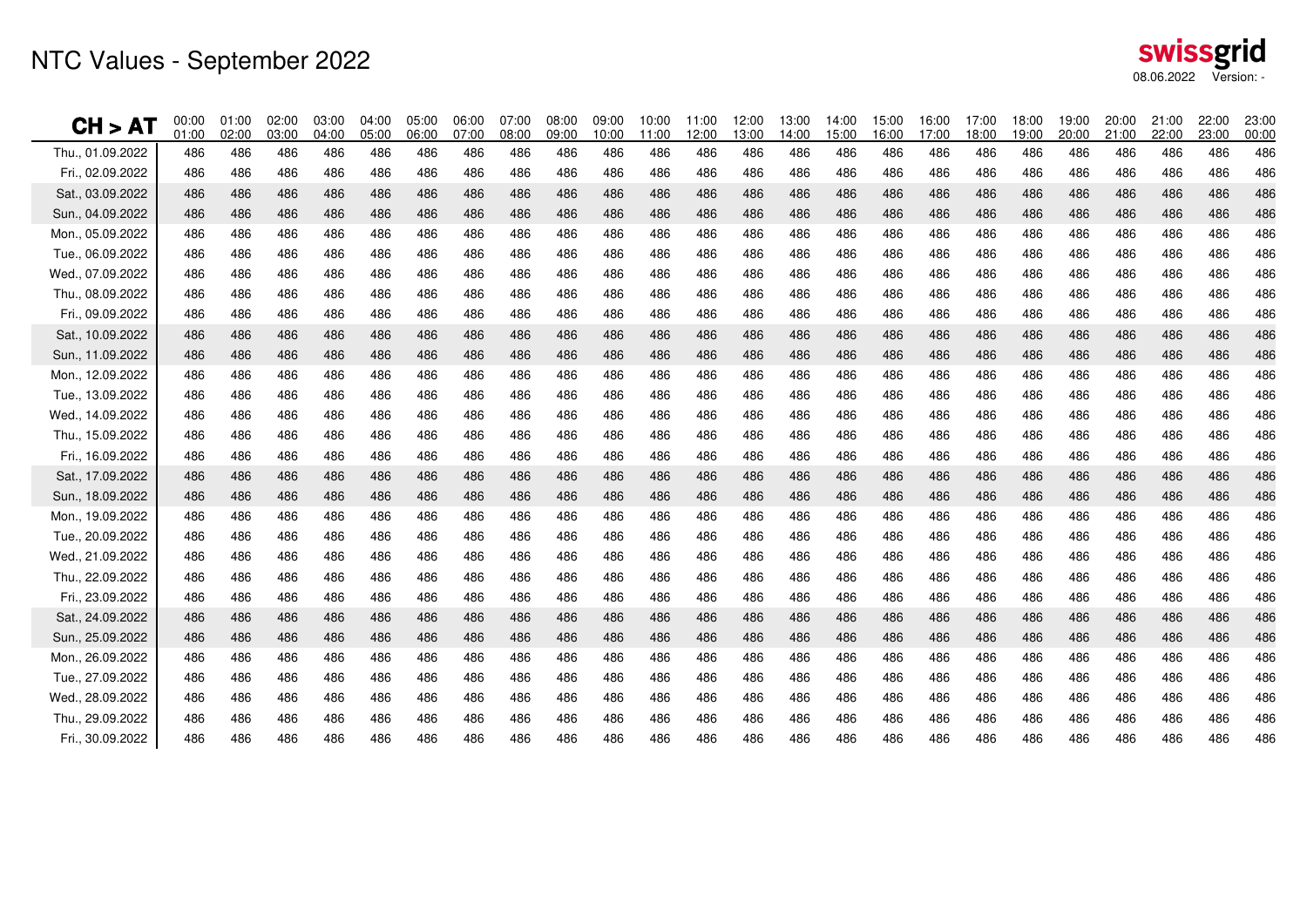# NTC Values - September 2022

swissgrid
08.06.2022 Version: -

| CH > AT | 00:00 01:00 | 01:00 02:00 | 02:00 03:00 | 03:00 04:00 | 04:00 05:00 | 05:00 06:00 | 06:00 07:00 | 07:00 08:00 | 08:00 09:00 | 09:00 10:00 | 10:00 11:00 | 11:00 12:00 | 12:00 13:00 | 13:00 14:00 | 14:00 15:00 | 15:00 16:00 | 16:00 17:00 | 17:00 18:00 | 18:00 19:00 | 19:00 20:00 | 20:00 21:00 | 21:00 22:00 | 22:00 23:00 | 23:00 00:00 |
|---|---|---|---|---|---|---|---|---|---|---|---|---|---|---|---|---|---|---|---|---|---|---|---|---|
| Thu., 01.09.2022 | 486 | 486 | 486 | 486 | 486 | 486 | 486 | 486 | 486 | 486 | 486 | 486 | 486 | 486 | 486 | 486 | 486 | 486 | 486 | 486 | 486 | 486 | 486 | 486 |
| Fri., 02.09.2022 | 486 | 486 | 486 | 486 | 486 | 486 | 486 | 486 | 486 | 486 | 486 | 486 | 486 | 486 | 486 | 486 | 486 | 486 | 486 | 486 | 486 | 486 | 486 | 486 |
| Sat., 03.09.2022 | 486 | 486 | 486 | 486 | 486 | 486 | 486 | 486 | 486 | 486 | 486 | 486 | 486 | 486 | 486 | 486 | 486 | 486 | 486 | 486 | 486 | 486 | 486 | 486 |
| Sun., 04.09.2022 | 486 | 486 | 486 | 486 | 486 | 486 | 486 | 486 | 486 | 486 | 486 | 486 | 486 | 486 | 486 | 486 | 486 | 486 | 486 | 486 | 486 | 486 | 486 | 486 |
| Mon., 05.09.2022 | 486 | 486 | 486 | 486 | 486 | 486 | 486 | 486 | 486 | 486 | 486 | 486 | 486 | 486 | 486 | 486 | 486 | 486 | 486 | 486 | 486 | 486 | 486 | 486 |
| Tue., 06.09.2022 | 486 | 486 | 486 | 486 | 486 | 486 | 486 | 486 | 486 | 486 | 486 | 486 | 486 | 486 | 486 | 486 | 486 | 486 | 486 | 486 | 486 | 486 | 486 | 486 |
| Wed., 07.09.2022 | 486 | 486 | 486 | 486 | 486 | 486 | 486 | 486 | 486 | 486 | 486 | 486 | 486 | 486 | 486 | 486 | 486 | 486 | 486 | 486 | 486 | 486 | 486 | 486 |
| Thu., 08.09.2022 | 486 | 486 | 486 | 486 | 486 | 486 | 486 | 486 | 486 | 486 | 486 | 486 | 486 | 486 | 486 | 486 | 486 | 486 | 486 | 486 | 486 | 486 | 486 | 486 |
| Fri., 09.09.2022 | 486 | 486 | 486 | 486 | 486 | 486 | 486 | 486 | 486 | 486 | 486 | 486 | 486 | 486 | 486 | 486 | 486 | 486 | 486 | 486 | 486 | 486 | 486 | 486 |
| Sat., 10.09.2022 | 486 | 486 | 486 | 486 | 486 | 486 | 486 | 486 | 486 | 486 | 486 | 486 | 486 | 486 | 486 | 486 | 486 | 486 | 486 | 486 | 486 | 486 | 486 | 486 |
| Sun., 11.09.2022 | 486 | 486 | 486 | 486 | 486 | 486 | 486 | 486 | 486 | 486 | 486 | 486 | 486 | 486 | 486 | 486 | 486 | 486 | 486 | 486 | 486 | 486 | 486 | 486 |
| Mon., 12.09.2022 | 486 | 486 | 486 | 486 | 486 | 486 | 486 | 486 | 486 | 486 | 486 | 486 | 486 | 486 | 486 | 486 | 486 | 486 | 486 | 486 | 486 | 486 | 486 | 486 |
| Tue., 13.09.2022 | 486 | 486 | 486 | 486 | 486 | 486 | 486 | 486 | 486 | 486 | 486 | 486 | 486 | 486 | 486 | 486 | 486 | 486 | 486 | 486 | 486 | 486 | 486 | 486 |
| Wed., 14.09.2022 | 486 | 486 | 486 | 486 | 486 | 486 | 486 | 486 | 486 | 486 | 486 | 486 | 486 | 486 | 486 | 486 | 486 | 486 | 486 | 486 | 486 | 486 | 486 | 486 |
| Thu., 15.09.2022 | 486 | 486 | 486 | 486 | 486 | 486 | 486 | 486 | 486 | 486 | 486 | 486 | 486 | 486 | 486 | 486 | 486 | 486 | 486 | 486 | 486 | 486 | 486 | 486 |
| Fri., 16.09.2022 | 486 | 486 | 486 | 486 | 486 | 486 | 486 | 486 | 486 | 486 | 486 | 486 | 486 | 486 | 486 | 486 | 486 | 486 | 486 | 486 | 486 | 486 | 486 | 486 |
| Sat., 17.09.2022 | 486 | 486 | 486 | 486 | 486 | 486 | 486 | 486 | 486 | 486 | 486 | 486 | 486 | 486 | 486 | 486 | 486 | 486 | 486 | 486 | 486 | 486 | 486 | 486 |
| Sun., 18.09.2022 | 486 | 486 | 486 | 486 | 486 | 486 | 486 | 486 | 486 | 486 | 486 | 486 | 486 | 486 | 486 | 486 | 486 | 486 | 486 | 486 | 486 | 486 | 486 | 486 |
| Mon., 19.09.2022 | 486 | 486 | 486 | 486 | 486 | 486 | 486 | 486 | 486 | 486 | 486 | 486 | 486 | 486 | 486 | 486 | 486 | 486 | 486 | 486 | 486 | 486 | 486 | 486 |
| Tue., 20.09.2022 | 486 | 486 | 486 | 486 | 486 | 486 | 486 | 486 | 486 | 486 | 486 | 486 | 486 | 486 | 486 | 486 | 486 | 486 | 486 | 486 | 486 | 486 | 486 | 486 |
| Wed., 21.09.2022 | 486 | 486 | 486 | 486 | 486 | 486 | 486 | 486 | 486 | 486 | 486 | 486 | 486 | 486 | 486 | 486 | 486 | 486 | 486 | 486 | 486 | 486 | 486 | 486 |
| Thu., 22.09.2022 | 486 | 486 | 486 | 486 | 486 | 486 | 486 | 486 | 486 | 486 | 486 | 486 | 486 | 486 | 486 | 486 | 486 | 486 | 486 | 486 | 486 | 486 | 486 | 486 |
| Fri., 23.09.2022 | 486 | 486 | 486 | 486 | 486 | 486 | 486 | 486 | 486 | 486 | 486 | 486 | 486 | 486 | 486 | 486 | 486 | 486 | 486 | 486 | 486 | 486 | 486 | 486 |
| Sat., 24.09.2022 | 486 | 486 | 486 | 486 | 486 | 486 | 486 | 486 | 486 | 486 | 486 | 486 | 486 | 486 | 486 | 486 | 486 | 486 | 486 | 486 | 486 | 486 | 486 | 486 |
| Sun., 25.09.2022 | 486 | 486 | 486 | 486 | 486 | 486 | 486 | 486 | 486 | 486 | 486 | 486 | 486 | 486 | 486 | 486 | 486 | 486 | 486 | 486 | 486 | 486 | 486 | 486 |
| Mon., 26.09.2022 | 486 | 486 | 486 | 486 | 486 | 486 | 486 | 486 | 486 | 486 | 486 | 486 | 486 | 486 | 486 | 486 | 486 | 486 | 486 | 486 | 486 | 486 | 486 | 486 |
| Tue., 27.09.2022 | 486 | 486 | 486 | 486 | 486 | 486 | 486 | 486 | 486 | 486 | 486 | 486 | 486 | 486 | 486 | 486 | 486 | 486 | 486 | 486 | 486 | 486 | 486 | 486 |
| Wed., 28.09.2022 | 486 | 486 | 486 | 486 | 486 | 486 | 486 | 486 | 486 | 486 | 486 | 486 | 486 | 486 | 486 | 486 | 486 | 486 | 486 | 486 | 486 | 486 | 486 | 486 |
| Thu., 29.09.2022 | 486 | 486 | 486 | 486 | 486 | 486 | 486 | 486 | 486 | 486 | 486 | 486 | 486 | 486 | 486 | 486 | 486 | 486 | 486 | 486 | 486 | 486 | 486 | 486 |
| Fri., 30.09.2022 | 486 | 486 | 486 | 486 | 486 | 486 | 486 | 486 | 486 | 486 | 486 | 486 | 486 | 486 | 486 | 486 | 486 | 486 | 486 | 486 | 486 | 486 | 486 | 486 |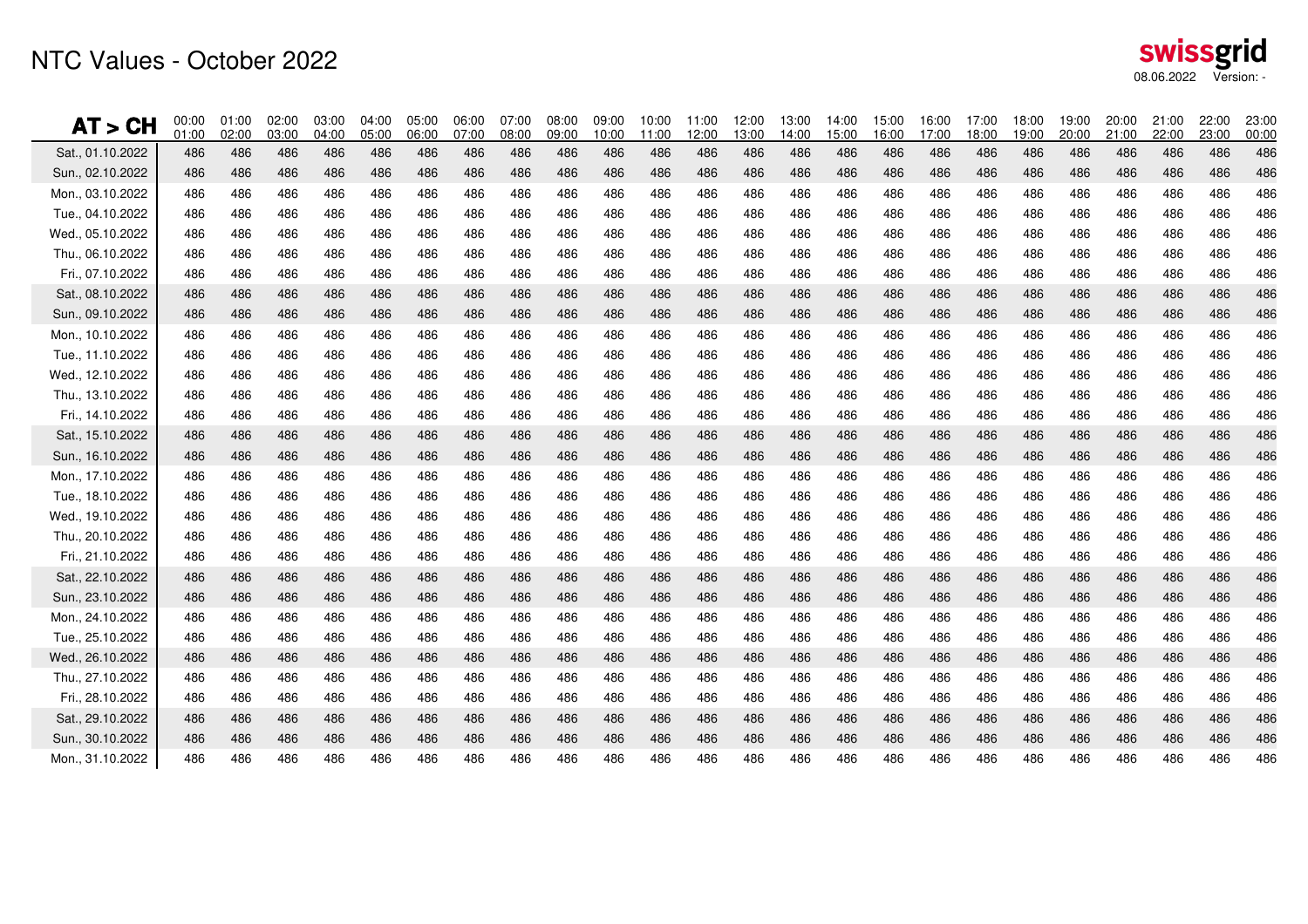# NTC Values - October 2022

swissgrid
08.06.2022 Version: -

| AT > CH | 00:00 01:00 | 01:00 02:00 | 02:00 03:00 | 03:00 04:00 | 04:00 05:00 | 05:00 06:00 | 06:00 07:00 | 07:00 08:00 | 08:00 09:00 | 09:00 10:00 | 10:00 11:00 | 11:00 12:00 | 12:00 13:00 | 13:00 14:00 | 14:00 15:00 | 15:00 16:00 | 16:00 17:00 | 17:00 18:00 | 18:00 19:00 | 19:00 20:00 | 20:00 21:00 | 21:00 22:00 | 22:00 23:00 | 23:00 00:00 |
|---|---|---|---|---|---|---|---|---|---|---|---|---|---|---|---|---|---|---|---|---|---|---|---|---|
| Sat., 01.10.2022 | 486 | 486 | 486 | 486 | 486 | 486 | 486 | 486 | 486 | 486 | 486 | 486 | 486 | 486 | 486 | 486 | 486 | 486 | 486 | 486 | 486 | 486 | 486 | 486 |
| Sun., 02.10.2022 | 486 | 486 | 486 | 486 | 486 | 486 | 486 | 486 | 486 | 486 | 486 | 486 | 486 | 486 | 486 | 486 | 486 | 486 | 486 | 486 | 486 | 486 | 486 | 486 |
| Mon., 03.10.2022 | 486 | 486 | 486 | 486 | 486 | 486 | 486 | 486 | 486 | 486 | 486 | 486 | 486 | 486 | 486 | 486 | 486 | 486 | 486 | 486 | 486 | 486 | 486 | 486 |
| Tue., 04.10.2022 | 486 | 486 | 486 | 486 | 486 | 486 | 486 | 486 | 486 | 486 | 486 | 486 | 486 | 486 | 486 | 486 | 486 | 486 | 486 | 486 | 486 | 486 | 486 | 486 |
| Wed., 05.10.2022 | 486 | 486 | 486 | 486 | 486 | 486 | 486 | 486 | 486 | 486 | 486 | 486 | 486 | 486 | 486 | 486 | 486 | 486 | 486 | 486 | 486 | 486 | 486 | 486 |
| Thu., 06.10.2022 | 486 | 486 | 486 | 486 | 486 | 486 | 486 | 486 | 486 | 486 | 486 | 486 | 486 | 486 | 486 | 486 | 486 | 486 | 486 | 486 | 486 | 486 | 486 | 486 |
| Fri., 07.10.2022 | 486 | 486 | 486 | 486 | 486 | 486 | 486 | 486 | 486 | 486 | 486 | 486 | 486 | 486 | 486 | 486 | 486 | 486 | 486 | 486 | 486 | 486 | 486 | 486 |
| Sat., 08.10.2022 | 486 | 486 | 486 | 486 | 486 | 486 | 486 | 486 | 486 | 486 | 486 | 486 | 486 | 486 | 486 | 486 | 486 | 486 | 486 | 486 | 486 | 486 | 486 | 486 |
| Sun., 09.10.2022 | 486 | 486 | 486 | 486 | 486 | 486 | 486 | 486 | 486 | 486 | 486 | 486 | 486 | 486 | 486 | 486 | 486 | 486 | 486 | 486 | 486 | 486 | 486 | 486 |
| Mon., 10.10.2022 | 486 | 486 | 486 | 486 | 486 | 486 | 486 | 486 | 486 | 486 | 486 | 486 | 486 | 486 | 486 | 486 | 486 | 486 | 486 | 486 | 486 | 486 | 486 | 486 |
| Tue., 11.10.2022 | 486 | 486 | 486 | 486 | 486 | 486 | 486 | 486 | 486 | 486 | 486 | 486 | 486 | 486 | 486 | 486 | 486 | 486 | 486 | 486 | 486 | 486 | 486 | 486 |
| Wed., 12.10.2022 | 486 | 486 | 486 | 486 | 486 | 486 | 486 | 486 | 486 | 486 | 486 | 486 | 486 | 486 | 486 | 486 | 486 | 486 | 486 | 486 | 486 | 486 | 486 | 486 |
| Thu., 13.10.2022 | 486 | 486 | 486 | 486 | 486 | 486 | 486 | 486 | 486 | 486 | 486 | 486 | 486 | 486 | 486 | 486 | 486 | 486 | 486 | 486 | 486 | 486 | 486 | 486 |
| Fri., 14.10.2022 | 486 | 486 | 486 | 486 | 486 | 486 | 486 | 486 | 486 | 486 | 486 | 486 | 486 | 486 | 486 | 486 | 486 | 486 | 486 | 486 | 486 | 486 | 486 | 486 |
| Sat., 15.10.2022 | 486 | 486 | 486 | 486 | 486 | 486 | 486 | 486 | 486 | 486 | 486 | 486 | 486 | 486 | 486 | 486 | 486 | 486 | 486 | 486 | 486 | 486 | 486 | 486 |
| Sun., 16.10.2022 | 486 | 486 | 486 | 486 | 486 | 486 | 486 | 486 | 486 | 486 | 486 | 486 | 486 | 486 | 486 | 486 | 486 | 486 | 486 | 486 | 486 | 486 | 486 | 486 |
| Mon., 17.10.2022 | 486 | 486 | 486 | 486 | 486 | 486 | 486 | 486 | 486 | 486 | 486 | 486 | 486 | 486 | 486 | 486 | 486 | 486 | 486 | 486 | 486 | 486 | 486 | 486 |
| Tue., 18.10.2022 | 486 | 486 | 486 | 486 | 486 | 486 | 486 | 486 | 486 | 486 | 486 | 486 | 486 | 486 | 486 | 486 | 486 | 486 | 486 | 486 | 486 | 486 | 486 | 486 |
| Wed., 19.10.2022 | 486 | 486 | 486 | 486 | 486 | 486 | 486 | 486 | 486 | 486 | 486 | 486 | 486 | 486 | 486 | 486 | 486 | 486 | 486 | 486 | 486 | 486 | 486 | 486 |
| Thu., 20.10.2022 | 486 | 486 | 486 | 486 | 486 | 486 | 486 | 486 | 486 | 486 | 486 | 486 | 486 | 486 | 486 | 486 | 486 | 486 | 486 | 486 | 486 | 486 | 486 | 486 |
| Fri., 21.10.2022 | 486 | 486 | 486 | 486 | 486 | 486 | 486 | 486 | 486 | 486 | 486 | 486 | 486 | 486 | 486 | 486 | 486 | 486 | 486 | 486 | 486 | 486 | 486 | 486 |
| Sat., 22.10.2022 | 486 | 486 | 486 | 486 | 486 | 486 | 486 | 486 | 486 | 486 | 486 | 486 | 486 | 486 | 486 | 486 | 486 | 486 | 486 | 486 | 486 | 486 | 486 | 486 |
| Sun., 23.10.2022 | 486 | 486 | 486 | 486 | 486 | 486 | 486 | 486 | 486 | 486 | 486 | 486 | 486 | 486 | 486 | 486 | 486 | 486 | 486 | 486 | 486 | 486 | 486 | 486 |
| Mon., 24.10.2022 | 486 | 486 | 486 | 486 | 486 | 486 | 486 | 486 | 486 | 486 | 486 | 486 | 486 | 486 | 486 | 486 | 486 | 486 | 486 | 486 | 486 | 486 | 486 | 486 |
| Tue., 25.10.2022 | 486 | 486 | 486 | 486 | 486 | 486 | 486 | 486 | 486 | 486 | 486 | 486 | 486 | 486 | 486 | 486 | 486 | 486 | 486 | 486 | 486 | 486 | 486 | 486 |
| Wed., 26.10.2022 | 486 | 486 | 486 | 486 | 486 | 486 | 486 | 486 | 486 | 486 | 486 | 486 | 486 | 486 | 486 | 486 | 486 | 486 | 486 | 486 | 486 | 486 | 486 | 486 |
| Thu., 27.10.2022 | 486 | 486 | 486 | 486 | 486 | 486 | 486 | 486 | 486 | 486 | 486 | 486 | 486 | 486 | 486 | 486 | 486 | 486 | 486 | 486 | 486 | 486 | 486 | 486 |
| Fri., 28.10.2022 | 486 | 486 | 486 | 486 | 486 | 486 | 486 | 486 | 486 | 486 | 486 | 486 | 486 | 486 | 486 | 486 | 486 | 486 | 486 | 486 | 486 | 486 | 486 | 486 |
| Sat., 29.10.2022 | 486 | 486 | 486 | 486 | 486 | 486 | 486 | 486 | 486 | 486 | 486 | 486 | 486 | 486 | 486 | 486 | 486 | 486 | 486 | 486 | 486 | 486 | 486 | 486 |
| Sun., 30.10.2022 | 486 | 486 | 486 | 486 | 486 | 486 | 486 | 486 | 486 | 486 | 486 | 486 | 486 | 486 | 486 | 486 | 486 | 486 | 486 | 486 | 486 | 486 | 486 | 486 |
| Mon., 31.10.2022 | 486 | 486 | 486 | 486 | 486 | 486 | 486 | 486 | 486 | 486 | 486 | 486 | 486 | 486 | 486 | 486 | 486 | 486 | 486 | 486 | 486 | 486 | 486 | 486 |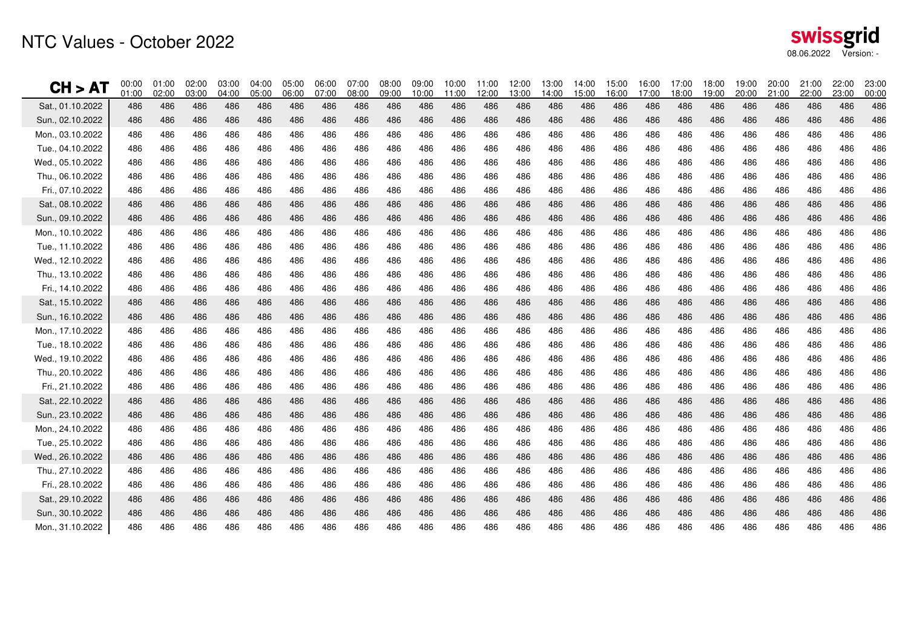# NTC Values - October 2022

swissgrid
08.06.2022 Version: -

| CH > AT | 00:00 01:00 | 01:00 02:00 | 02:00 03:00 | 03:00 04:00 | 04:00 05:00 | 05:00 06:00 | 06:00 07:00 | 07:00 08:00 | 08:00 09:00 | 09:00 10:00 | 10:00 11:00 | 11:00 12:00 | 12:00 13:00 | 13:00 14:00 | 14:00 15:00 | 15:00 16:00 | 16:00 17:00 | 17:00 18:00 | 18:00 19:00 | 19:00 20:00 | 20:00 21:00 | 21:00 22:00 | 22:00 23:00 | 23:00 00:00 |
|---|---|---|---|---|---|---|---|---|---|---|---|---|---|---|---|---|---|---|---|---|---|---|---|---|
| Sat., 01.10.2022 | 486 | 486 | 486 | 486 | 486 | 486 | 486 | 486 | 486 | 486 | 486 | 486 | 486 | 486 | 486 | 486 | 486 | 486 | 486 | 486 | 486 | 486 | 486 | 486 |
| Sun., 02.10.2022 | 486 | 486 | 486 | 486 | 486 | 486 | 486 | 486 | 486 | 486 | 486 | 486 | 486 | 486 | 486 | 486 | 486 | 486 | 486 | 486 | 486 | 486 | 486 | 486 |
| Mon., 03.10.2022 | 486 | 486 | 486 | 486 | 486 | 486 | 486 | 486 | 486 | 486 | 486 | 486 | 486 | 486 | 486 | 486 | 486 | 486 | 486 | 486 | 486 | 486 | 486 | 486 |
| Tue., 04.10.2022 | 486 | 486 | 486 | 486 | 486 | 486 | 486 | 486 | 486 | 486 | 486 | 486 | 486 | 486 | 486 | 486 | 486 | 486 | 486 | 486 | 486 | 486 | 486 | 486 |
| Wed., 05.10.2022 | 486 | 486 | 486 | 486 | 486 | 486 | 486 | 486 | 486 | 486 | 486 | 486 | 486 | 486 | 486 | 486 | 486 | 486 | 486 | 486 | 486 | 486 | 486 | 486 |
| Thu., 06.10.2022 | 486 | 486 | 486 | 486 | 486 | 486 | 486 | 486 | 486 | 486 | 486 | 486 | 486 | 486 | 486 | 486 | 486 | 486 | 486 | 486 | 486 | 486 | 486 | 486 |
| Fri., 07.10.2022 | 486 | 486 | 486 | 486 | 486 | 486 | 486 | 486 | 486 | 486 | 486 | 486 | 486 | 486 | 486 | 486 | 486 | 486 | 486 | 486 | 486 | 486 | 486 | 486 |
| Sat., 08.10.2022 | 486 | 486 | 486 | 486 | 486 | 486 | 486 | 486 | 486 | 486 | 486 | 486 | 486 | 486 | 486 | 486 | 486 | 486 | 486 | 486 | 486 | 486 | 486 | 486 |
| Sun., 09.10.2022 | 486 | 486 | 486 | 486 | 486 | 486 | 486 | 486 | 486 | 486 | 486 | 486 | 486 | 486 | 486 | 486 | 486 | 486 | 486 | 486 | 486 | 486 | 486 | 486 |
| Mon., 10.10.2022 | 486 | 486 | 486 | 486 | 486 | 486 | 486 | 486 | 486 | 486 | 486 | 486 | 486 | 486 | 486 | 486 | 486 | 486 | 486 | 486 | 486 | 486 | 486 | 486 |
| Tue., 11.10.2022 | 486 | 486 | 486 | 486 | 486 | 486 | 486 | 486 | 486 | 486 | 486 | 486 | 486 | 486 | 486 | 486 | 486 | 486 | 486 | 486 | 486 | 486 | 486 | 486 |
| Wed., 12.10.2022 | 486 | 486 | 486 | 486 | 486 | 486 | 486 | 486 | 486 | 486 | 486 | 486 | 486 | 486 | 486 | 486 | 486 | 486 | 486 | 486 | 486 | 486 | 486 | 486 |
| Thu., 13.10.2022 | 486 | 486 | 486 | 486 | 486 | 486 | 486 | 486 | 486 | 486 | 486 | 486 | 486 | 486 | 486 | 486 | 486 | 486 | 486 | 486 | 486 | 486 | 486 | 486 |
| Fri., 14.10.2022 | 486 | 486 | 486 | 486 | 486 | 486 | 486 | 486 | 486 | 486 | 486 | 486 | 486 | 486 | 486 | 486 | 486 | 486 | 486 | 486 | 486 | 486 | 486 | 486 |
| Sat., 15.10.2022 | 486 | 486 | 486 | 486 | 486 | 486 | 486 | 486 | 486 | 486 | 486 | 486 | 486 | 486 | 486 | 486 | 486 | 486 | 486 | 486 | 486 | 486 | 486 | 486 |
| Sun., 16.10.2022 | 486 | 486 | 486 | 486 | 486 | 486 | 486 | 486 | 486 | 486 | 486 | 486 | 486 | 486 | 486 | 486 | 486 | 486 | 486 | 486 | 486 | 486 | 486 | 486 |
| Mon., 17.10.2022 | 486 | 486 | 486 | 486 | 486 | 486 | 486 | 486 | 486 | 486 | 486 | 486 | 486 | 486 | 486 | 486 | 486 | 486 | 486 | 486 | 486 | 486 | 486 | 486 |
| Tue., 18.10.2022 | 486 | 486 | 486 | 486 | 486 | 486 | 486 | 486 | 486 | 486 | 486 | 486 | 486 | 486 | 486 | 486 | 486 | 486 | 486 | 486 | 486 | 486 | 486 | 486 |
| Wed., 19.10.2022 | 486 | 486 | 486 | 486 | 486 | 486 | 486 | 486 | 486 | 486 | 486 | 486 | 486 | 486 | 486 | 486 | 486 | 486 | 486 | 486 | 486 | 486 | 486 | 486 |
| Thu., 20.10.2022 | 486 | 486 | 486 | 486 | 486 | 486 | 486 | 486 | 486 | 486 | 486 | 486 | 486 | 486 | 486 | 486 | 486 | 486 | 486 | 486 | 486 | 486 | 486 | 486 |
| Fri., 21.10.2022 | 486 | 486 | 486 | 486 | 486 | 486 | 486 | 486 | 486 | 486 | 486 | 486 | 486 | 486 | 486 | 486 | 486 | 486 | 486 | 486 | 486 | 486 | 486 | 486 |
| Sat., 22.10.2022 | 486 | 486 | 486 | 486 | 486 | 486 | 486 | 486 | 486 | 486 | 486 | 486 | 486 | 486 | 486 | 486 | 486 | 486 | 486 | 486 | 486 | 486 | 486 | 486 |
| Sun., 23.10.2022 | 486 | 486 | 486 | 486 | 486 | 486 | 486 | 486 | 486 | 486 | 486 | 486 | 486 | 486 | 486 | 486 | 486 | 486 | 486 | 486 | 486 | 486 | 486 | 486 |
| Mon., 24.10.2022 | 486 | 486 | 486 | 486 | 486 | 486 | 486 | 486 | 486 | 486 | 486 | 486 | 486 | 486 | 486 | 486 | 486 | 486 | 486 | 486 | 486 | 486 | 486 | 486 |
| Tue., 25.10.2022 | 486 | 486 | 486 | 486 | 486 | 486 | 486 | 486 | 486 | 486 | 486 | 486 | 486 | 486 | 486 | 486 | 486 | 486 | 486 | 486 | 486 | 486 | 486 | 486 |
| Wed., 26.10.2022 | 486 | 486 | 486 | 486 | 486 | 486 | 486 | 486 | 486 | 486 | 486 | 486 | 486 | 486 | 486 | 486 | 486 | 486 | 486 | 486 | 486 | 486 | 486 | 486 |
| Thu., 27.10.2022 | 486 | 486 | 486 | 486 | 486 | 486 | 486 | 486 | 486 | 486 | 486 | 486 | 486 | 486 | 486 | 486 | 486 | 486 | 486 | 486 | 486 | 486 | 486 | 486 |
| Fri., 28.10.2022 | 486 | 486 | 486 | 486 | 486 | 486 | 486 | 486 | 486 | 486 | 486 | 486 | 486 | 486 | 486 | 486 | 486 | 486 | 486 | 486 | 486 | 486 | 486 | 486 |
| Sat., 29.10.2022 | 486 | 486 | 486 | 486 | 486 | 486 | 486 | 486 | 486 | 486 | 486 | 486 | 486 | 486 | 486 | 486 | 486 | 486 | 486 | 486 | 486 | 486 | 486 | 486 |
| Sun., 30.10.2022 | 486 | 486 | 486 | 486 | 486 | 486 | 486 | 486 | 486 | 486 | 486 | 486 | 486 | 486 | 486 | 486 | 486 | 486 | 486 | 486 | 486 | 486 | 486 | 486 |
| Mon., 31.10.2022 | 486 | 486 | 486 | 486 | 486 | 486 | 486 | 486 | 486 | 486 | 486 | 486 | 486 | 486 | 486 | 486 | 486 | 486 | 486 | 486 | 486 | 486 | 486 | 486 |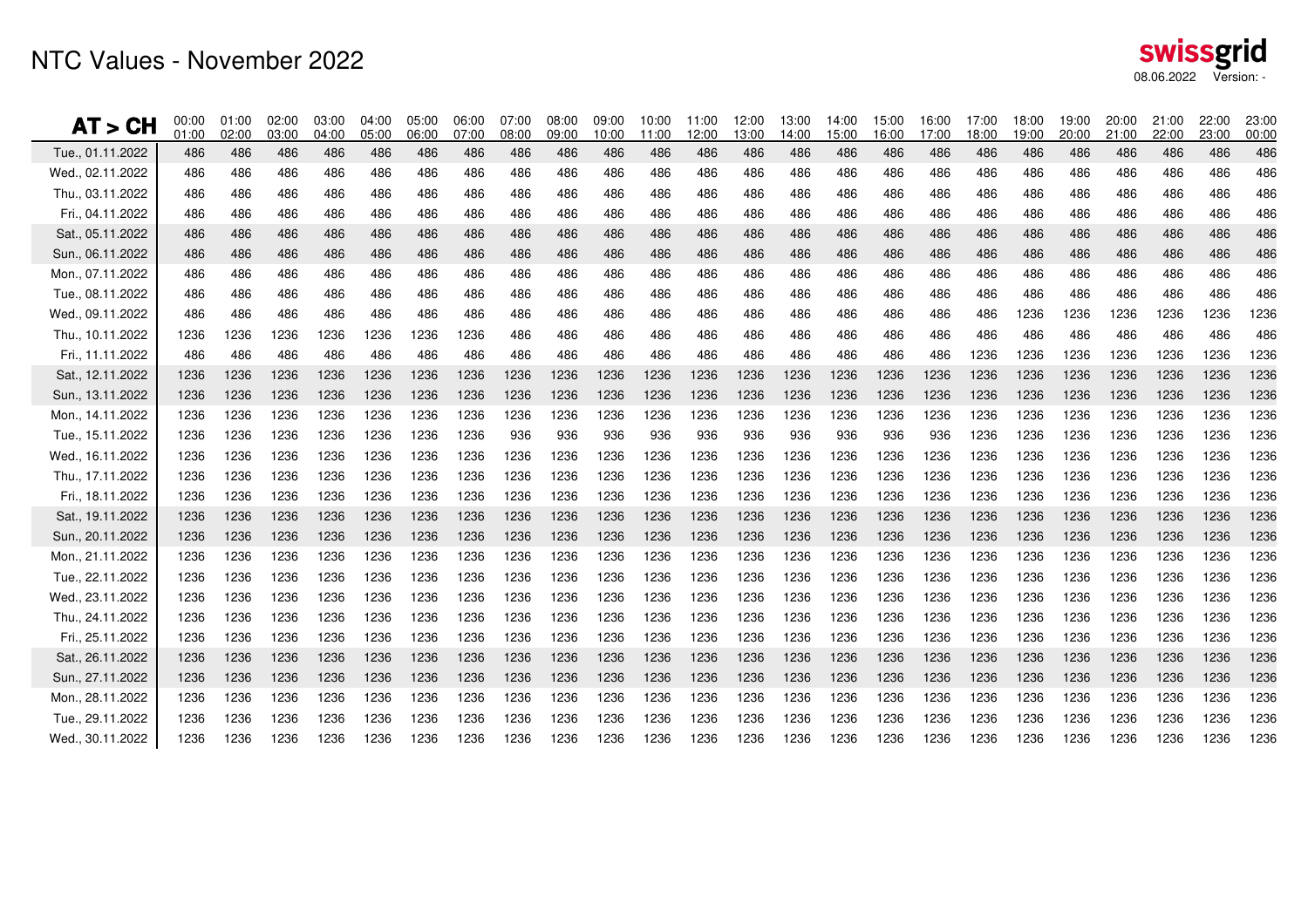# NTC Values - November 2022

swissgrid
08.06.2022 Version: -

| AT > CH | 00:00 01:00 | 01:00 02:00 | 02:00 03:00 | 03:00 04:00 | 04:00 05:00 | 05:00 06:00 | 06:00 07:00 | 07:00 08:00 | 08:00 09:00 | 09:00 10:00 | 10:00 11:00 | 11:00 12:00 | 12:00 13:00 | 13:00 14:00 | 14:00 15:00 | 15:00 16:00 | 16:00 17:00 | 17:00 18:00 | 18:00 19:00 | 19:00 20:00 | 20:00 21:00 | 21:00 22:00 | 22:00 23:00 | 23:00 00:00 |
|---|---|---|---|---|---|---|---|---|---|---|---|---|---|---|---|---|---|---|---|---|---|---|---|---|
| Tue., 01.11.2022 | 486 | 486 | 486 | 486 | 486 | 486 | 486 | 486 | 486 | 486 | 486 | 486 | 486 | 486 | 486 | 486 | 486 | 486 | 486 | 486 | 486 | 486 | 486 | 486 |
| Wed., 02.11.2022 | 486 | 486 | 486 | 486 | 486 | 486 | 486 | 486 | 486 | 486 | 486 | 486 | 486 | 486 | 486 | 486 | 486 | 486 | 486 | 486 | 486 | 486 | 486 | 486 |
| Thu., 03.11.2022 | 486 | 486 | 486 | 486 | 486 | 486 | 486 | 486 | 486 | 486 | 486 | 486 | 486 | 486 | 486 | 486 | 486 | 486 | 486 | 486 | 486 | 486 | 486 | 486 |
| Fri., 04.11.2022 | 486 | 486 | 486 | 486 | 486 | 486 | 486 | 486 | 486 | 486 | 486 | 486 | 486 | 486 | 486 | 486 | 486 | 486 | 486 | 486 | 486 | 486 | 486 | 486 |
| Sat., 05.11.2022 | 486 | 486 | 486 | 486 | 486 | 486 | 486 | 486 | 486 | 486 | 486 | 486 | 486 | 486 | 486 | 486 | 486 | 486 | 486 | 486 | 486 | 486 | 486 | 486 |
| Sun., 06.11.2022 | 486 | 486 | 486 | 486 | 486 | 486 | 486 | 486 | 486 | 486 | 486 | 486 | 486 | 486 | 486 | 486 | 486 | 486 | 486 | 486 | 486 | 486 | 486 | 486 |
| Mon., 07.11.2022 | 486 | 486 | 486 | 486 | 486 | 486 | 486 | 486 | 486 | 486 | 486 | 486 | 486 | 486 | 486 | 486 | 486 | 486 | 486 | 486 | 486 | 486 | 486 | 486 |
| Tue., 08.11.2022 | 486 | 486 | 486 | 486 | 486 | 486 | 486 | 486 | 486 | 486 | 486 | 486 | 486 | 486 | 486 | 486 | 486 | 486 | 486 | 486 | 486 | 486 | 486 | 486 |
| Wed., 09.11.2022 | 486 | 486 | 486 | 486 | 486 | 486 | 486 | 486 | 486 | 486 | 486 | 486 | 486 | 486 | 486 | 486 | 486 | 486 | 1236 | 1236 | 1236 | 1236 | 1236 | 1236 |
| Thu., 10.11.2022 | 1236 | 1236 | 1236 | 1236 | 1236 | 1236 | 1236 | 486 | 486 | 486 | 486 | 486 | 486 | 486 | 486 | 486 | 486 | 486 | 486 | 486 | 486 | 486 | 486 | 486 |
| Fri., 11.11.2022 | 486 | 486 | 486 | 486 | 486 | 486 | 486 | 486 | 486 | 486 | 486 | 486 | 486 | 486 | 486 | 486 | 486 | 1236 | 1236 | 1236 | 1236 | 1236 | 1236 | 1236 |
| Sat., 12.11.2022 | 1236 | 1236 | 1236 | 1236 | 1236 | 1236 | 1236 | 1236 | 1236 | 1236 | 1236 | 1236 | 1236 | 1236 | 1236 | 1236 | 1236 | 1236 | 1236 | 1236 | 1236 | 1236 | 1236 | 1236 |
| Sun., 13.11.2022 | 1236 | 1236 | 1236 | 1236 | 1236 | 1236 | 1236 | 1236 | 1236 | 1236 | 1236 | 1236 | 1236 | 1236 | 1236 | 1236 | 1236 | 1236 | 1236 | 1236 | 1236 | 1236 | 1236 | 1236 |
| Mon., 14.11.2022 | 1236 | 1236 | 1236 | 1236 | 1236 | 1236 | 1236 | 1236 | 1236 | 1236 | 1236 | 1236 | 1236 | 1236 | 1236 | 1236 | 1236 | 1236 | 1236 | 1236 | 1236 | 1236 | 1236 | 1236 |
| Tue., 15.11.2022 | 1236 | 1236 | 1236 | 1236 | 1236 | 1236 | 1236 | 936 | 936 | 936 | 936 | 936 | 936 | 936 | 936 | 936 | 936 | 1236 | 1236 | 1236 | 1236 | 1236 | 1236 | 1236 |
| Wed., 16.11.2022 | 1236 | 1236 | 1236 | 1236 | 1236 | 1236 | 1236 | 1236 | 1236 | 1236 | 1236 | 1236 | 1236 | 1236 | 1236 | 1236 | 1236 | 1236 | 1236 | 1236 | 1236 | 1236 | 1236 | 1236 |
| Thu., 17.11.2022 | 1236 | 1236 | 1236 | 1236 | 1236 | 1236 | 1236 | 1236 | 1236 | 1236 | 1236 | 1236 | 1236 | 1236 | 1236 | 1236 | 1236 | 1236 | 1236 | 1236 | 1236 | 1236 | 1236 | 1236 |
| Fri., 18.11.2022 | 1236 | 1236 | 1236 | 1236 | 1236 | 1236 | 1236 | 1236 | 1236 | 1236 | 1236 | 1236 | 1236 | 1236 | 1236 | 1236 | 1236 | 1236 | 1236 | 1236 | 1236 | 1236 | 1236 | 1236 |
| Sat., 19.11.2022 | 1236 | 1236 | 1236 | 1236 | 1236 | 1236 | 1236 | 1236 | 1236 | 1236 | 1236 | 1236 | 1236 | 1236 | 1236 | 1236 | 1236 | 1236 | 1236 | 1236 | 1236 | 1236 | 1236 | 1236 |
| Sun., 20.11.2022 | 1236 | 1236 | 1236 | 1236 | 1236 | 1236 | 1236 | 1236 | 1236 | 1236 | 1236 | 1236 | 1236 | 1236 | 1236 | 1236 | 1236 | 1236 | 1236 | 1236 | 1236 | 1236 | 1236 | 1236 |
| Mon., 21.11.2022 | 1236 | 1236 | 1236 | 1236 | 1236 | 1236 | 1236 | 1236 | 1236 | 1236 | 1236 | 1236 | 1236 | 1236 | 1236 | 1236 | 1236 | 1236 | 1236 | 1236 | 1236 | 1236 | 1236 | 1236 |
| Tue., 22.11.2022 | 1236 | 1236 | 1236 | 1236 | 1236 | 1236 | 1236 | 1236 | 1236 | 1236 | 1236 | 1236 | 1236 | 1236 | 1236 | 1236 | 1236 | 1236 | 1236 | 1236 | 1236 | 1236 | 1236 | 1236 |
| Wed., 23.11.2022 | 1236 | 1236 | 1236 | 1236 | 1236 | 1236 | 1236 | 1236 | 1236 | 1236 | 1236 | 1236 | 1236 | 1236 | 1236 | 1236 | 1236 | 1236 | 1236 | 1236 | 1236 | 1236 | 1236 | 1236 |
| Thu., 24.11.2022 | 1236 | 1236 | 1236 | 1236 | 1236 | 1236 | 1236 | 1236 | 1236 | 1236 | 1236 | 1236 | 1236 | 1236 | 1236 | 1236 | 1236 | 1236 | 1236 | 1236 | 1236 | 1236 | 1236 | 1236 |
| Fri., 25.11.2022 | 1236 | 1236 | 1236 | 1236 | 1236 | 1236 | 1236 | 1236 | 1236 | 1236 | 1236 | 1236 | 1236 | 1236 | 1236 | 1236 | 1236 | 1236 | 1236 | 1236 | 1236 | 1236 | 1236 | 1236 |
| Sat., 26.11.2022 | 1236 | 1236 | 1236 | 1236 | 1236 | 1236 | 1236 | 1236 | 1236 | 1236 | 1236 | 1236 | 1236 | 1236 | 1236 | 1236 | 1236 | 1236 | 1236 | 1236 | 1236 | 1236 | 1236 | 1236 |
| Sun., 27.11.2022 | 1236 | 1236 | 1236 | 1236 | 1236 | 1236 | 1236 | 1236 | 1236 | 1236 | 1236 | 1236 | 1236 | 1236 | 1236 | 1236 | 1236 | 1236 | 1236 | 1236 | 1236 | 1236 | 1236 | 1236 |
| Mon., 28.11.2022 | 1236 | 1236 | 1236 | 1236 | 1236 | 1236 | 1236 | 1236 | 1236 | 1236 | 1236 | 1236 | 1236 | 1236 | 1236 | 1236 | 1236 | 1236 | 1236 | 1236 | 1236 | 1236 | 1236 | 1236 |
| Tue., 29.11.2022 | 1236 | 1236 | 1236 | 1236 | 1236 | 1236 | 1236 | 1236 | 1236 | 1236 | 1236 | 1236 | 1236 | 1236 | 1236 | 1236 | 1236 | 1236 | 1236 | 1236 | 1236 | 1236 | 1236 | 1236 |
| Wed., 30.11.2022 | 1236 | 1236 | 1236 | 1236 | 1236 | 1236 | 1236 | 1236 | 1236 | 1236 | 1236 | 1236 | 1236 | 1236 | 1236 | 1236 | 1236 | 1236 | 1236 | 1236 | 1236 | 1236 | 1236 | 1236 |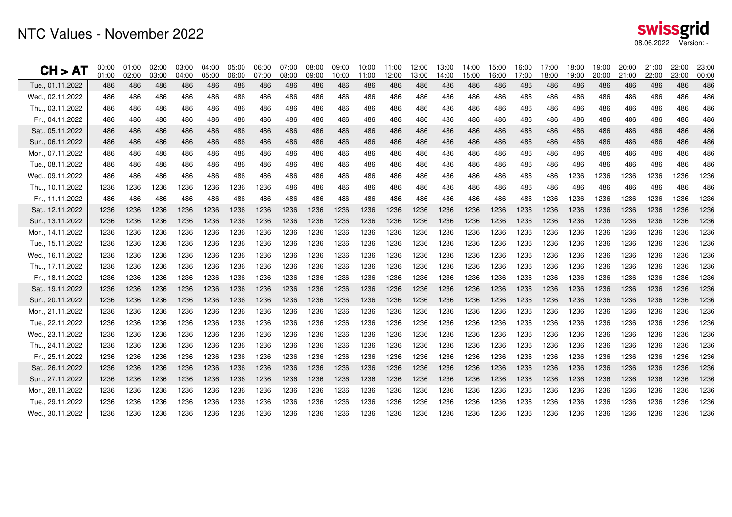# NTC Values - November 2022

swissgrid
08.06.2022 Version: -

| CH > AT | 00:00 01:00 | 01:00 02:00 | 02:00 03:00 | 03:00 04:00 | 04:00 05:00 | 05:00 06:00 | 06:00 07:00 | 07:00 08:00 | 08:00 09:00 | 09:00 10:00 | 10:00 11:00 | 11:00 12:00 | 12:00 13:00 | 13:00 14:00 | 14:00 15:00 | 15:00 16:00 | 16:00 17:00 | 17:00 18:00 | 18:00 19:00 | 19:00 20:00 | 20:00 21:00 | 21:00 22:00 | 22:00 23:00 | 23:00 00:00 |
|---|---|---|---|---|---|---|---|---|---|---|---|---|---|---|---|---|---|---|---|---|---|---|---|---|
| Tue., 01.11.2022 | 486 | 486 | 486 | 486 | 486 | 486 | 486 | 486 | 486 | 486 | 486 | 486 | 486 | 486 | 486 | 486 | 486 | 486 | 486 | 486 | 486 | 486 | 486 | 486 |
| Wed., 02.11.2022 | 486 | 486 | 486 | 486 | 486 | 486 | 486 | 486 | 486 | 486 | 486 | 486 | 486 | 486 | 486 | 486 | 486 | 486 | 486 | 486 | 486 | 486 | 486 | 486 |
| Thu., 03.11.2022 | 486 | 486 | 486 | 486 | 486 | 486 | 486 | 486 | 486 | 486 | 486 | 486 | 486 | 486 | 486 | 486 | 486 | 486 | 486 | 486 | 486 | 486 | 486 | 486 |
| Fri., 04.11.2022 | 486 | 486 | 486 | 486 | 486 | 486 | 486 | 486 | 486 | 486 | 486 | 486 | 486 | 486 | 486 | 486 | 486 | 486 | 486 | 486 | 486 | 486 | 486 | 486 |
| Sat., 05.11.2022 | 486 | 486 | 486 | 486 | 486 | 486 | 486 | 486 | 486 | 486 | 486 | 486 | 486 | 486 | 486 | 486 | 486 | 486 | 486 | 486 | 486 | 486 | 486 | 486 |
| Sun., 06.11.2022 | 486 | 486 | 486 | 486 | 486 | 486 | 486 | 486 | 486 | 486 | 486 | 486 | 486 | 486 | 486 | 486 | 486 | 486 | 486 | 486 | 486 | 486 | 486 | 486 |
| Mon., 07.11.2022 | 486 | 486 | 486 | 486 | 486 | 486 | 486 | 486 | 486 | 486 | 486 | 486 | 486 | 486 | 486 | 486 | 486 | 486 | 486 | 486 | 486 | 486 | 486 | 486 |
| Tue., 08.11.2022 | 486 | 486 | 486 | 486 | 486 | 486 | 486 | 486 | 486 | 486 | 486 | 486 | 486 | 486 | 486 | 486 | 486 | 486 | 486 | 486 | 486 | 486 | 486 | 486 |
| Wed., 09.11.2022 | 486 | 486 | 486 | 486 | 486 | 486 | 486 | 486 | 486 | 486 | 486 | 486 | 486 | 486 | 486 | 486 | 486 | 486 | 1236 | 1236 | 1236 | 1236 | 1236 | 1236 |
| Thu., 10.11.2022 | 1236 | 1236 | 1236 | 1236 | 1236 | 1236 | 1236 | 486 | 486 | 486 | 486 | 486 | 486 | 486 | 486 | 486 | 486 | 486 | 486 | 486 | 486 | 486 | 486 | 486 |
| Fri., 11.11.2022 | 486 | 486 | 486 | 486 | 486 | 486 | 486 | 486 | 486 | 486 | 486 | 486 | 486 | 486 | 486 | 486 | 486 | 1236 | 1236 | 1236 | 1236 | 1236 | 1236 | 1236 |
| Sat., 12.11.2022 | 1236 | 1236 | 1236 | 1236 | 1236 | 1236 | 1236 | 1236 | 1236 | 1236 | 1236 | 1236 | 1236 | 1236 | 1236 | 1236 | 1236 | 1236 | 1236 | 1236 | 1236 | 1236 | 1236 | 1236 |
| Sun., 13.11.2022 | 1236 | 1236 | 1236 | 1236 | 1236 | 1236 | 1236 | 1236 | 1236 | 1236 | 1236 | 1236 | 1236 | 1236 | 1236 | 1236 | 1236 | 1236 | 1236 | 1236 | 1236 | 1236 | 1236 | 1236 |
| Mon., 14.11.2022 | 1236 | 1236 | 1236 | 1236 | 1236 | 1236 | 1236 | 1236 | 1236 | 1236 | 1236 | 1236 | 1236 | 1236 | 1236 | 1236 | 1236 | 1236 | 1236 | 1236 | 1236 | 1236 | 1236 | 1236 |
| Tue., 15.11.2022 | 1236 | 1236 | 1236 | 1236 | 1236 | 1236 | 1236 | 1236 | 1236 | 1236 | 1236 | 1236 | 1236 | 1236 | 1236 | 1236 | 1236 | 1236 | 1236 | 1236 | 1236 | 1236 | 1236 | 1236 |
| Wed., 16.11.2022 | 1236 | 1236 | 1236 | 1236 | 1236 | 1236 | 1236 | 1236 | 1236 | 1236 | 1236 | 1236 | 1236 | 1236 | 1236 | 1236 | 1236 | 1236 | 1236 | 1236 | 1236 | 1236 | 1236 | 1236 |
| Thu., 17.11.2022 | 1236 | 1236 | 1236 | 1236 | 1236 | 1236 | 1236 | 1236 | 1236 | 1236 | 1236 | 1236 | 1236 | 1236 | 1236 | 1236 | 1236 | 1236 | 1236 | 1236 | 1236 | 1236 | 1236 | 1236 |
| Fri., 18.11.2022 | 1236 | 1236 | 1236 | 1236 | 1236 | 1236 | 1236 | 1236 | 1236 | 1236 | 1236 | 1236 | 1236 | 1236 | 1236 | 1236 | 1236 | 1236 | 1236 | 1236 | 1236 | 1236 | 1236 | 1236 |
| Sat., 19.11.2022 | 1236 | 1236 | 1236 | 1236 | 1236 | 1236 | 1236 | 1236 | 1236 | 1236 | 1236 | 1236 | 1236 | 1236 | 1236 | 1236 | 1236 | 1236 | 1236 | 1236 | 1236 | 1236 | 1236 | 1236 |
| Sun., 20.11.2022 | 1236 | 1236 | 1236 | 1236 | 1236 | 1236 | 1236 | 1236 | 1236 | 1236 | 1236 | 1236 | 1236 | 1236 | 1236 | 1236 | 1236 | 1236 | 1236 | 1236 | 1236 | 1236 | 1236 | 1236 |
| Mon., 21.11.2022 | 1236 | 1236 | 1236 | 1236 | 1236 | 1236 | 1236 | 1236 | 1236 | 1236 | 1236 | 1236 | 1236 | 1236 | 1236 | 1236 | 1236 | 1236 | 1236 | 1236 | 1236 | 1236 | 1236 | 1236 |
| Tue., 22.11.2022 | 1236 | 1236 | 1236 | 1236 | 1236 | 1236 | 1236 | 1236 | 1236 | 1236 | 1236 | 1236 | 1236 | 1236 | 1236 | 1236 | 1236 | 1236 | 1236 | 1236 | 1236 | 1236 | 1236 | 1236 |
| Wed., 23.11.2022 | 1236 | 1236 | 1236 | 1236 | 1236 | 1236 | 1236 | 1236 | 1236 | 1236 | 1236 | 1236 | 1236 | 1236 | 1236 | 1236 | 1236 | 1236 | 1236 | 1236 | 1236 | 1236 | 1236 | 1236 |
| Thu., 24.11.2022 | 1236 | 1236 | 1236 | 1236 | 1236 | 1236 | 1236 | 1236 | 1236 | 1236 | 1236 | 1236 | 1236 | 1236 | 1236 | 1236 | 1236 | 1236 | 1236 | 1236 | 1236 | 1236 | 1236 | 1236 |
| Fri., 25.11.2022 | 1236 | 1236 | 1236 | 1236 | 1236 | 1236 | 1236 | 1236 | 1236 | 1236 | 1236 | 1236 | 1236 | 1236 | 1236 | 1236 | 1236 | 1236 | 1236 | 1236 | 1236 | 1236 | 1236 | 1236 |
| Sat., 26.11.2022 | 1236 | 1236 | 1236 | 1236 | 1236 | 1236 | 1236 | 1236 | 1236 | 1236 | 1236 | 1236 | 1236 | 1236 | 1236 | 1236 | 1236 | 1236 | 1236 | 1236 | 1236 | 1236 | 1236 | 1236 |
| Sun., 27.11.2022 | 1236 | 1236 | 1236 | 1236 | 1236 | 1236 | 1236 | 1236 | 1236 | 1236 | 1236 | 1236 | 1236 | 1236 | 1236 | 1236 | 1236 | 1236 | 1236 | 1236 | 1236 | 1236 | 1236 | 1236 |
| Mon., 28.11.2022 | 1236 | 1236 | 1236 | 1236 | 1236 | 1236 | 1236 | 1236 | 1236 | 1236 | 1236 | 1236 | 1236 | 1236 | 1236 | 1236 | 1236 | 1236 | 1236 | 1236 | 1236 | 1236 | 1236 | 1236 |
| Tue., 29.11.2022 | 1236 | 1236 | 1236 | 1236 | 1236 | 1236 | 1236 | 1236 | 1236 | 1236 | 1236 | 1236 | 1236 | 1236 | 1236 | 1236 | 1236 | 1236 | 1236 | 1236 | 1236 | 1236 | 1236 | 1236 |
| Wed., 30.11.2022 | 1236 | 1236 | 1236 | 1236 | 1236 | 1236 | 1236 | 1236 | 1236 | 1236 | 1236 | 1236 | 1236 | 1236 | 1236 | 1236 | 1236 | 1236 | 1236 | 1236 | 1236 | 1236 | 1236 | 1236 |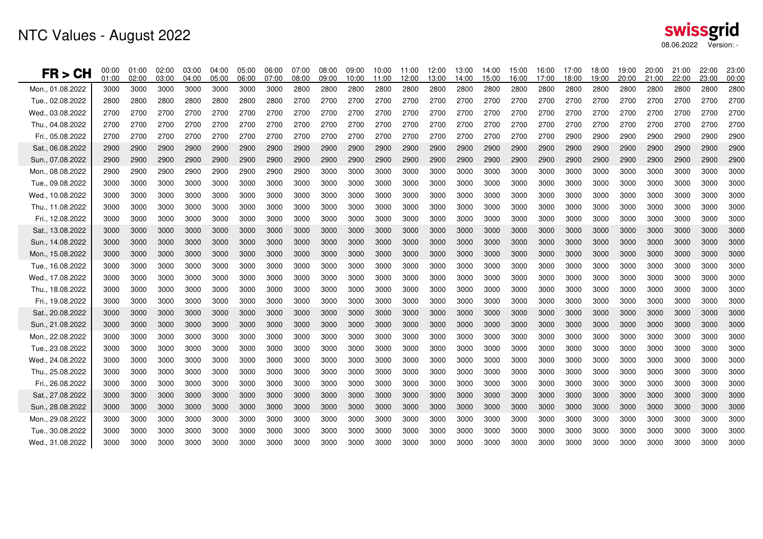# NTC Values - August 2022

swissgrid

08.06.2022 Version: -

| FR > CH | 00:00 01:00 | 01:00 02:00 | 02:00 03:00 | 03:00 04:00 | 04:00 05:00 | 05:00 06:00 | 06:00 07:00 | 07:00 08:00 | 08:00 09:00 | 09:00 10:00 | 10:00 11:00 | 11:00 12:00 | 12:00 13:00 | 13:00 14:00 | 14:00 15:00 | 15:00 16:00 | 16:00 17:00 | 17:00 18:00 | 18:00 19:00 | 19:00 20:00 | 20:00 21:00 | 21:00 22:00 | 22:00 23:00 | 23:00 00:00 |
|---|---|---|---|---|---|---|---|---|---|---|---|---|---|---|---|---|---|---|---|---|---|---|---|---|
| Mon., 01.08.2022 | 3000 | 3000 | 3000 | 3000 | 3000 | 3000 | 3000 | 2800 | 2800 | 2800 | 2800 | 2800 | 2800 | 2800 | 2800 | 2800 | 2800 | 2800 | 2800 | 2800 | 2800 | 2800 | 2800 | 2800 |
| Tue., 02.08.2022 | 2800 | 2800 | 2800 | 2800 | 2800 | 2800 | 2800 | 2700 | 2700 | 2700 | 2700 | 2700 | 2700 | 2700 | 2700 | 2700 | 2700 | 2700 | 2700 | 2700 | 2700 | 2700 | 2700 | 2700 |
| Wed., 03.08.2022 | 2700 | 2700 | 2700 | 2700 | 2700 | 2700 | 2700 | 2700 | 2700 | 2700 | 2700 | 2700 | 2700 | 2700 | 2700 | 2700 | 2700 | 2700 | 2700 | 2700 | 2700 | 2700 | 2700 | 2700 |
| Thu., 04.08.2022 | 2700 | 2700 | 2700 | 2700 | 2700 | 2700 | 2700 | 2700 | 2700 | 2700 | 2700 | 2700 | 2700 | 2700 | 2700 | 2700 | 2700 | 2700 | 2700 | 2700 | 2700 | 2700 | 2700 | 2700 |
| Fri., 05.08.2022 | 2700 | 2700 | 2700 | 2700 | 2700 | 2700 | 2700 | 2700 | 2700 | 2700 | 2700 | 2700 | 2700 | 2700 | 2700 | 2700 | 2700 | 2900 | 2900 | 2900 | 2900 | 2900 | 2900 | 2900 |
| Sat., 06.08.2022 | 2900 | 2900 | 2900 | 2900 | 2900 | 2900 | 2900 | 2900 | 2900 | 2900 | 2900 | 2900 | 2900 | 2900 | 2900 | 2900 | 2900 | 2900 | 2900 | 2900 | 2900 | 2900 | 2900 | 2900 |
| Sun., 07.08.2022 | 2900 | 2900 | 2900 | 2900 | 2900 | 2900 | 2900 | 2900 | 2900 | 2900 | 2900 | 2900 | 2900 | 2900 | 2900 | 2900 | 2900 | 2900 | 2900 | 2900 | 2900 | 2900 | 2900 | 2900 |
| Mon., 08.08.2022 | 2900 | 2900 | 2900 | 2900 | 2900 | 2900 | 2900 | 2900 | 3000 | 3000 | 3000 | 3000 | 3000 | 3000 | 3000 | 3000 | 3000 | 3000 | 3000 | 3000 | 3000 | 3000 | 3000 | 3000 |
| Tue., 09.08.2022 | 3000 | 3000 | 3000 | 3000 | 3000 | 3000 | 3000 | 3000 | 3000 | 3000 | 3000 | 3000 | 3000 | 3000 | 3000 | 3000 | 3000 | 3000 | 3000 | 3000 | 3000 | 3000 | 3000 | 3000 |
| Wed., 10.08.2022 | 3000 | 3000 | 3000 | 3000 | 3000 | 3000 | 3000 | 3000 | 3000 | 3000 | 3000 | 3000 | 3000 | 3000 | 3000 | 3000 | 3000 | 3000 | 3000 | 3000 | 3000 | 3000 | 3000 | 3000 |
| Thu., 11.08.2022 | 3000 | 3000 | 3000 | 3000 | 3000 | 3000 | 3000 | 3000 | 3000 | 3000 | 3000 | 3000 | 3000 | 3000 | 3000 | 3000 | 3000 | 3000 | 3000 | 3000 | 3000 | 3000 | 3000 | 3000 |
| Fri., 12.08.2022 | 3000 | 3000 | 3000 | 3000 | 3000 | 3000 | 3000 | 3000 | 3000 | 3000 | 3000 | 3000 | 3000 | 3000 | 3000 | 3000 | 3000 | 3000 | 3000 | 3000 | 3000 | 3000 | 3000 | 3000 |
| Sat., 13.08.2022 | 3000 | 3000 | 3000 | 3000 | 3000 | 3000 | 3000 | 3000 | 3000 | 3000 | 3000 | 3000 | 3000 | 3000 | 3000 | 3000 | 3000 | 3000 | 3000 | 3000 | 3000 | 3000 | 3000 | 3000 |
| Sun., 14.08.2022 | 3000 | 3000 | 3000 | 3000 | 3000 | 3000 | 3000 | 3000 | 3000 | 3000 | 3000 | 3000 | 3000 | 3000 | 3000 | 3000 | 3000 | 3000 | 3000 | 3000 | 3000 | 3000 | 3000 | 3000 |
| Mon., 15.08.2022 | 3000 | 3000 | 3000 | 3000 | 3000 | 3000 | 3000 | 3000 | 3000 | 3000 | 3000 | 3000 | 3000 | 3000 | 3000 | 3000 | 3000 | 3000 | 3000 | 3000 | 3000 | 3000 | 3000 | 3000 |
| Tue., 16.08.2022 | 3000 | 3000 | 3000 | 3000 | 3000 | 3000 | 3000 | 3000 | 3000 | 3000 | 3000 | 3000 | 3000 | 3000 | 3000 | 3000 | 3000 | 3000 | 3000 | 3000 | 3000 | 3000 | 3000 | 3000 |
| Wed., 17.08.2022 | 3000 | 3000 | 3000 | 3000 | 3000 | 3000 | 3000 | 3000 | 3000 | 3000 | 3000 | 3000 | 3000 | 3000 | 3000 | 3000 | 3000 | 3000 | 3000 | 3000 | 3000 | 3000 | 3000 | 3000 |
| Thu., 18.08.2022 | 3000 | 3000 | 3000 | 3000 | 3000 | 3000 | 3000 | 3000 | 3000 | 3000 | 3000 | 3000 | 3000 | 3000 | 3000 | 3000 | 3000 | 3000 | 3000 | 3000 | 3000 | 3000 | 3000 | 3000 |
| Fri., 19.08.2022 | 3000 | 3000 | 3000 | 3000 | 3000 | 3000 | 3000 | 3000 | 3000 | 3000 | 3000 | 3000 | 3000 | 3000 | 3000 | 3000 | 3000 | 3000 | 3000 | 3000 | 3000 | 3000 | 3000 | 3000 |
| Sat., 20.08.2022 | 3000 | 3000 | 3000 | 3000 | 3000 | 3000 | 3000 | 3000 | 3000 | 3000 | 3000 | 3000 | 3000 | 3000 | 3000 | 3000 | 3000 | 3000 | 3000 | 3000 | 3000 | 3000 | 3000 | 3000 |
| Sun., 21.08.2022 | 3000 | 3000 | 3000 | 3000 | 3000 | 3000 | 3000 | 3000 | 3000 | 3000 | 3000 | 3000 | 3000 | 3000 | 3000 | 3000 | 3000 | 3000 | 3000 | 3000 | 3000 | 3000 | 3000 | 3000 |
| Mon., 22.08.2022 | 3000 | 3000 | 3000 | 3000 | 3000 | 3000 | 3000 | 3000 | 3000 | 3000 | 3000 | 3000 | 3000 | 3000 | 3000 | 3000 | 3000 | 3000 | 3000 | 3000 | 3000 | 3000 | 3000 | 3000 |
| Tue., 23.08.2022 | 3000 | 3000 | 3000 | 3000 | 3000 | 3000 | 3000 | 3000 | 3000 | 3000 | 3000 | 3000 | 3000 | 3000 | 3000 | 3000 | 3000 | 3000 | 3000 | 3000 | 3000 | 3000 | 3000 | 3000 |
| Wed., 24.08.2022 | 3000 | 3000 | 3000 | 3000 | 3000 | 3000 | 3000 | 3000 | 3000 | 3000 | 3000 | 3000 | 3000 | 3000 | 3000 | 3000 | 3000 | 3000 | 3000 | 3000 | 3000 | 3000 | 3000 | 3000 |
| Thu., 25.08.2022 | 3000 | 3000 | 3000 | 3000 | 3000 | 3000 | 3000 | 3000 | 3000 | 3000 | 3000 | 3000 | 3000 | 3000 | 3000 | 3000 | 3000 | 3000 | 3000 | 3000 | 3000 | 3000 | 3000 | 3000 |
| Fri., 26.08.2022 | 3000 | 3000 | 3000 | 3000 | 3000 | 3000 | 3000 | 3000 | 3000 | 3000 | 3000 | 3000 | 3000 | 3000 | 3000 | 3000 | 3000 | 3000 | 3000 | 3000 | 3000 | 3000 | 3000 | 3000 |
| Sat., 27.08.2022 | 3000 | 3000 | 3000 | 3000 | 3000 | 3000 | 3000 | 3000 | 3000 | 3000 | 3000 | 3000 | 3000 | 3000 | 3000 | 3000 | 3000 | 3000 | 3000 | 3000 | 3000 | 3000 | 3000 | 3000 |
| Sun., 28.08.2022 | 3000 | 3000 | 3000 | 3000 | 3000 | 3000 | 3000 | 3000 | 3000 | 3000 | 3000 | 3000 | 3000 | 3000 | 3000 | 3000 | 3000 | 3000 | 3000 | 3000 | 3000 | 3000 | 3000 | 3000 |
| Mon., 29.08.2022 | 3000 | 3000 | 3000 | 3000 | 3000 | 3000 | 3000 | 3000 | 3000 | 3000 | 3000 | 3000 | 3000 | 3000 | 3000 | 3000 | 3000 | 3000 | 3000 | 3000 | 3000 | 3000 | 3000 | 3000 |
| Tue., 30.08.2022 | 3000 | 3000 | 3000 | 3000 | 3000 | 3000 | 3000 | 3000 | 3000 | 3000 | 3000 | 3000 | 3000 | 3000 | 3000 | 3000 | 3000 | 3000 | 3000 | 3000 | 3000 | 3000 | 3000 | 3000 |
| Wed., 31.08.2022 | 3000 | 3000 | 3000 | 3000 | 3000 | 3000 | 3000 | 3000 | 3000 | 3000 | 3000 | 3000 | 3000 | 3000 | 3000 | 3000 | 3000 | 3000 | 3000 | 3000 | 3000 | 3000 | 3000 | 3000 |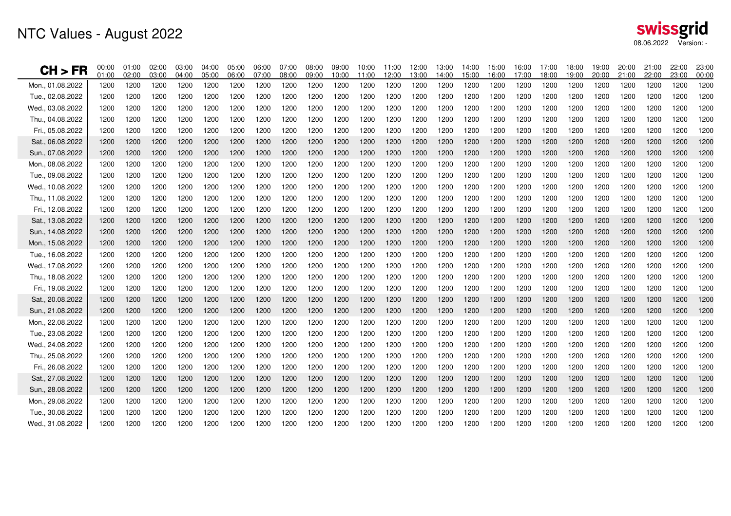# NTC Values - August 2022

swissgrid 08.06.2022 Version: -

| CH > FR | 00:00 01:00 | 01:00 02:00 | 02:00 03:00 | 03:00 04:00 | 04:00 05:00 | 05:00 06:00 | 06:00 07:00 | 07:00 08:00 | 08:00 09:00 | 09:00 10:00 | 10:00 11:00 | 11:00 12:00 | 12:00 13:00 | 13:00 14:00 | 14:00 15:00 | 15:00 16:00 | 16:00 17:00 | 17:00 18:00 | 18:00 19:00 | 19:00 20:00 | 20:00 21:00 | 21:00 22:00 | 22:00 23:00 | 23:00 00:00 |
|---|---|---|---|---|---|---|---|---|---|---|---|---|---|---|---|---|---|---|---|---|---|---|---|---|
| Mon., 01.08.2022 | 1200 | 1200 | 1200 | 1200 | 1200 | 1200 | 1200 | 1200 | 1200 | 1200 | 1200 | 1200 | 1200 | 1200 | 1200 | 1200 | 1200 | 1200 | 1200 | 1200 | 1200 | 1200 | 1200 | 1200 |
| Tue., 02.08.2022 | 1200 | 1200 | 1200 | 1200 | 1200 | 1200 | 1200 | 1200 | 1200 | 1200 | 1200 | 1200 | 1200 | 1200 | 1200 | 1200 | 1200 | 1200 | 1200 | 1200 | 1200 | 1200 | 1200 | 1200 |
| Wed., 03.08.2022 | 1200 | 1200 | 1200 | 1200 | 1200 | 1200 | 1200 | 1200 | 1200 | 1200 | 1200 | 1200 | 1200 | 1200 | 1200 | 1200 | 1200 | 1200 | 1200 | 1200 | 1200 | 1200 | 1200 | 1200 |
| Thu., 04.08.2022 | 1200 | 1200 | 1200 | 1200 | 1200 | 1200 | 1200 | 1200 | 1200 | 1200 | 1200 | 1200 | 1200 | 1200 | 1200 | 1200 | 1200 | 1200 | 1200 | 1200 | 1200 | 1200 | 1200 | 1200 |
| Fri., 05.08.2022 | 1200 | 1200 | 1200 | 1200 | 1200 | 1200 | 1200 | 1200 | 1200 | 1200 | 1200 | 1200 | 1200 | 1200 | 1200 | 1200 | 1200 | 1200 | 1200 | 1200 | 1200 | 1200 | 1200 | 1200 |
| Sat., 06.08.2022 | 1200 | 1200 | 1200 | 1200 | 1200 | 1200 | 1200 | 1200 | 1200 | 1200 | 1200 | 1200 | 1200 | 1200 | 1200 | 1200 | 1200 | 1200 | 1200 | 1200 | 1200 | 1200 | 1200 | 1200 |
| Sun., 07.08.2022 | 1200 | 1200 | 1200 | 1200 | 1200 | 1200 | 1200 | 1200 | 1200 | 1200 | 1200 | 1200 | 1200 | 1200 | 1200 | 1200 | 1200 | 1200 | 1200 | 1200 | 1200 | 1200 | 1200 | 1200 |
| Mon., 08.08.2022 | 1200 | 1200 | 1200 | 1200 | 1200 | 1200 | 1200 | 1200 | 1200 | 1200 | 1200 | 1200 | 1200 | 1200 | 1200 | 1200 | 1200 | 1200 | 1200 | 1200 | 1200 | 1200 | 1200 | 1200 |
| Tue., 09.08.2022 | 1200 | 1200 | 1200 | 1200 | 1200 | 1200 | 1200 | 1200 | 1200 | 1200 | 1200 | 1200 | 1200 | 1200 | 1200 | 1200 | 1200 | 1200 | 1200 | 1200 | 1200 | 1200 | 1200 | 1200 |
| Wed., 10.08.2022 | 1200 | 1200 | 1200 | 1200 | 1200 | 1200 | 1200 | 1200 | 1200 | 1200 | 1200 | 1200 | 1200 | 1200 | 1200 | 1200 | 1200 | 1200 | 1200 | 1200 | 1200 | 1200 | 1200 | 1200 |
| Thu., 11.08.2022 | 1200 | 1200 | 1200 | 1200 | 1200 | 1200 | 1200 | 1200 | 1200 | 1200 | 1200 | 1200 | 1200 | 1200 | 1200 | 1200 | 1200 | 1200 | 1200 | 1200 | 1200 | 1200 | 1200 | 1200 |
| Fri., 12.08.2022 | 1200 | 1200 | 1200 | 1200 | 1200 | 1200 | 1200 | 1200 | 1200 | 1200 | 1200 | 1200 | 1200 | 1200 | 1200 | 1200 | 1200 | 1200 | 1200 | 1200 | 1200 | 1200 | 1200 | 1200 |
| Sat., 13.08.2022 | 1200 | 1200 | 1200 | 1200 | 1200 | 1200 | 1200 | 1200 | 1200 | 1200 | 1200 | 1200 | 1200 | 1200 | 1200 | 1200 | 1200 | 1200 | 1200 | 1200 | 1200 | 1200 | 1200 | 1200 |
| Sun., 14.08.2022 | 1200 | 1200 | 1200 | 1200 | 1200 | 1200 | 1200 | 1200 | 1200 | 1200 | 1200 | 1200 | 1200 | 1200 | 1200 | 1200 | 1200 | 1200 | 1200 | 1200 | 1200 | 1200 | 1200 | 1200 |
| Mon., 15.08.2022 | 1200 | 1200 | 1200 | 1200 | 1200 | 1200 | 1200 | 1200 | 1200 | 1200 | 1200 | 1200 | 1200 | 1200 | 1200 | 1200 | 1200 | 1200 | 1200 | 1200 | 1200 | 1200 | 1200 | 1200 |
| Tue., 16.08.2022 | 1200 | 1200 | 1200 | 1200 | 1200 | 1200 | 1200 | 1200 | 1200 | 1200 | 1200 | 1200 | 1200 | 1200 | 1200 | 1200 | 1200 | 1200 | 1200 | 1200 | 1200 | 1200 | 1200 | 1200 |
| Wed., 17.08.2022 | 1200 | 1200 | 1200 | 1200 | 1200 | 1200 | 1200 | 1200 | 1200 | 1200 | 1200 | 1200 | 1200 | 1200 | 1200 | 1200 | 1200 | 1200 | 1200 | 1200 | 1200 | 1200 | 1200 | 1200 |
| Thu., 18.08.2022 | 1200 | 1200 | 1200 | 1200 | 1200 | 1200 | 1200 | 1200 | 1200 | 1200 | 1200 | 1200 | 1200 | 1200 | 1200 | 1200 | 1200 | 1200 | 1200 | 1200 | 1200 | 1200 | 1200 | 1200 |
| Fri., 19.08.2022 | 1200 | 1200 | 1200 | 1200 | 1200 | 1200 | 1200 | 1200 | 1200 | 1200 | 1200 | 1200 | 1200 | 1200 | 1200 | 1200 | 1200 | 1200 | 1200 | 1200 | 1200 | 1200 | 1200 | 1200 |
| Sat., 20.08.2022 | 1200 | 1200 | 1200 | 1200 | 1200 | 1200 | 1200 | 1200 | 1200 | 1200 | 1200 | 1200 | 1200 | 1200 | 1200 | 1200 | 1200 | 1200 | 1200 | 1200 | 1200 | 1200 | 1200 | 1200 |
| Sun., 21.08.2022 | 1200 | 1200 | 1200 | 1200 | 1200 | 1200 | 1200 | 1200 | 1200 | 1200 | 1200 | 1200 | 1200 | 1200 | 1200 | 1200 | 1200 | 1200 | 1200 | 1200 | 1200 | 1200 | 1200 | 1200 |
| Mon., 22.08.2022 | 1200 | 1200 | 1200 | 1200 | 1200 | 1200 | 1200 | 1200 | 1200 | 1200 | 1200 | 1200 | 1200 | 1200 | 1200 | 1200 | 1200 | 1200 | 1200 | 1200 | 1200 | 1200 | 1200 | 1200 |
| Tue., 23.08.2022 | 1200 | 1200 | 1200 | 1200 | 1200 | 1200 | 1200 | 1200 | 1200 | 1200 | 1200 | 1200 | 1200 | 1200 | 1200 | 1200 | 1200 | 1200 | 1200 | 1200 | 1200 | 1200 | 1200 | 1200 |
| Wed., 24.08.2022 | 1200 | 1200 | 1200 | 1200 | 1200 | 1200 | 1200 | 1200 | 1200 | 1200 | 1200 | 1200 | 1200 | 1200 | 1200 | 1200 | 1200 | 1200 | 1200 | 1200 | 1200 | 1200 | 1200 | 1200 |
| Thu., 25.08.2022 | 1200 | 1200 | 1200 | 1200 | 1200 | 1200 | 1200 | 1200 | 1200 | 1200 | 1200 | 1200 | 1200 | 1200 | 1200 | 1200 | 1200 | 1200 | 1200 | 1200 | 1200 | 1200 | 1200 | 1200 |
| Fri., 26.08.2022 | 1200 | 1200 | 1200 | 1200 | 1200 | 1200 | 1200 | 1200 | 1200 | 1200 | 1200 | 1200 | 1200 | 1200 | 1200 | 1200 | 1200 | 1200 | 1200 | 1200 | 1200 | 1200 | 1200 | 1200 |
| Sat., 27.08.2022 | 1200 | 1200 | 1200 | 1200 | 1200 | 1200 | 1200 | 1200 | 1200 | 1200 | 1200 | 1200 | 1200 | 1200 | 1200 | 1200 | 1200 | 1200 | 1200 | 1200 | 1200 | 1200 | 1200 | 1200 |
| Sun., 28.08.2022 | 1200 | 1200 | 1200 | 1200 | 1200 | 1200 | 1200 | 1200 | 1200 | 1200 | 1200 | 1200 | 1200 | 1200 | 1200 | 1200 | 1200 | 1200 | 1200 | 1200 | 1200 | 1200 | 1200 | 1200 |
| Mon., 29.08.2022 | 1200 | 1200 | 1200 | 1200 | 1200 | 1200 | 1200 | 1200 | 1200 | 1200 | 1200 | 1200 | 1200 | 1200 | 1200 | 1200 | 1200 | 1200 | 1200 | 1200 | 1200 | 1200 | 1200 | 1200 |
| Tue., 30.08.2022 | 1200 | 1200 | 1200 | 1200 | 1200 | 1200 | 1200 | 1200 | 1200 | 1200 | 1200 | 1200 | 1200 | 1200 | 1200 | 1200 | 1200 | 1200 | 1200 | 1200 | 1200 | 1200 | 1200 | 1200 |
| Wed., 31.08.2022 | 1200 | 1200 | 1200 | 1200 | 1200 | 1200 | 1200 | 1200 | 1200 | 1200 | 1200 | 1200 | 1200 | 1200 | 1200 | 1200 | 1200 | 1200 | 1200 | 1200 | 1200 | 1200 | 1200 | 1200 |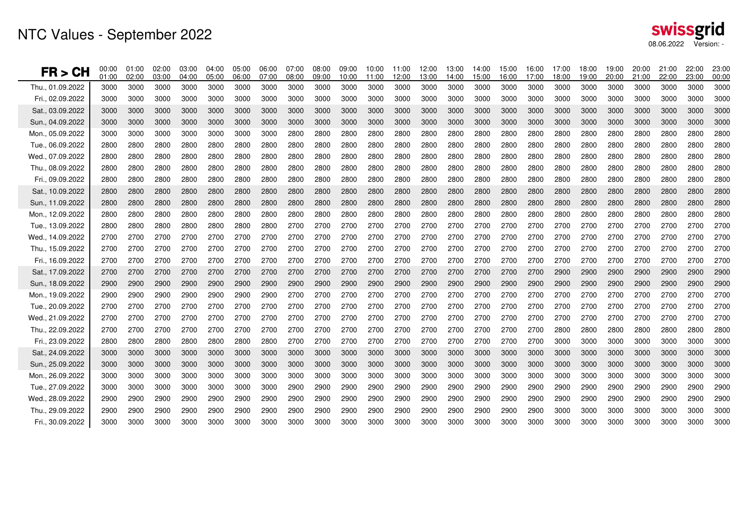# NTC Values - September 2022

swissgrid
08.06.2022 Version: -

| FR > CH | 00:00 01:00 | 01:00 02:00 | 02:00 03:00 | 03:00 04:00 | 04:00 05:00 | 05:00 06:00 | 06:00 07:00 | 07:00 08:00 | 08:00 09:00 | 09:00 10:00 | 10:00 11:00 | 11:00 12:00 | 12:00 13:00 | 13:00 14:00 | 14:00 15:00 | 15:00 16:00 | 16:00 17:00 | 17:00 18:00 | 18:00 19:00 | 19:00 20:00 | 20:00 21:00 | 21:00 22:00 | 22:00 23:00 | 23:00 00:00 |
|---|---|---|---|---|---|---|---|---|---|---|---|---|---|---|---|---|---|---|---|---|---|---|---|---|
| Thu., 01.09.2022 | 3000 | 3000 | 3000 | 3000 | 3000 | 3000 | 3000 | 3000 | 3000 | 3000 | 3000 | 3000 | 3000 | 3000 | 3000 | 3000 | 3000 | 3000 | 3000 | 3000 | 3000 | 3000 | 3000 | 3000 |
| Fri., 02.09.2022 | 3000 | 3000 | 3000 | 3000 | 3000 | 3000 | 3000 | 3000 | 3000 | 3000 | 3000 | 3000 | 3000 | 3000 | 3000 | 3000 | 3000 | 3000 | 3000 | 3000 | 3000 | 3000 | 3000 | 3000 |
| Sat., 03.09.2022 | 3000 | 3000 | 3000 | 3000 | 3000 | 3000 | 3000 | 3000 | 3000 | 3000 | 3000 | 3000 | 3000 | 3000 | 3000 | 3000 | 3000 | 3000 | 3000 | 3000 | 3000 | 3000 | 3000 | 3000 |
| Sun., 04.09.2022 | 3000 | 3000 | 3000 | 3000 | 3000 | 3000 | 3000 | 3000 | 3000 | 3000 | 3000 | 3000 | 3000 | 3000 | 3000 | 3000 | 3000 | 3000 | 3000 | 3000 | 3000 | 3000 | 3000 | 3000 |
| Mon., 05.09.2022 | 3000 | 3000 | 3000 | 3000 | 3000 | 3000 | 3000 | 2800 | 2800 | 2800 | 2800 | 2800 | 2800 | 2800 | 2800 | 2800 | 2800 | 2800 | 2800 | 2800 | 2800 | 2800 | 2800 | 2800 |
| Tue., 06.09.2022 | 2800 | 2800 | 2800 | 2800 | 2800 | 2800 | 2800 | 2800 | 2800 | 2800 | 2800 | 2800 | 2800 | 2800 | 2800 | 2800 | 2800 | 2800 | 2800 | 2800 | 2800 | 2800 | 2800 | 2800 |
| Wed., 07.09.2022 | 2800 | 2800 | 2800 | 2800 | 2800 | 2800 | 2800 | 2800 | 2800 | 2800 | 2800 | 2800 | 2800 | 2800 | 2800 | 2800 | 2800 | 2800 | 2800 | 2800 | 2800 | 2800 | 2800 | 2800 |
| Thu., 08.09.2022 | 2800 | 2800 | 2800 | 2800 | 2800 | 2800 | 2800 | 2800 | 2800 | 2800 | 2800 | 2800 | 2800 | 2800 | 2800 | 2800 | 2800 | 2800 | 2800 | 2800 | 2800 | 2800 | 2800 | 2800 |
| Fri., 09.09.2022 | 2800 | 2800 | 2800 | 2800 | 2800 | 2800 | 2800 | 2800 | 2800 | 2800 | 2800 | 2800 | 2800 | 2800 | 2800 | 2800 | 2800 | 2800 | 2800 | 2800 | 2800 | 2800 | 2800 | 2800 |
| Sat., 10.09.2022 | 2800 | 2800 | 2800 | 2800 | 2800 | 2800 | 2800 | 2800 | 2800 | 2800 | 2800 | 2800 | 2800 | 2800 | 2800 | 2800 | 2800 | 2800 | 2800 | 2800 | 2800 | 2800 | 2800 | 2800 |
| Sun., 11.09.2022 | 2800 | 2800 | 2800 | 2800 | 2800 | 2800 | 2800 | 2800 | 2800 | 2800 | 2800 | 2800 | 2800 | 2800 | 2800 | 2800 | 2800 | 2800 | 2800 | 2800 | 2800 | 2800 | 2800 | 2800 |
| Mon., 12.09.2022 | 2800 | 2800 | 2800 | 2800 | 2800 | 2800 | 2800 | 2800 | 2800 | 2800 | 2800 | 2800 | 2800 | 2800 | 2800 | 2800 | 2800 | 2800 | 2800 | 2800 | 2800 | 2800 | 2800 | 2800 |
| Tue., 13.09.2022 | 2800 | 2800 | 2800 | 2800 | 2800 | 2800 | 2800 | 2700 | 2700 | 2700 | 2700 | 2700 | 2700 | 2700 | 2700 | 2700 | 2700 | 2700 | 2700 | 2700 | 2700 | 2700 | 2700 | 2700 |
| Wed., 14.09.2022 | 2700 | 2700 | 2700 | 2700 | 2700 | 2700 | 2700 | 2700 | 2700 | 2700 | 2700 | 2700 | 2700 | 2700 | 2700 | 2700 | 2700 | 2700 | 2700 | 2700 | 2700 | 2700 | 2700 | 2700 |
| Thu., 15.09.2022 | 2700 | 2700 | 2700 | 2700 | 2700 | 2700 | 2700 | 2700 | 2700 | 2700 | 2700 | 2700 | 2700 | 2700 | 2700 | 2700 | 2700 | 2700 | 2700 | 2700 | 2700 | 2700 | 2700 | 2700 |
| Fri., 16.09.2022 | 2700 | 2700 | 2700 | 2700 | 2700 | 2700 | 2700 | 2700 | 2700 | 2700 | 2700 | 2700 | 2700 | 2700 | 2700 | 2700 | 2700 | 2700 | 2700 | 2700 | 2700 | 2700 | 2700 | 2700 |
| Sat., 17.09.2022 | 2700 | 2700 | 2700 | 2700 | 2700 | 2700 | 2700 | 2700 | 2700 | 2700 | 2700 | 2700 | 2700 | 2700 | 2700 | 2700 | 2700 | 2900 | 2900 | 2900 | 2900 | 2900 | 2900 | 2900 |
| Sun., 18.09.2022 | 2900 | 2900 | 2900 | 2900 | 2900 | 2900 | 2900 | 2900 | 2900 | 2900 | 2900 | 2900 | 2900 | 2900 | 2900 | 2900 | 2900 | 2900 | 2900 | 2900 | 2900 | 2900 | 2900 | 2900 |
| Mon., 19.09.2022 | 2900 | 2900 | 2900 | 2900 | 2900 | 2900 | 2900 | 2700 | 2700 | 2700 | 2700 | 2700 | 2700 | 2700 | 2700 | 2700 | 2700 | 2700 | 2700 | 2700 | 2700 | 2700 | 2700 | 2700 |
| Tue., 20.09.2022 | 2700 | 2700 | 2700 | 2700 | 2700 | 2700 | 2700 | 2700 | 2700 | 2700 | 2700 | 2700 | 2700 | 2700 | 2700 | 2700 | 2700 | 2700 | 2700 | 2700 | 2700 | 2700 | 2700 | 2700 |
| Wed., 21.09.2022 | 2700 | 2700 | 2700 | 2700 | 2700 | 2700 | 2700 | 2700 | 2700 | 2700 | 2700 | 2700 | 2700 | 2700 | 2700 | 2700 | 2700 | 2700 | 2700 | 2700 | 2700 | 2700 | 2700 | 2700 |
| Thu., 22.09.2022 | 2700 | 2700 | 2700 | 2700 | 2700 | 2700 | 2700 | 2700 | 2700 | 2700 | 2700 | 2700 | 2700 | 2700 | 2700 | 2700 | 2700 | 2800 | 2800 | 2800 | 2800 | 2800 | 2800 | 2800 |
| Fri., 23.09.2022 | 2800 | 2800 | 2800 | 2800 | 2800 | 2800 | 2800 | 2700 | 2700 | 2700 | 2700 | 2700 | 2700 | 2700 | 2700 | 2700 | 2700 | 3000 | 3000 | 3000 | 3000 | 3000 | 3000 | 3000 |
| Sat., 24.09.2022 | 3000 | 3000 | 3000 | 3000 | 3000 | 3000 | 3000 | 3000 | 3000 | 3000 | 3000 | 3000 | 3000 | 3000 | 3000 | 3000 | 3000 | 3000 | 3000 | 3000 | 3000 | 3000 | 3000 | 3000 |
| Sun., 25.09.2022 | 3000 | 3000 | 3000 | 3000 | 3000 | 3000 | 3000 | 3000 | 3000 | 3000 | 3000 | 3000 | 3000 | 3000 | 3000 | 3000 | 3000 | 3000 | 3000 | 3000 | 3000 | 3000 | 3000 | 3000 |
| Mon., 26.09.2022 | 3000 | 3000 | 3000 | 3000 | 3000 | 3000 | 3000 | 3000 | 3000 | 3000 | 3000 | 3000 | 3000 | 3000 | 3000 | 3000 | 3000 | 3000 | 3000 | 3000 | 3000 | 3000 | 3000 | 3000 |
| Tue., 27.09.2022 | 3000 | 3000 | 3000 | 3000 | 3000 | 3000 | 3000 | 2900 | 2900 | 2900 | 2900 | 2900 | 2900 | 2900 | 2900 | 2900 | 2900 | 2900 | 2900 | 2900 | 2900 | 2900 | 2900 | 2900 |
| Wed., 28.09.2022 | 2900 | 2900 | 2900 | 2900 | 2900 | 2900 | 2900 | 2900 | 2900 | 2900 | 2900 | 2900 | 2900 | 2900 | 2900 | 2900 | 2900 | 2900 | 2900 | 2900 | 2900 | 2900 | 2900 | 2900 |
| Thu., 29.09.2022 | 2900 | 2900 | 2900 | 2900 | 2900 | 2900 | 2900 | 2900 | 2900 | 2900 | 2900 | 2900 | 2900 | 2900 | 2900 | 2900 | 2900 | 3000 | 3000 | 3000 | 3000 | 3000 | 3000 | 3000 |
| Fri., 30.09.2022 | 3000 | 3000 | 3000 | 3000 | 3000 | 3000 | 3000 | 3000 | 3000 | 3000 | 3000 | 3000 | 3000 | 3000 | 3000 | 3000 | 3000 | 3000 | 3000 | 3000 | 3000 | 3000 | 3000 | 3000 |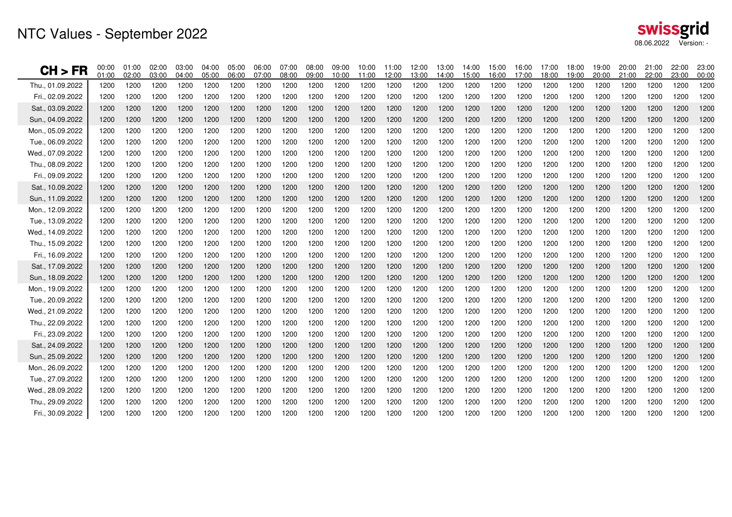# NTC Values - September 2022

swissgrid

08.06.2022 Version: -

| CH > FR | 00:00 01:00 | 01:00 02:00 | 02:00 03:00 | 03:00 04:00 | 04:00 05:00 | 05:00 06:00 | 06:00 07:00 | 07:00 08:00 | 08:00 09:00 | 09:00 10:00 | 10:00 11:00 | 11:00 12:00 | 12:00 13:00 | 13:00 14:00 | 14:00 15:00 | 15:00 16:00 | 16:00 17:00 | 17:00 18:00 | 18:00 19:00 | 19:00 20:00 | 20:00 21:00 | 21:00 22:00 | 22:00 23:00 | 23:00 00:00 |
|---|---|---|---|---|---|---|---|---|---|---|---|---|---|---|---|---|---|---|---|---|---|---|---|---|
| Thu., 01.09.2022 | 1200 | 1200 | 1200 | 1200 | 1200 | 1200 | 1200 | 1200 | 1200 | 1200 | 1200 | 1200 | 1200 | 1200 | 1200 | 1200 | 1200 | 1200 | 1200 | 1200 | 1200 | 1200 | 1200 | 1200 |
| Fri., 02.09.2022 | 1200 | 1200 | 1200 | 1200 | 1200 | 1200 | 1200 | 1200 | 1200 | 1200 | 1200 | 1200 | 1200 | 1200 | 1200 | 1200 | 1200 | 1200 | 1200 | 1200 | 1200 | 1200 | 1200 | 1200 |
| Sat., 03.09.2022 | 1200 | 1200 | 1200 | 1200 | 1200 | 1200 | 1200 | 1200 | 1200 | 1200 | 1200 | 1200 | 1200 | 1200 | 1200 | 1200 | 1200 | 1200 | 1200 | 1200 | 1200 | 1200 | 1200 | 1200 |
| Sun., 04.09.2022 | 1200 | 1200 | 1200 | 1200 | 1200 | 1200 | 1200 | 1200 | 1200 | 1200 | 1200 | 1200 | 1200 | 1200 | 1200 | 1200 | 1200 | 1200 | 1200 | 1200 | 1200 | 1200 | 1200 | 1200 |
| Mon., 05.09.2022 | 1200 | 1200 | 1200 | 1200 | 1200 | 1200 | 1200 | 1200 | 1200 | 1200 | 1200 | 1200 | 1200 | 1200 | 1200 | 1200 | 1200 | 1200 | 1200 | 1200 | 1200 | 1200 | 1200 | 1200 |
| Tue., 06.09.2022 | 1200 | 1200 | 1200 | 1200 | 1200 | 1200 | 1200 | 1200 | 1200 | 1200 | 1200 | 1200 | 1200 | 1200 | 1200 | 1200 | 1200 | 1200 | 1200 | 1200 | 1200 | 1200 | 1200 | 1200 |
| Wed., 07.09.2022 | 1200 | 1200 | 1200 | 1200 | 1200 | 1200 | 1200 | 1200 | 1200 | 1200 | 1200 | 1200 | 1200 | 1200 | 1200 | 1200 | 1200 | 1200 | 1200 | 1200 | 1200 | 1200 | 1200 | 1200 |
| Thu., 08.09.2022 | 1200 | 1200 | 1200 | 1200 | 1200 | 1200 | 1200 | 1200 | 1200 | 1200 | 1200 | 1200 | 1200 | 1200 | 1200 | 1200 | 1200 | 1200 | 1200 | 1200 | 1200 | 1200 | 1200 | 1200 |
| Fri., 09.09.2022 | 1200 | 1200 | 1200 | 1200 | 1200 | 1200 | 1200 | 1200 | 1200 | 1200 | 1200 | 1200 | 1200 | 1200 | 1200 | 1200 | 1200 | 1200 | 1200 | 1200 | 1200 | 1200 | 1200 | 1200 |
| Sat., 10.09.2022 | 1200 | 1200 | 1200 | 1200 | 1200 | 1200 | 1200 | 1200 | 1200 | 1200 | 1200 | 1200 | 1200 | 1200 | 1200 | 1200 | 1200 | 1200 | 1200 | 1200 | 1200 | 1200 | 1200 | 1200 |
| Sun., 11.09.2022 | 1200 | 1200 | 1200 | 1200 | 1200 | 1200 | 1200 | 1200 | 1200 | 1200 | 1200 | 1200 | 1200 | 1200 | 1200 | 1200 | 1200 | 1200 | 1200 | 1200 | 1200 | 1200 | 1200 | 1200 |
| Mon., 12.09.2022 | 1200 | 1200 | 1200 | 1200 | 1200 | 1200 | 1200 | 1200 | 1200 | 1200 | 1200 | 1200 | 1200 | 1200 | 1200 | 1200 | 1200 | 1200 | 1200 | 1200 | 1200 | 1200 | 1200 | 1200 |
| Tue., 13.09.2022 | 1200 | 1200 | 1200 | 1200 | 1200 | 1200 | 1200 | 1200 | 1200 | 1200 | 1200 | 1200 | 1200 | 1200 | 1200 | 1200 | 1200 | 1200 | 1200 | 1200 | 1200 | 1200 | 1200 | 1200 |
| Wed., 14.09.2022 | 1200 | 1200 | 1200 | 1200 | 1200 | 1200 | 1200 | 1200 | 1200 | 1200 | 1200 | 1200 | 1200 | 1200 | 1200 | 1200 | 1200 | 1200 | 1200 | 1200 | 1200 | 1200 | 1200 | 1200 |
| Thu., 15.09.2022 | 1200 | 1200 | 1200 | 1200 | 1200 | 1200 | 1200 | 1200 | 1200 | 1200 | 1200 | 1200 | 1200 | 1200 | 1200 | 1200 | 1200 | 1200 | 1200 | 1200 | 1200 | 1200 | 1200 | 1200 |
| Fri., 16.09.2022 | 1200 | 1200 | 1200 | 1200 | 1200 | 1200 | 1200 | 1200 | 1200 | 1200 | 1200 | 1200 | 1200 | 1200 | 1200 | 1200 | 1200 | 1200 | 1200 | 1200 | 1200 | 1200 | 1200 | 1200 |
| Sat., 17.09.2022 | 1200 | 1200 | 1200 | 1200 | 1200 | 1200 | 1200 | 1200 | 1200 | 1200 | 1200 | 1200 | 1200 | 1200 | 1200 | 1200 | 1200 | 1200 | 1200 | 1200 | 1200 | 1200 | 1200 | 1200 |
| Sun., 18.09.2022 | 1200 | 1200 | 1200 | 1200 | 1200 | 1200 | 1200 | 1200 | 1200 | 1200 | 1200 | 1200 | 1200 | 1200 | 1200 | 1200 | 1200 | 1200 | 1200 | 1200 | 1200 | 1200 | 1200 | 1200 |
| Mon., 19.09.2022 | 1200 | 1200 | 1200 | 1200 | 1200 | 1200 | 1200 | 1200 | 1200 | 1200 | 1200 | 1200 | 1200 | 1200 | 1200 | 1200 | 1200 | 1200 | 1200 | 1200 | 1200 | 1200 | 1200 | 1200 |
| Tue., 20.09.2022 | 1200 | 1200 | 1200 | 1200 | 1200 | 1200 | 1200 | 1200 | 1200 | 1200 | 1200 | 1200 | 1200 | 1200 | 1200 | 1200 | 1200 | 1200 | 1200 | 1200 | 1200 | 1200 | 1200 | 1200 |
| Wed., 21.09.2022 | 1200 | 1200 | 1200 | 1200 | 1200 | 1200 | 1200 | 1200 | 1200 | 1200 | 1200 | 1200 | 1200 | 1200 | 1200 | 1200 | 1200 | 1200 | 1200 | 1200 | 1200 | 1200 | 1200 | 1200 |
| Thu., 22.09.2022 | 1200 | 1200 | 1200 | 1200 | 1200 | 1200 | 1200 | 1200 | 1200 | 1200 | 1200 | 1200 | 1200 | 1200 | 1200 | 1200 | 1200 | 1200 | 1200 | 1200 | 1200 | 1200 | 1200 | 1200 |
| Fri., 23.09.2022 | 1200 | 1200 | 1200 | 1200 | 1200 | 1200 | 1200 | 1200 | 1200 | 1200 | 1200 | 1200 | 1200 | 1200 | 1200 | 1200 | 1200 | 1200 | 1200 | 1200 | 1200 | 1200 | 1200 | 1200 |
| Sat., 24.09.2022 | 1200 | 1200 | 1200 | 1200 | 1200 | 1200 | 1200 | 1200 | 1200 | 1200 | 1200 | 1200 | 1200 | 1200 | 1200 | 1200 | 1200 | 1200 | 1200 | 1200 | 1200 | 1200 | 1200 | 1200 |
| Sun., 25.09.2022 | 1200 | 1200 | 1200 | 1200 | 1200 | 1200 | 1200 | 1200 | 1200 | 1200 | 1200 | 1200 | 1200 | 1200 | 1200 | 1200 | 1200 | 1200 | 1200 | 1200 | 1200 | 1200 | 1200 | 1200 |
| Mon., 26.09.2022 | 1200 | 1200 | 1200 | 1200 | 1200 | 1200 | 1200 | 1200 | 1200 | 1200 | 1200 | 1200 | 1200 | 1200 | 1200 | 1200 | 1200 | 1200 | 1200 | 1200 | 1200 | 1200 | 1200 | 1200 |
| Tue., 27.09.2022 | 1200 | 1200 | 1200 | 1200 | 1200 | 1200 | 1200 | 1200 | 1200 | 1200 | 1200 | 1200 | 1200 | 1200 | 1200 | 1200 | 1200 | 1200 | 1200 | 1200 | 1200 | 1200 | 1200 | 1200 |
| Wed., 28.09.2022 | 1200 | 1200 | 1200 | 1200 | 1200 | 1200 | 1200 | 1200 | 1200 | 1200 | 1200 | 1200 | 1200 | 1200 | 1200 | 1200 | 1200 | 1200 | 1200 | 1200 | 1200 | 1200 | 1200 | 1200 |
| Thu., 29.09.2022 | 1200 | 1200 | 1200 | 1200 | 1200 | 1200 | 1200 | 1200 | 1200 | 1200 | 1200 | 1200 | 1200 | 1200 | 1200 | 1200 | 1200 | 1200 | 1200 | 1200 | 1200 | 1200 | 1200 | 1200 |
| Fri., 30.09.2022 | 1200 | 1200 | 1200 | 1200 | 1200 | 1200 | 1200 | 1200 | 1200 | 1200 | 1200 | 1200 | 1200 | 1200 | 1200 | 1200 | 1200 | 1200 | 1200 | 1200 | 1200 | 1200 | 1200 | 1200 |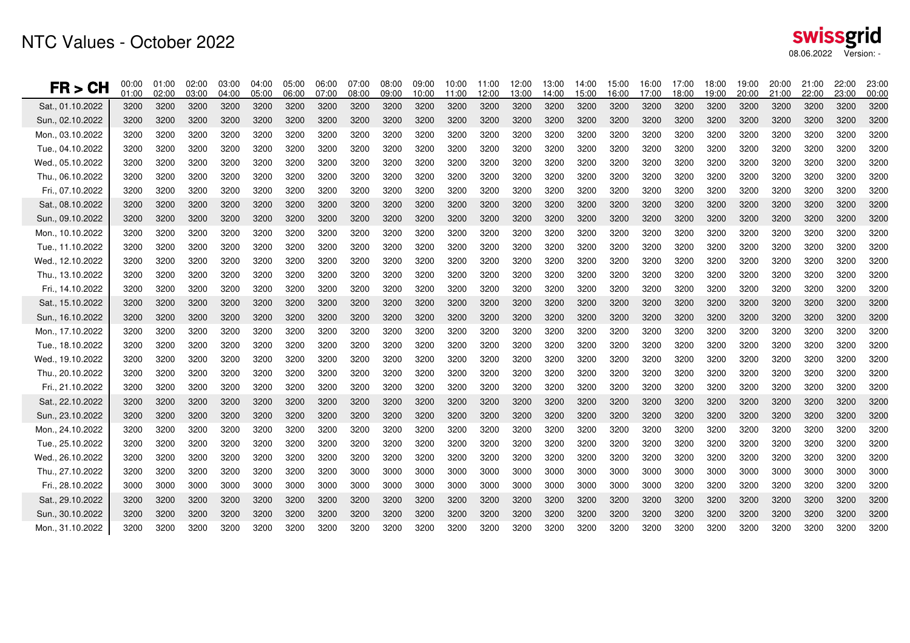# NTC Values - October 2022

| FR > CH | 00:00 01:00 | 01:00 02:00 | 02:00 03:00 | 03:00 04:00 | 04:00 05:00 | 05:00 06:00 | 06:00 07:00 | 07:00 08:00 | 08:00 09:00 | 09:00 10:00 | 10:00 11:00 | 11:00 12:00 | 12:00 13:00 | 13:00 14:00 | 14:00 15:00 | 15:00 16:00 | 16:00 17:00 | 17:00 18:00 | 18:00 19:00 | 19:00 20:00 | 20:00 21:00 | 21:00 22:00 | 22:00 23:00 | 23:00 00:00 |
|---|---|---|---|---|---|---|---|---|---|---|---|---|---|---|---|---|---|---|---|---|---|---|---|---|
| Sat., 01.10.2022 | 3200 | 3200 | 3200 | 3200 | 3200 | 3200 | 3200 | 3200 | 3200 | 3200 | 3200 | 3200 | 3200 | 3200 | 3200 | 3200 | 3200 | 3200 | 3200 | 3200 | 3200 | 3200 | 3200 | 3200 |
| Sun., 02.10.2022 | 3200 | 3200 | 3200 | 3200 | 3200 | 3200 | 3200 | 3200 | 3200 | 3200 | 3200 | 3200 | 3200 | 3200 | 3200 | 3200 | 3200 | 3200 | 3200 | 3200 | 3200 | 3200 | 3200 | 3200 |
| Mon., 03.10.2022 | 3200 | 3200 | 3200 | 3200 | 3200 | 3200 | 3200 | 3200 | 3200 | 3200 | 3200 | 3200 | 3200 | 3200 | 3200 | 3200 | 3200 | 3200 | 3200 | 3200 | 3200 | 3200 | 3200 | 3200 |
| Tue., 04.10.2022 | 3200 | 3200 | 3200 | 3200 | 3200 | 3200 | 3200 | 3200 | 3200 | 3200 | 3200 | 3200 | 3200 | 3200 | 3200 | 3200 | 3200 | 3200 | 3200 | 3200 | 3200 | 3200 | 3200 | 3200 |
| Wed., 05.10.2022 | 3200 | 3200 | 3200 | 3200 | 3200 | 3200 | 3200 | 3200 | 3200 | 3200 | 3200 | 3200 | 3200 | 3200 | 3200 | 3200 | 3200 | 3200 | 3200 | 3200 | 3200 | 3200 | 3200 | 3200 |
| Thu., 06.10.2022 | 3200 | 3200 | 3200 | 3200 | 3200 | 3200 | 3200 | 3200 | 3200 | 3200 | 3200 | 3200 | 3200 | 3200 | 3200 | 3200 | 3200 | 3200 | 3200 | 3200 | 3200 | 3200 | 3200 | 3200 |
| Fri., 07.10.2022 | 3200 | 3200 | 3200 | 3200 | 3200 | 3200 | 3200 | 3200 | 3200 | 3200 | 3200 | 3200 | 3200 | 3200 | 3200 | 3200 | 3200 | 3200 | 3200 | 3200 | 3200 | 3200 | 3200 | 3200 |
| Sat., 08.10.2022 | 3200 | 3200 | 3200 | 3200 | 3200 | 3200 | 3200 | 3200 | 3200 | 3200 | 3200 | 3200 | 3200 | 3200 | 3200 | 3200 | 3200 | 3200 | 3200 | 3200 | 3200 | 3200 | 3200 | 3200 |
| Sun., 09.10.2022 | 3200 | 3200 | 3200 | 3200 | 3200 | 3200 | 3200 | 3200 | 3200 | 3200 | 3200 | 3200 | 3200 | 3200 | 3200 | 3200 | 3200 | 3200 | 3200 | 3200 | 3200 | 3200 | 3200 | 3200 |
| Mon., 10.10.2022 | 3200 | 3200 | 3200 | 3200 | 3200 | 3200 | 3200 | 3200 | 3200 | 3200 | 3200 | 3200 | 3200 | 3200 | 3200 | 3200 | 3200 | 3200 | 3200 | 3200 | 3200 | 3200 | 3200 | 3200 |
| Tue., 11.10.2022 | 3200 | 3200 | 3200 | 3200 | 3200 | 3200 | 3200 | 3200 | 3200 | 3200 | 3200 | 3200 | 3200 | 3200 | 3200 | 3200 | 3200 | 3200 | 3200 | 3200 | 3200 | 3200 | 3200 | 3200 |
| Wed., 12.10.2022 | 3200 | 3200 | 3200 | 3200 | 3200 | 3200 | 3200 | 3200 | 3200 | 3200 | 3200 | 3200 | 3200 | 3200 | 3200 | 3200 | 3200 | 3200 | 3200 | 3200 | 3200 | 3200 | 3200 | 3200 |
| Thu., 13.10.2022 | 3200 | 3200 | 3200 | 3200 | 3200 | 3200 | 3200 | 3200 | 3200 | 3200 | 3200 | 3200 | 3200 | 3200 | 3200 | 3200 | 3200 | 3200 | 3200 | 3200 | 3200 | 3200 | 3200 | 3200 |
| Fri., 14.10.2022 | 3200 | 3200 | 3200 | 3200 | 3200 | 3200 | 3200 | 3200 | 3200 | 3200 | 3200 | 3200 | 3200 | 3200 | 3200 | 3200 | 3200 | 3200 | 3200 | 3200 | 3200 | 3200 | 3200 | 3200 |
| Sat., 15.10.2022 | 3200 | 3200 | 3200 | 3200 | 3200 | 3200 | 3200 | 3200 | 3200 | 3200 | 3200 | 3200 | 3200 | 3200 | 3200 | 3200 | 3200 | 3200 | 3200 | 3200 | 3200 | 3200 | 3200 | 3200 |
| Sun., 16.10.2022 | 3200 | 3200 | 3200 | 3200 | 3200 | 3200 | 3200 | 3200 | 3200 | 3200 | 3200 | 3200 | 3200 | 3200 | 3200 | 3200 | 3200 | 3200 | 3200 | 3200 | 3200 | 3200 | 3200 | 3200 |
| Mon., 17.10.2022 | 3200 | 3200 | 3200 | 3200 | 3200 | 3200 | 3200 | 3200 | 3200 | 3200 | 3200 | 3200 | 3200 | 3200 | 3200 | 3200 | 3200 | 3200 | 3200 | 3200 | 3200 | 3200 | 3200 | 3200 |
| Tue., 18.10.2022 | 3200 | 3200 | 3200 | 3200 | 3200 | 3200 | 3200 | 3200 | 3200 | 3200 | 3200 | 3200 | 3200 | 3200 | 3200 | 3200 | 3200 | 3200 | 3200 | 3200 | 3200 | 3200 | 3200 | 3200 |
| Wed., 19.10.2022 | 3200 | 3200 | 3200 | 3200 | 3200 | 3200 | 3200 | 3200 | 3200 | 3200 | 3200 | 3200 | 3200 | 3200 | 3200 | 3200 | 3200 | 3200 | 3200 | 3200 | 3200 | 3200 | 3200 | 3200 |
| Thu., 20.10.2022 | 3200 | 3200 | 3200 | 3200 | 3200 | 3200 | 3200 | 3200 | 3200 | 3200 | 3200 | 3200 | 3200 | 3200 | 3200 | 3200 | 3200 | 3200 | 3200 | 3200 | 3200 | 3200 | 3200 | 3200 |
| Fri., 21.10.2022 | 3200 | 3200 | 3200 | 3200 | 3200 | 3200 | 3200 | 3200 | 3200 | 3200 | 3200 | 3200 | 3200 | 3200 | 3200 | 3200 | 3200 | 3200 | 3200 | 3200 | 3200 | 3200 | 3200 | 3200 |
| Sat., 22.10.2022 | 3200 | 3200 | 3200 | 3200 | 3200 | 3200 | 3200 | 3200 | 3200 | 3200 | 3200 | 3200 | 3200 | 3200 | 3200 | 3200 | 3200 | 3200 | 3200 | 3200 | 3200 | 3200 | 3200 | 3200 |
| Sun., 23.10.2022 | 3200 | 3200 | 3200 | 3200 | 3200 | 3200 | 3200 | 3200 | 3200 | 3200 | 3200 | 3200 | 3200 | 3200 | 3200 | 3200 | 3200 | 3200 | 3200 | 3200 | 3200 | 3200 | 3200 | 3200 |
| Mon., 24.10.2022 | 3200 | 3200 | 3200 | 3200 | 3200 | 3200 | 3200 | 3200 | 3200 | 3200 | 3200 | 3200 | 3200 | 3200 | 3200 | 3200 | 3200 | 3200 | 3200 | 3200 | 3200 | 3200 | 3200 | 3200 |
| Tue., 25.10.2022 | 3200 | 3200 | 3200 | 3200 | 3200 | 3200 | 3200 | 3200 | 3200 | 3200 | 3200 | 3200 | 3200 | 3200 | 3200 | 3200 | 3200 | 3200 | 3200 | 3200 | 3200 | 3200 | 3200 | 3200 |
| Wed., 26.10.2022 | 3200 | 3200 | 3200 | 3200 | 3200 | 3200 | 3200 | 3200 | 3200 | 3200 | 3200 | 3200 | 3200 | 3200 | 3200 | 3200 | 3200 | 3200 | 3200 | 3200 | 3200 | 3200 | 3200 | 3200 |
| Thu., 27.10.2022 | 3200 | 3200 | 3200 | 3200 | 3200 | 3200 | 3200 | 3000 | 3000 | 3000 | 3000 | 3000 | 3000 | 3000 | 3000 | 3000 | 3000 | 3000 | 3000 | 3000 | 3000 | 3000 | 3000 | 3000 |
| Fri., 28.10.2022 | 3000 | 3000 | 3000 | 3000 | 3000 | 3000 | 3000 | 3000 | 3000 | 3000 | 3000 | 3000 | 3000 | 3000 | 3000 | 3000 | 3000 | 3200 | 3200 | 3200 | 3200 | 3200 | 3200 | 3200 |
| Sat., 29.10.2022 | 3200 | 3200 | 3200 | 3200 | 3200 | 3200 | 3200 | 3200 | 3200 | 3200 | 3200 | 3200 | 3200 | 3200 | 3200 | 3200 | 3200 | 3200 | 3200 | 3200 | 3200 | 3200 | 3200 | 3200 |
| Sun., 30.10.2022 | 3200 | 3200 | 3200 | 3200 | 3200 | 3200 | 3200 | 3200 | 3200 | 3200 | 3200 | 3200 | 3200 | 3200 | 3200 | 3200 | 3200 | 3200 | 3200 | 3200 | 3200 | 3200 | 3200 | 3200 |
| Mon., 31.10.2022 | 3200 | 3200 | 3200 | 3200 | 3200 | 3200 | 3200 | 3200 | 3200 | 3200 | 3200 | 3200 | 3200 | 3200 | 3200 | 3200 | 3200 | 3200 | 3200 | 3200 | 3200 | 3200 | 3200 | 3200 |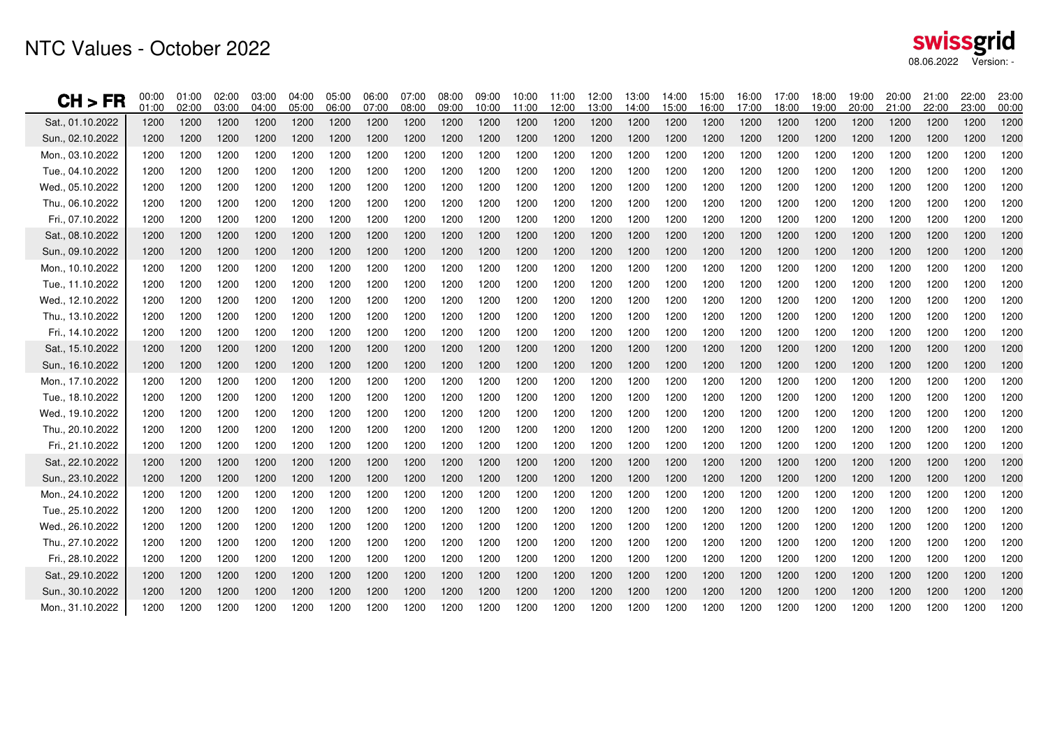# NTC Values - October 2022

swissgrid
08.06.2022 Version: -

| CH > FR | 00:00 01:00 | 01:00 02:00 | 02:00 03:00 | 03:00 04:00 | 04:00 05:00 | 05:00 06:00 | 06:00 07:00 | 07:00 08:00 | 08:00 09:00 | 09:00 10:00 | 10:00 11:00 | 11:00 12:00 | 12:00 13:00 | 13:00 14:00 | 14:00 15:00 | 15:00 16:00 | 16:00 17:00 | 17:00 18:00 | 18:00 19:00 | 19:00 20:00 | 20:00 21:00 | 21:00 22:00 | 22:00 23:00 | 23:00 00:00 |
|---|---|---|---|---|---|---|---|---|---|---|---|---|---|---|---|---|---|---|---|---|---|---|---|---|
| Sat., 01.10.2022 | 1200 | 1200 | 1200 | 1200 | 1200 | 1200 | 1200 | 1200 | 1200 | 1200 | 1200 | 1200 | 1200 | 1200 | 1200 | 1200 | 1200 | 1200 | 1200 | 1200 | 1200 | 1200 | 1200 | 1200 |
| Sun., 02.10.2022 | 1200 | 1200 | 1200 | 1200 | 1200 | 1200 | 1200 | 1200 | 1200 | 1200 | 1200 | 1200 | 1200 | 1200 | 1200 | 1200 | 1200 | 1200 | 1200 | 1200 | 1200 | 1200 | 1200 | 1200 |
| Mon., 03.10.2022 | 1200 | 1200 | 1200 | 1200 | 1200 | 1200 | 1200 | 1200 | 1200 | 1200 | 1200 | 1200 | 1200 | 1200 | 1200 | 1200 | 1200 | 1200 | 1200 | 1200 | 1200 | 1200 | 1200 | 1200 |
| Tue., 04.10.2022 | 1200 | 1200 | 1200 | 1200 | 1200 | 1200 | 1200 | 1200 | 1200 | 1200 | 1200 | 1200 | 1200 | 1200 | 1200 | 1200 | 1200 | 1200 | 1200 | 1200 | 1200 | 1200 | 1200 | 1200 |
| Wed., 05.10.2022 | 1200 | 1200 | 1200 | 1200 | 1200 | 1200 | 1200 | 1200 | 1200 | 1200 | 1200 | 1200 | 1200 | 1200 | 1200 | 1200 | 1200 | 1200 | 1200 | 1200 | 1200 | 1200 | 1200 | 1200 |
| Thu., 06.10.2022 | 1200 | 1200 | 1200 | 1200 | 1200 | 1200 | 1200 | 1200 | 1200 | 1200 | 1200 | 1200 | 1200 | 1200 | 1200 | 1200 | 1200 | 1200 | 1200 | 1200 | 1200 | 1200 | 1200 | 1200 |
| Fri., 07.10.2022 | 1200 | 1200 | 1200 | 1200 | 1200 | 1200 | 1200 | 1200 | 1200 | 1200 | 1200 | 1200 | 1200 | 1200 | 1200 | 1200 | 1200 | 1200 | 1200 | 1200 | 1200 | 1200 | 1200 | 1200 |
| Sat., 08.10.2022 | 1200 | 1200 | 1200 | 1200 | 1200 | 1200 | 1200 | 1200 | 1200 | 1200 | 1200 | 1200 | 1200 | 1200 | 1200 | 1200 | 1200 | 1200 | 1200 | 1200 | 1200 | 1200 | 1200 | 1200 |
| Sun., 09.10.2022 | 1200 | 1200 | 1200 | 1200 | 1200 | 1200 | 1200 | 1200 | 1200 | 1200 | 1200 | 1200 | 1200 | 1200 | 1200 | 1200 | 1200 | 1200 | 1200 | 1200 | 1200 | 1200 | 1200 | 1200 |
| Mon., 10.10.2022 | 1200 | 1200 | 1200 | 1200 | 1200 | 1200 | 1200 | 1200 | 1200 | 1200 | 1200 | 1200 | 1200 | 1200 | 1200 | 1200 | 1200 | 1200 | 1200 | 1200 | 1200 | 1200 | 1200 | 1200 |
| Tue., 11.10.2022 | 1200 | 1200 | 1200 | 1200 | 1200 | 1200 | 1200 | 1200 | 1200 | 1200 | 1200 | 1200 | 1200 | 1200 | 1200 | 1200 | 1200 | 1200 | 1200 | 1200 | 1200 | 1200 | 1200 | 1200 |
| Wed., 12.10.2022 | 1200 | 1200 | 1200 | 1200 | 1200 | 1200 | 1200 | 1200 | 1200 | 1200 | 1200 | 1200 | 1200 | 1200 | 1200 | 1200 | 1200 | 1200 | 1200 | 1200 | 1200 | 1200 | 1200 | 1200 |
| Thu., 13.10.2022 | 1200 | 1200 | 1200 | 1200 | 1200 | 1200 | 1200 | 1200 | 1200 | 1200 | 1200 | 1200 | 1200 | 1200 | 1200 | 1200 | 1200 | 1200 | 1200 | 1200 | 1200 | 1200 | 1200 | 1200 |
| Fri., 14.10.2022 | 1200 | 1200 | 1200 | 1200 | 1200 | 1200 | 1200 | 1200 | 1200 | 1200 | 1200 | 1200 | 1200 | 1200 | 1200 | 1200 | 1200 | 1200 | 1200 | 1200 | 1200 | 1200 | 1200 | 1200 |
| Sat., 15.10.2022 | 1200 | 1200 | 1200 | 1200 | 1200 | 1200 | 1200 | 1200 | 1200 | 1200 | 1200 | 1200 | 1200 | 1200 | 1200 | 1200 | 1200 | 1200 | 1200 | 1200 | 1200 | 1200 | 1200 | 1200 |
| Sun., 16.10.2022 | 1200 | 1200 | 1200 | 1200 | 1200 | 1200 | 1200 | 1200 | 1200 | 1200 | 1200 | 1200 | 1200 | 1200 | 1200 | 1200 | 1200 | 1200 | 1200 | 1200 | 1200 | 1200 | 1200 | 1200 |
| Mon., 17.10.2022 | 1200 | 1200 | 1200 | 1200 | 1200 | 1200 | 1200 | 1200 | 1200 | 1200 | 1200 | 1200 | 1200 | 1200 | 1200 | 1200 | 1200 | 1200 | 1200 | 1200 | 1200 | 1200 | 1200 | 1200 |
| Tue., 18.10.2022 | 1200 | 1200 | 1200 | 1200 | 1200 | 1200 | 1200 | 1200 | 1200 | 1200 | 1200 | 1200 | 1200 | 1200 | 1200 | 1200 | 1200 | 1200 | 1200 | 1200 | 1200 | 1200 | 1200 | 1200 |
| Wed., 19.10.2022 | 1200 | 1200 | 1200 | 1200 | 1200 | 1200 | 1200 | 1200 | 1200 | 1200 | 1200 | 1200 | 1200 | 1200 | 1200 | 1200 | 1200 | 1200 | 1200 | 1200 | 1200 | 1200 | 1200 | 1200 |
| Thu., 20.10.2022 | 1200 | 1200 | 1200 | 1200 | 1200 | 1200 | 1200 | 1200 | 1200 | 1200 | 1200 | 1200 | 1200 | 1200 | 1200 | 1200 | 1200 | 1200 | 1200 | 1200 | 1200 | 1200 | 1200 | 1200 |
| Fri., 21.10.2022 | 1200 | 1200 | 1200 | 1200 | 1200 | 1200 | 1200 | 1200 | 1200 | 1200 | 1200 | 1200 | 1200 | 1200 | 1200 | 1200 | 1200 | 1200 | 1200 | 1200 | 1200 | 1200 | 1200 | 1200 |
| Sat., 22.10.2022 | 1200 | 1200 | 1200 | 1200 | 1200 | 1200 | 1200 | 1200 | 1200 | 1200 | 1200 | 1200 | 1200 | 1200 | 1200 | 1200 | 1200 | 1200 | 1200 | 1200 | 1200 | 1200 | 1200 | 1200 |
| Sun., 23.10.2022 | 1200 | 1200 | 1200 | 1200 | 1200 | 1200 | 1200 | 1200 | 1200 | 1200 | 1200 | 1200 | 1200 | 1200 | 1200 | 1200 | 1200 | 1200 | 1200 | 1200 | 1200 | 1200 | 1200 | 1200 |
| Mon., 24.10.2022 | 1200 | 1200 | 1200 | 1200 | 1200 | 1200 | 1200 | 1200 | 1200 | 1200 | 1200 | 1200 | 1200 | 1200 | 1200 | 1200 | 1200 | 1200 | 1200 | 1200 | 1200 | 1200 | 1200 | 1200 |
| Tue., 25.10.2022 | 1200 | 1200 | 1200 | 1200 | 1200 | 1200 | 1200 | 1200 | 1200 | 1200 | 1200 | 1200 | 1200 | 1200 | 1200 | 1200 | 1200 | 1200 | 1200 | 1200 | 1200 | 1200 | 1200 | 1200 |
| Wed., 26.10.2022 | 1200 | 1200 | 1200 | 1200 | 1200 | 1200 | 1200 | 1200 | 1200 | 1200 | 1200 | 1200 | 1200 | 1200 | 1200 | 1200 | 1200 | 1200 | 1200 | 1200 | 1200 | 1200 | 1200 | 1200 |
| Thu., 27.10.2022 | 1200 | 1200 | 1200 | 1200 | 1200 | 1200 | 1200 | 1200 | 1200 | 1200 | 1200 | 1200 | 1200 | 1200 | 1200 | 1200 | 1200 | 1200 | 1200 | 1200 | 1200 | 1200 | 1200 | 1200 |
| Fri., 28.10.2022 | 1200 | 1200 | 1200 | 1200 | 1200 | 1200 | 1200 | 1200 | 1200 | 1200 | 1200 | 1200 | 1200 | 1200 | 1200 | 1200 | 1200 | 1200 | 1200 | 1200 | 1200 | 1200 | 1200 | 1200 |
| Sat., 29.10.2022 | 1200 | 1200 | 1200 | 1200 | 1200 | 1200 | 1200 | 1200 | 1200 | 1200 | 1200 | 1200 | 1200 | 1200 | 1200 | 1200 | 1200 | 1200 | 1200 | 1200 | 1200 | 1200 | 1200 | 1200 |
| Sun., 30.10.2022 | 1200 | 1200 | 1200 | 1200 | 1200 | 1200 | 1200 | 1200 | 1200 | 1200 | 1200 | 1200 | 1200 | 1200 | 1200 | 1200 | 1200 | 1200 | 1200 | 1200 | 1200 | 1200 | 1200 | 1200 |
| Mon., 31.10.2022 | 1200 | 1200 | 1200 | 1200 | 1200 | 1200 | 1200 | 1200 | 1200 | 1200 | 1200 | 1200 | 1200 | 1200 | 1200 | 1200 | 1200 | 1200 | 1200 | 1200 | 1200 | 1200 | 1200 | 1200 |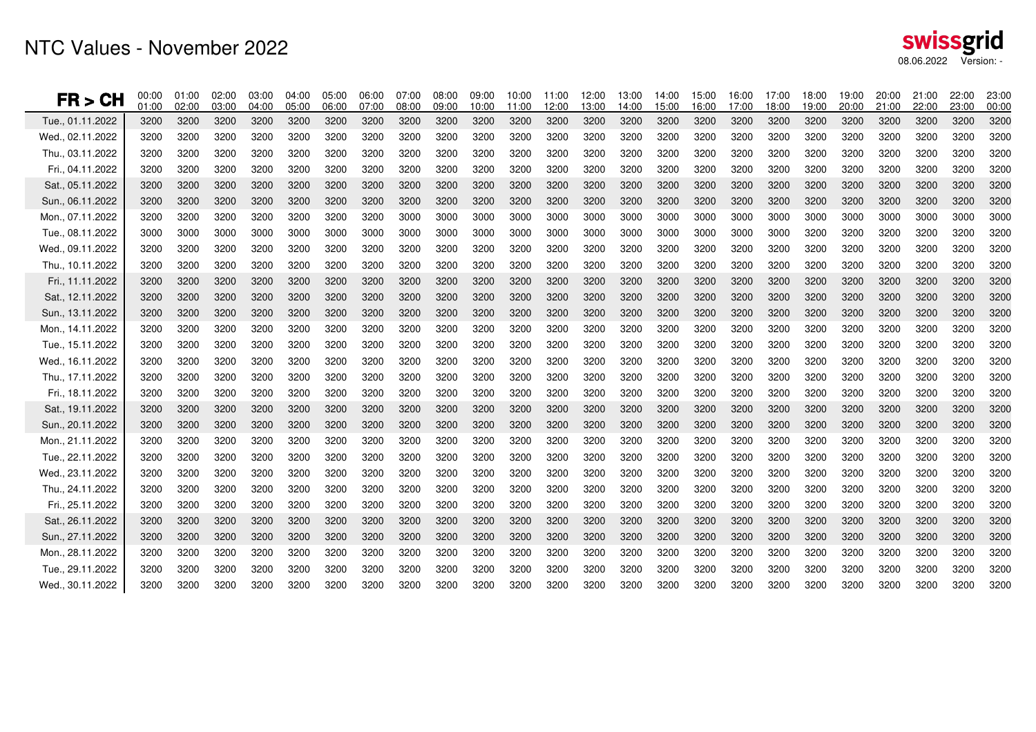# NTC Values - November 2022

swissgrid
08.06.2022 Version: -

| FR > CH | 00:00 01:00 | 01:00 02:00 | 02:00 03:00 | 03:00 04:00 | 04:00 05:00 | 05:00 06:00 | 06:00 07:00 | 07:00 08:00 | 08:00 09:00 | 09:00 10:00 | 10:00 11:00 | 11:00 12:00 | 12:00 13:00 | 13:00 14:00 | 14:00 15:00 | 15:00 16:00 | 16:00 17:00 | 17:00 18:00 | 18:00 19:00 | 19:00 20:00 | 20:00 21:00 | 21:00 22:00 | 22:00 23:00 | 23:00 00:00 |
|---|---|---|---|---|---|---|---|---|---|---|---|---|---|---|---|---|---|---|---|---|---|---|---|---|
| Tue., 01.11.2022 | 3200 | 3200 | 3200 | 3200 | 3200 | 3200 | 3200 | 3200 | 3200 | 3200 | 3200 | 3200 | 3200 | 3200 | 3200 | 3200 | 3200 | 3200 | 3200 | 3200 | 3200 | 3200 | 3200 | 3200 |
| Wed., 02.11.2022 | 3200 | 3200 | 3200 | 3200 | 3200 | 3200 | 3200 | 3200 | 3200 | 3200 | 3200 | 3200 | 3200 | 3200 | 3200 | 3200 | 3200 | 3200 | 3200 | 3200 | 3200 | 3200 | 3200 | 3200 |
| Thu., 03.11.2022 | 3200 | 3200 | 3200 | 3200 | 3200 | 3200 | 3200 | 3200 | 3200 | 3200 | 3200 | 3200 | 3200 | 3200 | 3200 | 3200 | 3200 | 3200 | 3200 | 3200 | 3200 | 3200 | 3200 | 3200 |
| Fri., 04.11.2022 | 3200 | 3200 | 3200 | 3200 | 3200 | 3200 | 3200 | 3200 | 3200 | 3200 | 3200 | 3200 | 3200 | 3200 | 3200 | 3200 | 3200 | 3200 | 3200 | 3200 | 3200 | 3200 | 3200 | 3200 |
| Sat., 05.11.2022 | 3200 | 3200 | 3200 | 3200 | 3200 | 3200 | 3200 | 3200 | 3200 | 3200 | 3200 | 3200 | 3200 | 3200 | 3200 | 3200 | 3200 | 3200 | 3200 | 3200 | 3200 | 3200 | 3200 | 3200 |
| Sun., 06.11.2022 | 3200 | 3200 | 3200 | 3200 | 3200 | 3200 | 3200 | 3200 | 3200 | 3200 | 3200 | 3200 | 3200 | 3200 | 3200 | 3200 | 3200 | 3200 | 3200 | 3200 | 3200 | 3200 | 3200 | 3200 |
| Mon., 07.11.2022 | 3200 | 3200 | 3200 | 3200 | 3200 | 3200 | 3200 | 3000 | 3000 | 3000 | 3000 | 3000 | 3000 | 3000 | 3000 | 3000 | 3000 | 3000 | 3000 | 3000 | 3000 | 3000 | 3000 | 3000 |
| Tue., 08.11.2022 | 3000 | 3000 | 3000 | 3000 | 3000 | 3000 | 3000 | 3000 | 3000 | 3000 | 3000 | 3000 | 3000 | 3000 | 3000 | 3000 | 3000 | 3000 | 3200 | 3200 | 3200 | 3200 | 3200 | 3200 |
| Wed., 09.11.2022 | 3200 | 3200 | 3200 | 3200 | 3200 | 3200 | 3200 | 3200 | 3200 | 3200 | 3200 | 3200 | 3200 | 3200 | 3200 | 3200 | 3200 | 3200 | 3200 | 3200 | 3200 | 3200 | 3200 | 3200 |
| Thu., 10.11.2022 | 3200 | 3200 | 3200 | 3200 | 3200 | 3200 | 3200 | 3200 | 3200 | 3200 | 3200 | 3200 | 3200 | 3200 | 3200 | 3200 | 3200 | 3200 | 3200 | 3200 | 3200 | 3200 | 3200 | 3200 |
| Fri., 11.11.2022 | 3200 | 3200 | 3200 | 3200 | 3200 | 3200 | 3200 | 3200 | 3200 | 3200 | 3200 | 3200 | 3200 | 3200 | 3200 | 3200 | 3200 | 3200 | 3200 | 3200 | 3200 | 3200 | 3200 | 3200 |
| Sat., 12.11.2022 | 3200 | 3200 | 3200 | 3200 | 3200 | 3200 | 3200 | 3200 | 3200 | 3200 | 3200 | 3200 | 3200 | 3200 | 3200 | 3200 | 3200 | 3200 | 3200 | 3200 | 3200 | 3200 | 3200 | 3200 |
| Sun., 13.11.2022 | 3200 | 3200 | 3200 | 3200 | 3200 | 3200 | 3200 | 3200 | 3200 | 3200 | 3200 | 3200 | 3200 | 3200 | 3200 | 3200 | 3200 | 3200 | 3200 | 3200 | 3200 | 3200 | 3200 | 3200 |
| Mon., 14.11.2022 | 3200 | 3200 | 3200 | 3200 | 3200 | 3200 | 3200 | 3200 | 3200 | 3200 | 3200 | 3200 | 3200 | 3200 | 3200 | 3200 | 3200 | 3200 | 3200 | 3200 | 3200 | 3200 | 3200 | 3200 |
| Tue., 15.11.2022 | 3200 | 3200 | 3200 | 3200 | 3200 | 3200 | 3200 | 3200 | 3200 | 3200 | 3200 | 3200 | 3200 | 3200 | 3200 | 3200 | 3200 | 3200 | 3200 | 3200 | 3200 | 3200 | 3200 | 3200 |
| Wed., 16.11.2022 | 3200 | 3200 | 3200 | 3200 | 3200 | 3200 | 3200 | 3200 | 3200 | 3200 | 3200 | 3200 | 3200 | 3200 | 3200 | 3200 | 3200 | 3200 | 3200 | 3200 | 3200 | 3200 | 3200 | 3200 |
| Thu., 17.11.2022 | 3200 | 3200 | 3200 | 3200 | 3200 | 3200 | 3200 | 3200 | 3200 | 3200 | 3200 | 3200 | 3200 | 3200 | 3200 | 3200 | 3200 | 3200 | 3200 | 3200 | 3200 | 3200 | 3200 | 3200 |
| Fri., 18.11.2022 | 3200 | 3200 | 3200 | 3200 | 3200 | 3200 | 3200 | 3200 | 3200 | 3200 | 3200 | 3200 | 3200 | 3200 | 3200 | 3200 | 3200 | 3200 | 3200 | 3200 | 3200 | 3200 | 3200 | 3200 |
| Sat., 19.11.2022 | 3200 | 3200 | 3200 | 3200 | 3200 | 3200 | 3200 | 3200 | 3200 | 3200 | 3200 | 3200 | 3200 | 3200 | 3200 | 3200 | 3200 | 3200 | 3200 | 3200 | 3200 | 3200 | 3200 | 3200 |
| Sun., 20.11.2022 | 3200 | 3200 | 3200 | 3200 | 3200 | 3200 | 3200 | 3200 | 3200 | 3200 | 3200 | 3200 | 3200 | 3200 | 3200 | 3200 | 3200 | 3200 | 3200 | 3200 | 3200 | 3200 | 3200 | 3200 |
| Mon., 21.11.2022 | 3200 | 3200 | 3200 | 3200 | 3200 | 3200 | 3200 | 3200 | 3200 | 3200 | 3200 | 3200 | 3200 | 3200 | 3200 | 3200 | 3200 | 3200 | 3200 | 3200 | 3200 | 3200 | 3200 | 3200 |
| Tue., 22.11.2022 | 3200 | 3200 | 3200 | 3200 | 3200 | 3200 | 3200 | 3200 | 3200 | 3200 | 3200 | 3200 | 3200 | 3200 | 3200 | 3200 | 3200 | 3200 | 3200 | 3200 | 3200 | 3200 | 3200 | 3200 |
| Wed., 23.11.2022 | 3200 | 3200 | 3200 | 3200 | 3200 | 3200 | 3200 | 3200 | 3200 | 3200 | 3200 | 3200 | 3200 | 3200 | 3200 | 3200 | 3200 | 3200 | 3200 | 3200 | 3200 | 3200 | 3200 | 3200 |
| Thu., 24.11.2022 | 3200 | 3200 | 3200 | 3200 | 3200 | 3200 | 3200 | 3200 | 3200 | 3200 | 3200 | 3200 | 3200 | 3200 | 3200 | 3200 | 3200 | 3200 | 3200 | 3200 | 3200 | 3200 | 3200 | 3200 |
| Fri., 25.11.2022 | 3200 | 3200 | 3200 | 3200 | 3200 | 3200 | 3200 | 3200 | 3200 | 3200 | 3200 | 3200 | 3200 | 3200 | 3200 | 3200 | 3200 | 3200 | 3200 | 3200 | 3200 | 3200 | 3200 | 3200 |
| Sat., 26.11.2022 | 3200 | 3200 | 3200 | 3200 | 3200 | 3200 | 3200 | 3200 | 3200 | 3200 | 3200 | 3200 | 3200 | 3200 | 3200 | 3200 | 3200 | 3200 | 3200 | 3200 | 3200 | 3200 | 3200 | 3200 |
| Sun., 27.11.2022 | 3200 | 3200 | 3200 | 3200 | 3200 | 3200 | 3200 | 3200 | 3200 | 3200 | 3200 | 3200 | 3200 | 3200 | 3200 | 3200 | 3200 | 3200 | 3200 | 3200 | 3200 | 3200 | 3200 | 3200 |
| Mon., 28.11.2022 | 3200 | 3200 | 3200 | 3200 | 3200 | 3200 | 3200 | 3200 | 3200 | 3200 | 3200 | 3200 | 3200 | 3200 | 3200 | 3200 | 3200 | 3200 | 3200 | 3200 | 3200 | 3200 | 3200 | 3200 |
| Tue., 29.11.2022 | 3200 | 3200 | 3200 | 3200 | 3200 | 3200 | 3200 | 3200 | 3200 | 3200 | 3200 | 3200 | 3200 | 3200 | 3200 | 3200 | 3200 | 3200 | 3200 | 3200 | 3200 | 3200 | 3200 | 3200 |
| Wed., 30.11.2022 | 3200 | 3200 | 3200 | 3200 | 3200 | 3200 | 3200 | 3200 | 3200 | 3200 | 3200 | 3200 | 3200 | 3200 | 3200 | 3200 | 3200 | 3200 | 3200 | 3200 | 3200 | 3200 | 3200 | 3200 |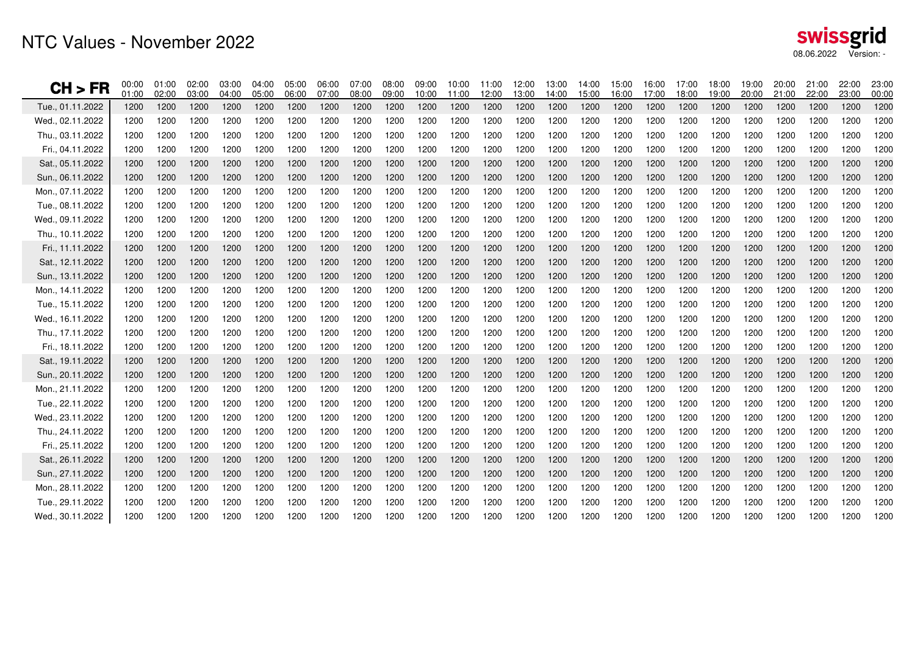# NTC Values - November 2022

swissgrid
08.06.2022 Version: -

| CH > FR | 00:00 01:00 | 01:00 02:00 | 02:00 03:00 | 03:00 04:00 | 04:00 05:00 | 05:00 06:00 | 06:00 07:00 | 07:00 08:00 | 08:00 09:00 | 09:00 10:00 | 10:00 11:00 | 11:00 12:00 | 12:00 13:00 | 13:00 14:00 | 14:00 15:00 | 15:00 16:00 | 16:00 17:00 | 17:00 18:00 | 18:00 19:00 | 19:00 20:00 | 20:00 21:00 | 21:00 22:00 | 22:00 23:00 | 23:00 00:00 |
|---|---|---|---|---|---|---|---|---|---|---|---|---|---|---|---|---|---|---|---|---|---|---|---|---|
| Tue., 01.11.2022 | 1200 | 1200 | 1200 | 1200 | 1200 | 1200 | 1200 | 1200 | 1200 | 1200 | 1200 | 1200 | 1200 | 1200 | 1200 | 1200 | 1200 | 1200 | 1200 | 1200 | 1200 | 1200 | 1200 | 1200 |
| Wed., 02.11.2022 | 1200 | 1200 | 1200 | 1200 | 1200 | 1200 | 1200 | 1200 | 1200 | 1200 | 1200 | 1200 | 1200 | 1200 | 1200 | 1200 | 1200 | 1200 | 1200 | 1200 | 1200 | 1200 | 1200 | 1200 |
| Thu., 03.11.2022 | 1200 | 1200 | 1200 | 1200 | 1200 | 1200 | 1200 | 1200 | 1200 | 1200 | 1200 | 1200 | 1200 | 1200 | 1200 | 1200 | 1200 | 1200 | 1200 | 1200 | 1200 | 1200 | 1200 | 1200 |
| Fri., 04.11.2022 | 1200 | 1200 | 1200 | 1200 | 1200 | 1200 | 1200 | 1200 | 1200 | 1200 | 1200 | 1200 | 1200 | 1200 | 1200 | 1200 | 1200 | 1200 | 1200 | 1200 | 1200 | 1200 | 1200 | 1200 |
| Sat., 05.11.2022 | 1200 | 1200 | 1200 | 1200 | 1200 | 1200 | 1200 | 1200 | 1200 | 1200 | 1200 | 1200 | 1200 | 1200 | 1200 | 1200 | 1200 | 1200 | 1200 | 1200 | 1200 | 1200 | 1200 | 1200 |
| Sun., 06.11.2022 | 1200 | 1200 | 1200 | 1200 | 1200 | 1200 | 1200 | 1200 | 1200 | 1200 | 1200 | 1200 | 1200 | 1200 | 1200 | 1200 | 1200 | 1200 | 1200 | 1200 | 1200 | 1200 | 1200 | 1200 |
| Mon., 07.11.2022 | 1200 | 1200 | 1200 | 1200 | 1200 | 1200 | 1200 | 1200 | 1200 | 1200 | 1200 | 1200 | 1200 | 1200 | 1200 | 1200 | 1200 | 1200 | 1200 | 1200 | 1200 | 1200 | 1200 | 1200 |
| Tue., 08.11.2022 | 1200 | 1200 | 1200 | 1200 | 1200 | 1200 | 1200 | 1200 | 1200 | 1200 | 1200 | 1200 | 1200 | 1200 | 1200 | 1200 | 1200 | 1200 | 1200 | 1200 | 1200 | 1200 | 1200 | 1200 |
| Wed., 09.11.2022 | 1200 | 1200 | 1200 | 1200 | 1200 | 1200 | 1200 | 1200 | 1200 | 1200 | 1200 | 1200 | 1200 | 1200 | 1200 | 1200 | 1200 | 1200 | 1200 | 1200 | 1200 | 1200 | 1200 | 1200 |
| Thu., 10.11.2022 | 1200 | 1200 | 1200 | 1200 | 1200 | 1200 | 1200 | 1200 | 1200 | 1200 | 1200 | 1200 | 1200 | 1200 | 1200 | 1200 | 1200 | 1200 | 1200 | 1200 | 1200 | 1200 | 1200 | 1200 |
| Fri., 11.11.2022 | 1200 | 1200 | 1200 | 1200 | 1200 | 1200 | 1200 | 1200 | 1200 | 1200 | 1200 | 1200 | 1200 | 1200 | 1200 | 1200 | 1200 | 1200 | 1200 | 1200 | 1200 | 1200 | 1200 | 1200 |
| Sat., 12.11.2022 | 1200 | 1200 | 1200 | 1200 | 1200 | 1200 | 1200 | 1200 | 1200 | 1200 | 1200 | 1200 | 1200 | 1200 | 1200 | 1200 | 1200 | 1200 | 1200 | 1200 | 1200 | 1200 | 1200 | 1200 |
| Sun., 13.11.2022 | 1200 | 1200 | 1200 | 1200 | 1200 | 1200 | 1200 | 1200 | 1200 | 1200 | 1200 | 1200 | 1200 | 1200 | 1200 | 1200 | 1200 | 1200 | 1200 | 1200 | 1200 | 1200 | 1200 | 1200 |
| Mon., 14.11.2022 | 1200 | 1200 | 1200 | 1200 | 1200 | 1200 | 1200 | 1200 | 1200 | 1200 | 1200 | 1200 | 1200 | 1200 | 1200 | 1200 | 1200 | 1200 | 1200 | 1200 | 1200 | 1200 | 1200 | 1200 |
| Tue., 15.11.2022 | 1200 | 1200 | 1200 | 1200 | 1200 | 1200 | 1200 | 1200 | 1200 | 1200 | 1200 | 1200 | 1200 | 1200 | 1200 | 1200 | 1200 | 1200 | 1200 | 1200 | 1200 | 1200 | 1200 | 1200 |
| Wed., 16.11.2022 | 1200 | 1200 | 1200 | 1200 | 1200 | 1200 | 1200 | 1200 | 1200 | 1200 | 1200 | 1200 | 1200 | 1200 | 1200 | 1200 | 1200 | 1200 | 1200 | 1200 | 1200 | 1200 | 1200 | 1200 |
| Thu., 17.11.2022 | 1200 | 1200 | 1200 | 1200 | 1200 | 1200 | 1200 | 1200 | 1200 | 1200 | 1200 | 1200 | 1200 | 1200 | 1200 | 1200 | 1200 | 1200 | 1200 | 1200 | 1200 | 1200 | 1200 | 1200 |
| Fri., 18.11.2022 | 1200 | 1200 | 1200 | 1200 | 1200 | 1200 | 1200 | 1200 | 1200 | 1200 | 1200 | 1200 | 1200 | 1200 | 1200 | 1200 | 1200 | 1200 | 1200 | 1200 | 1200 | 1200 | 1200 | 1200 |
| Sat., 19.11.2022 | 1200 | 1200 | 1200 | 1200 | 1200 | 1200 | 1200 | 1200 | 1200 | 1200 | 1200 | 1200 | 1200 | 1200 | 1200 | 1200 | 1200 | 1200 | 1200 | 1200 | 1200 | 1200 | 1200 | 1200 |
| Sun., 20.11.2022 | 1200 | 1200 | 1200 | 1200 | 1200 | 1200 | 1200 | 1200 | 1200 | 1200 | 1200 | 1200 | 1200 | 1200 | 1200 | 1200 | 1200 | 1200 | 1200 | 1200 | 1200 | 1200 | 1200 | 1200 |
| Mon., 21.11.2022 | 1200 | 1200 | 1200 | 1200 | 1200 | 1200 | 1200 | 1200 | 1200 | 1200 | 1200 | 1200 | 1200 | 1200 | 1200 | 1200 | 1200 | 1200 | 1200 | 1200 | 1200 | 1200 | 1200 | 1200 |
| Tue., 22.11.2022 | 1200 | 1200 | 1200 | 1200 | 1200 | 1200 | 1200 | 1200 | 1200 | 1200 | 1200 | 1200 | 1200 | 1200 | 1200 | 1200 | 1200 | 1200 | 1200 | 1200 | 1200 | 1200 | 1200 | 1200 |
| Wed., 23.11.2022 | 1200 | 1200 | 1200 | 1200 | 1200 | 1200 | 1200 | 1200 | 1200 | 1200 | 1200 | 1200 | 1200 | 1200 | 1200 | 1200 | 1200 | 1200 | 1200 | 1200 | 1200 | 1200 | 1200 | 1200 |
| Thu., 24.11.2022 | 1200 | 1200 | 1200 | 1200 | 1200 | 1200 | 1200 | 1200 | 1200 | 1200 | 1200 | 1200 | 1200 | 1200 | 1200 | 1200 | 1200 | 1200 | 1200 | 1200 | 1200 | 1200 | 1200 | 1200 |
| Fri., 25.11.2022 | 1200 | 1200 | 1200 | 1200 | 1200 | 1200 | 1200 | 1200 | 1200 | 1200 | 1200 | 1200 | 1200 | 1200 | 1200 | 1200 | 1200 | 1200 | 1200 | 1200 | 1200 | 1200 | 1200 | 1200 |
| Sat., 26.11.2022 | 1200 | 1200 | 1200 | 1200 | 1200 | 1200 | 1200 | 1200 | 1200 | 1200 | 1200 | 1200 | 1200 | 1200 | 1200 | 1200 | 1200 | 1200 | 1200 | 1200 | 1200 | 1200 | 1200 | 1200 |
| Sun., 27.11.2022 | 1200 | 1200 | 1200 | 1200 | 1200 | 1200 | 1200 | 1200 | 1200 | 1200 | 1200 | 1200 | 1200 | 1200 | 1200 | 1200 | 1200 | 1200 | 1200 | 1200 | 1200 | 1200 | 1200 | 1200 |
| Mon., 28.11.2022 | 1200 | 1200 | 1200 | 1200 | 1200 | 1200 | 1200 | 1200 | 1200 | 1200 | 1200 | 1200 | 1200 | 1200 | 1200 | 1200 | 1200 | 1200 | 1200 | 1200 | 1200 | 1200 | 1200 | 1200 |
| Tue., 29.11.2022 | 1200 | 1200 | 1200 | 1200 | 1200 | 1200 | 1200 | 1200 | 1200 | 1200 | 1200 | 1200 | 1200 | 1200 | 1200 | 1200 | 1200 | 1200 | 1200 | 1200 | 1200 | 1200 | 1200 | 1200 |
| Wed., 30.11.2022 | 1200 | 1200 | 1200 | 1200 | 1200 | 1200 | 1200 | 1200 | 1200 | 1200 | 1200 | 1200 | 1200 | 1200 | 1200 | 1200 | 1200 | 1200 | 1200 | 1200 | 1200 | 1200 | 1200 | 1200 |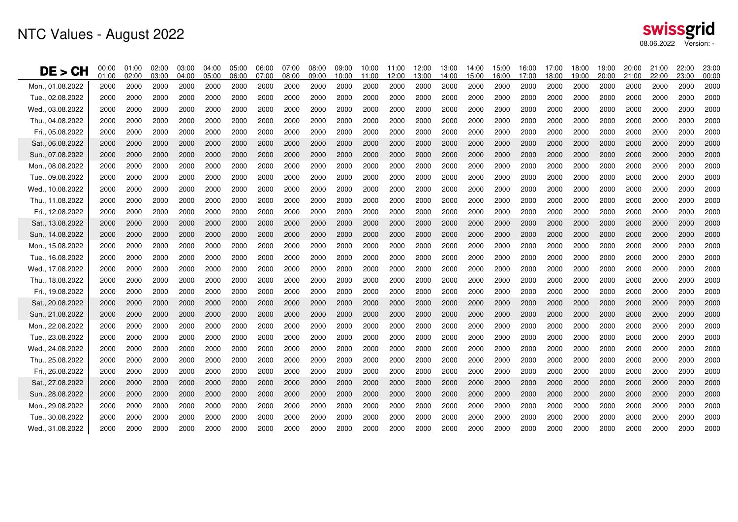# NTC Values - August 2022

swissgrid

08.06.2022 Version: -

| DE > CH | 00:00 01:00 | 01:00 02:00 | 02:00 03:00 | 03:00 04:00 | 04:00 05:00 | 05:00 06:00 | 06:00 07:00 | 07:00 08:00 | 08:00 09:00 | 09:00 10:00 | 10:00 11:00 | 11:00 12:00 | 12:00 13:00 | 13:00 14:00 | 14:00 15:00 | 15:00 16:00 | 16:00 17:00 | 17:00 18:00 | 18:00 19:00 | 19:00 20:00 | 20:00 21:00 | 21:00 22:00 | 22:00 23:00 | 23:00 00:00 |
|---|---|---|---|---|---|---|---|---|---|---|---|---|---|---|---|---|---|---|---|---|---|---|---|---|
| Mon., 01.08.2022 | 2000 | 2000 | 2000 | 2000 | 2000 | 2000 | 2000 | 2000 | 2000 | 2000 | 2000 | 2000 | 2000 | 2000 | 2000 | 2000 | 2000 | 2000 | 2000 | 2000 | 2000 | 2000 | 2000 | 2000 |
| Tue., 02.08.2022 | 2000 | 2000 | 2000 | 2000 | 2000 | 2000 | 2000 | 2000 | 2000 | 2000 | 2000 | 2000 | 2000 | 2000 | 2000 | 2000 | 2000 | 2000 | 2000 | 2000 | 2000 | 2000 | 2000 | 2000 |
| Wed., 03.08.2022 | 2000 | 2000 | 2000 | 2000 | 2000 | 2000 | 2000 | 2000 | 2000 | 2000 | 2000 | 2000 | 2000 | 2000 | 2000 | 2000 | 2000 | 2000 | 2000 | 2000 | 2000 | 2000 | 2000 | 2000 |
| Thu., 04.08.2022 | 2000 | 2000 | 2000 | 2000 | 2000 | 2000 | 2000 | 2000 | 2000 | 2000 | 2000 | 2000 | 2000 | 2000 | 2000 | 2000 | 2000 | 2000 | 2000 | 2000 | 2000 | 2000 | 2000 | 2000 |
| Fri., 05.08.2022 | 2000 | 2000 | 2000 | 2000 | 2000 | 2000 | 2000 | 2000 | 2000 | 2000 | 2000 | 2000 | 2000 | 2000 | 2000 | 2000 | 2000 | 2000 | 2000 | 2000 | 2000 | 2000 | 2000 | 2000 |
| Sat., 06.08.2022 | 2000 | 2000 | 2000 | 2000 | 2000 | 2000 | 2000 | 2000 | 2000 | 2000 | 2000 | 2000 | 2000 | 2000 | 2000 | 2000 | 2000 | 2000 | 2000 | 2000 | 2000 | 2000 | 2000 | 2000 |
| Sun., 07.08.2022 | 2000 | 2000 | 2000 | 2000 | 2000 | 2000 | 2000 | 2000 | 2000 | 2000 | 2000 | 2000 | 2000 | 2000 | 2000 | 2000 | 2000 | 2000 | 2000 | 2000 | 2000 | 2000 | 2000 | 2000 |
| Mon., 08.08.2022 | 2000 | 2000 | 2000 | 2000 | 2000 | 2000 | 2000 | 2000 | 2000 | 2000 | 2000 | 2000 | 2000 | 2000 | 2000 | 2000 | 2000 | 2000 | 2000 | 2000 | 2000 | 2000 | 2000 | 2000 |
| Tue., 09.08.2022 | 2000 | 2000 | 2000 | 2000 | 2000 | 2000 | 2000 | 2000 | 2000 | 2000 | 2000 | 2000 | 2000 | 2000 | 2000 | 2000 | 2000 | 2000 | 2000 | 2000 | 2000 | 2000 | 2000 | 2000 |
| Wed., 10.08.2022 | 2000 | 2000 | 2000 | 2000 | 2000 | 2000 | 2000 | 2000 | 2000 | 2000 | 2000 | 2000 | 2000 | 2000 | 2000 | 2000 | 2000 | 2000 | 2000 | 2000 | 2000 | 2000 | 2000 | 2000 |
| Thu., 11.08.2022 | 2000 | 2000 | 2000 | 2000 | 2000 | 2000 | 2000 | 2000 | 2000 | 2000 | 2000 | 2000 | 2000 | 2000 | 2000 | 2000 | 2000 | 2000 | 2000 | 2000 | 2000 | 2000 | 2000 | 2000 |
| Fri., 12.08.2022 | 2000 | 2000 | 2000 | 2000 | 2000 | 2000 | 2000 | 2000 | 2000 | 2000 | 2000 | 2000 | 2000 | 2000 | 2000 | 2000 | 2000 | 2000 | 2000 | 2000 | 2000 | 2000 | 2000 | 2000 |
| Sat., 13.08.2022 | 2000 | 2000 | 2000 | 2000 | 2000 | 2000 | 2000 | 2000 | 2000 | 2000 | 2000 | 2000 | 2000 | 2000 | 2000 | 2000 | 2000 | 2000 | 2000 | 2000 | 2000 | 2000 | 2000 | 2000 |
| Sun., 14.08.2022 | 2000 | 2000 | 2000 | 2000 | 2000 | 2000 | 2000 | 2000 | 2000 | 2000 | 2000 | 2000 | 2000 | 2000 | 2000 | 2000 | 2000 | 2000 | 2000 | 2000 | 2000 | 2000 | 2000 | 2000 |
| Mon., 15.08.2022 | 2000 | 2000 | 2000 | 2000 | 2000 | 2000 | 2000 | 2000 | 2000 | 2000 | 2000 | 2000 | 2000 | 2000 | 2000 | 2000 | 2000 | 2000 | 2000 | 2000 | 2000 | 2000 | 2000 | 2000 |
| Tue., 16.08.2022 | 2000 | 2000 | 2000 | 2000 | 2000 | 2000 | 2000 | 2000 | 2000 | 2000 | 2000 | 2000 | 2000 | 2000 | 2000 | 2000 | 2000 | 2000 | 2000 | 2000 | 2000 | 2000 | 2000 | 2000 |
| Wed., 17.08.2022 | 2000 | 2000 | 2000 | 2000 | 2000 | 2000 | 2000 | 2000 | 2000 | 2000 | 2000 | 2000 | 2000 | 2000 | 2000 | 2000 | 2000 | 2000 | 2000 | 2000 | 2000 | 2000 | 2000 | 2000 |
| Thu., 18.08.2022 | 2000 | 2000 | 2000 | 2000 | 2000 | 2000 | 2000 | 2000 | 2000 | 2000 | 2000 | 2000 | 2000 | 2000 | 2000 | 2000 | 2000 | 2000 | 2000 | 2000 | 2000 | 2000 | 2000 | 2000 |
| Fri., 19.08.2022 | 2000 | 2000 | 2000 | 2000 | 2000 | 2000 | 2000 | 2000 | 2000 | 2000 | 2000 | 2000 | 2000 | 2000 | 2000 | 2000 | 2000 | 2000 | 2000 | 2000 | 2000 | 2000 | 2000 | 2000 |
| Sat., 20.08.2022 | 2000 | 2000 | 2000 | 2000 | 2000 | 2000 | 2000 | 2000 | 2000 | 2000 | 2000 | 2000 | 2000 | 2000 | 2000 | 2000 | 2000 | 2000 | 2000 | 2000 | 2000 | 2000 | 2000 | 2000 |
| Sun., 21.08.2022 | 2000 | 2000 | 2000 | 2000 | 2000 | 2000 | 2000 | 2000 | 2000 | 2000 | 2000 | 2000 | 2000 | 2000 | 2000 | 2000 | 2000 | 2000 | 2000 | 2000 | 2000 | 2000 | 2000 | 2000 |
| Mon., 22.08.2022 | 2000 | 2000 | 2000 | 2000 | 2000 | 2000 | 2000 | 2000 | 2000 | 2000 | 2000 | 2000 | 2000 | 2000 | 2000 | 2000 | 2000 | 2000 | 2000 | 2000 | 2000 | 2000 | 2000 | 2000 |
| Tue., 23.08.2022 | 2000 | 2000 | 2000 | 2000 | 2000 | 2000 | 2000 | 2000 | 2000 | 2000 | 2000 | 2000 | 2000 | 2000 | 2000 | 2000 | 2000 | 2000 | 2000 | 2000 | 2000 | 2000 | 2000 | 2000 |
| Wed., 24.08.2022 | 2000 | 2000 | 2000 | 2000 | 2000 | 2000 | 2000 | 2000 | 2000 | 2000 | 2000 | 2000 | 2000 | 2000 | 2000 | 2000 | 2000 | 2000 | 2000 | 2000 | 2000 | 2000 | 2000 | 2000 |
| Thu., 25.08.2022 | 2000 | 2000 | 2000 | 2000 | 2000 | 2000 | 2000 | 2000 | 2000 | 2000 | 2000 | 2000 | 2000 | 2000 | 2000 | 2000 | 2000 | 2000 | 2000 | 2000 | 2000 | 2000 | 2000 | 2000 |
| Fri., 26.08.2022 | 2000 | 2000 | 2000 | 2000 | 2000 | 2000 | 2000 | 2000 | 2000 | 2000 | 2000 | 2000 | 2000 | 2000 | 2000 | 2000 | 2000 | 2000 | 2000 | 2000 | 2000 | 2000 | 2000 | 2000 |
| Sat., 27.08.2022 | 2000 | 2000 | 2000 | 2000 | 2000 | 2000 | 2000 | 2000 | 2000 | 2000 | 2000 | 2000 | 2000 | 2000 | 2000 | 2000 | 2000 | 2000 | 2000 | 2000 | 2000 | 2000 | 2000 | 2000 |
| Sun., 28.08.2022 | 2000 | 2000 | 2000 | 2000 | 2000 | 2000 | 2000 | 2000 | 2000 | 2000 | 2000 | 2000 | 2000 | 2000 | 2000 | 2000 | 2000 | 2000 | 2000 | 2000 | 2000 | 2000 | 2000 | 2000 |
| Mon., 29.08.2022 | 2000 | 2000 | 2000 | 2000 | 2000 | 2000 | 2000 | 2000 | 2000 | 2000 | 2000 | 2000 | 2000 | 2000 | 2000 | 2000 | 2000 | 2000 | 2000 | 2000 | 2000 | 2000 | 2000 | 2000 |
| Tue., 30.08.2022 | 2000 | 2000 | 2000 | 2000 | 2000 | 2000 | 2000 | 2000 | 2000 | 2000 | 2000 | 2000 | 2000 | 2000 | 2000 | 2000 | 2000 | 2000 | 2000 | 2000 | 2000 | 2000 | 2000 | 2000 |
| Wed., 31.08.2022 | 2000 | 2000 | 2000 | 2000 | 2000 | 2000 | 2000 | 2000 | 2000 | 2000 | 2000 | 2000 | 2000 | 2000 | 2000 | 2000 | 2000 | 2000 | 2000 | 2000 | 2000 | 2000 | 2000 | 2000 |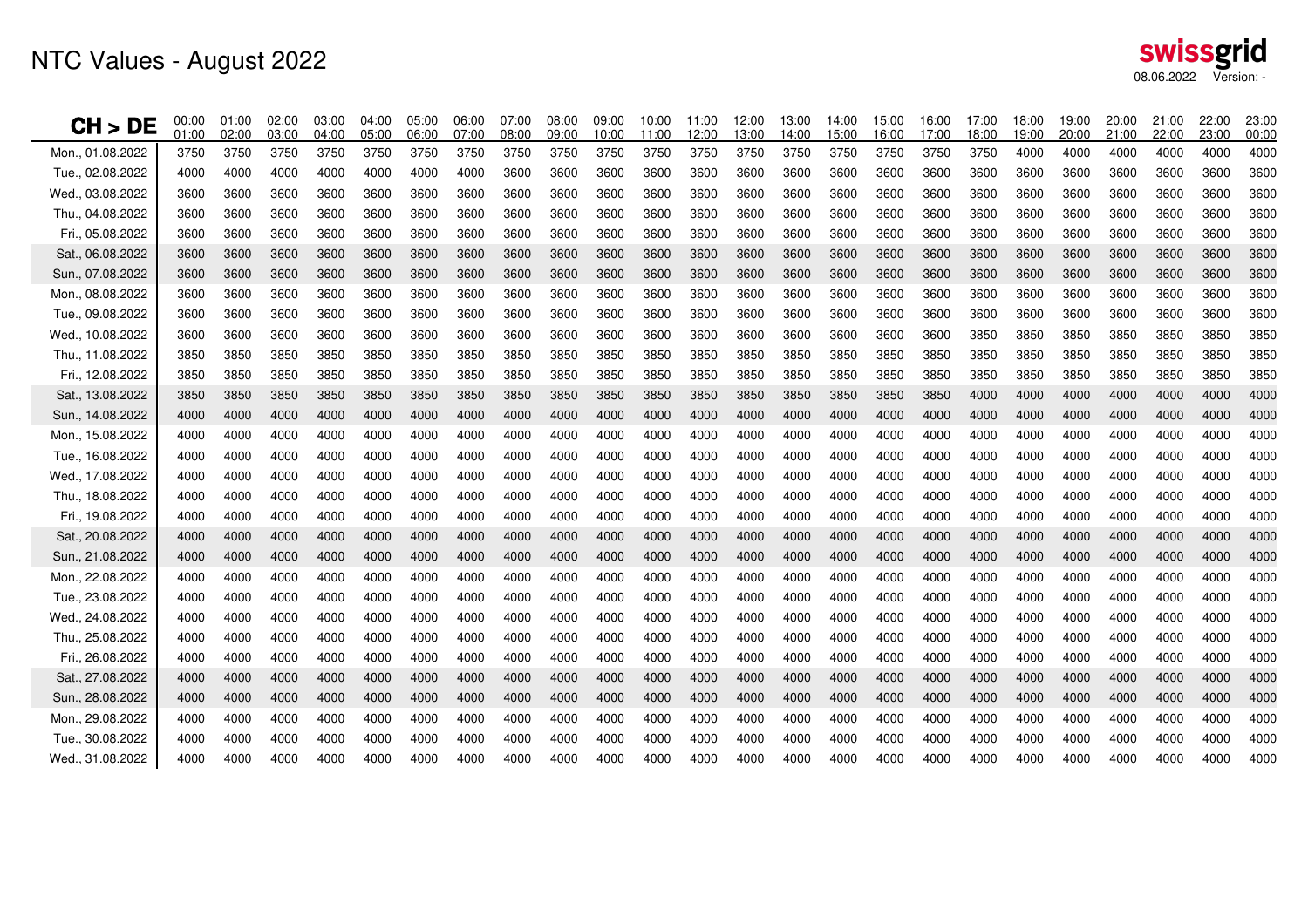# NTC Values - August 2022

08.06.2022 Version: -

| CH > DE | 00:00 01:00 | 01:00 02:00 | 02:00 03:00 | 03:00 04:00 | 04:00 05:00 | 05:00 06:00 | 06:00 07:00 | 07:00 08:00 | 08:00 09:00 | 09:00 10:00 | 10:00 11:00 | 11:00 12:00 | 12:00 13:00 | 13:00 14:00 | 14:00 15:00 | 15:00 16:00 | 16:00 17:00 | 17:00 18:00 | 18:00 19:00 | 19:00 20:00 | 20:00 21:00 | 21:00 22:00 | 22:00 23:00 | 23:00 00:00 |
|---|---|---|---|---|---|---|---|---|---|---|---|---|---|---|---|---|---|---|---|---|---|---|---|---|
| Mon., 01.08.2022 | 3750 | 3750 | 3750 | 3750 | 3750 | 3750 | 3750 | 3750 | 3750 | 3750 | 3750 | 3750 | 3750 | 3750 | 3750 | 3750 | 3750 | 3750 | 4000 | 4000 | 4000 | 4000 | 4000 | 4000 |
| Tue., 02.08.2022 | 4000 | 4000 | 4000 | 4000 | 4000 | 4000 | 4000 | 3600 | 3600 | 3600 | 3600 | 3600 | 3600 | 3600 | 3600 | 3600 | 3600 | 3600 | 3600 | 3600 | 3600 | 3600 | 3600 | 3600 |
| Wed., 03.08.2022 | 3600 | 3600 | 3600 | 3600 | 3600 | 3600 | 3600 | 3600 | 3600 | 3600 | 3600 | 3600 | 3600 | 3600 | 3600 | 3600 | 3600 | 3600 | 3600 | 3600 | 3600 | 3600 | 3600 | 3600 |
| Thu., 04.08.2022 | 3600 | 3600 | 3600 | 3600 | 3600 | 3600 | 3600 | 3600 | 3600 | 3600 | 3600 | 3600 | 3600 | 3600 | 3600 | 3600 | 3600 | 3600 | 3600 | 3600 | 3600 | 3600 | 3600 | 3600 |
| Fri., 05.08.2022 | 3600 | 3600 | 3600 | 3600 | 3600 | 3600 | 3600 | 3600 | 3600 | 3600 | 3600 | 3600 | 3600 | 3600 | 3600 | 3600 | 3600 | 3600 | 3600 | 3600 | 3600 | 3600 | 3600 | 3600 |
| Sat., 06.08.2022 | 3600 | 3600 | 3600 | 3600 | 3600 | 3600 | 3600 | 3600 | 3600 | 3600 | 3600 | 3600 | 3600 | 3600 | 3600 | 3600 | 3600 | 3600 | 3600 | 3600 | 3600 | 3600 | 3600 | 3600 |
| Sun., 07.08.2022 | 3600 | 3600 | 3600 | 3600 | 3600 | 3600 | 3600 | 3600 | 3600 | 3600 | 3600 | 3600 | 3600 | 3600 | 3600 | 3600 | 3600 | 3600 | 3600 | 3600 | 3600 | 3600 | 3600 | 3600 |
| Mon., 08.08.2022 | 3600 | 3600 | 3600 | 3600 | 3600 | 3600 | 3600 | 3600 | 3600 | 3600 | 3600 | 3600 | 3600 | 3600 | 3600 | 3600 | 3600 | 3600 | 3600 | 3600 | 3600 | 3600 | 3600 | 3600 |
| Tue., 09.08.2022 | 3600 | 3600 | 3600 | 3600 | 3600 | 3600 | 3600 | 3600 | 3600 | 3600 | 3600 | 3600 | 3600 | 3600 | 3600 | 3600 | 3600 | 3600 | 3600 | 3600 | 3600 | 3600 | 3600 | 3600 |
| Wed., 10.08.2022 | 3600 | 3600 | 3600 | 3600 | 3600 | 3600 | 3600 | 3600 | 3600 | 3600 | 3600 | 3600 | 3600 | 3600 | 3600 | 3600 | 3600 | 3850 | 3850 | 3850 | 3850 | 3850 | 3850 | 3850 |
| Thu., 11.08.2022 | 3850 | 3850 | 3850 | 3850 | 3850 | 3850 | 3850 | 3850 | 3850 | 3850 | 3850 | 3850 | 3850 | 3850 | 3850 | 3850 | 3850 | 3850 | 3850 | 3850 | 3850 | 3850 | 3850 | 3850 |
| Fri., 12.08.2022 | 3850 | 3850 | 3850 | 3850 | 3850 | 3850 | 3850 | 3850 | 3850 | 3850 | 3850 | 3850 | 3850 | 3850 | 3850 | 3850 | 3850 | 3850 | 3850 | 3850 | 3850 | 3850 | 3850 | 3850 |
| Sat., 13.08.2022 | 3850 | 3850 | 3850 | 3850 | 3850 | 3850 | 3850 | 3850 | 3850 | 3850 | 3850 | 3850 | 3850 | 3850 | 3850 | 3850 | 3850 | 4000 | 4000 | 4000 | 4000 | 4000 | 4000 | 4000 |
| Sun., 14.08.2022 | 4000 | 4000 | 4000 | 4000 | 4000 | 4000 | 4000 | 4000 | 4000 | 4000 | 4000 | 4000 | 4000 | 4000 | 4000 | 4000 | 4000 | 4000 | 4000 | 4000 | 4000 | 4000 | 4000 | 4000 |
| Mon., 15.08.2022 | 4000 | 4000 | 4000 | 4000 | 4000 | 4000 | 4000 | 4000 | 4000 | 4000 | 4000 | 4000 | 4000 | 4000 | 4000 | 4000 | 4000 | 4000 | 4000 | 4000 | 4000 | 4000 | 4000 | 4000 |
| Tue., 16.08.2022 | 4000 | 4000 | 4000 | 4000 | 4000 | 4000 | 4000 | 4000 | 4000 | 4000 | 4000 | 4000 | 4000 | 4000 | 4000 | 4000 | 4000 | 4000 | 4000 | 4000 | 4000 | 4000 | 4000 | 4000 |
| Wed., 17.08.2022 | 4000 | 4000 | 4000 | 4000 | 4000 | 4000 | 4000 | 4000 | 4000 | 4000 | 4000 | 4000 | 4000 | 4000 | 4000 | 4000 | 4000 | 4000 | 4000 | 4000 | 4000 | 4000 | 4000 | 4000 |
| Thu., 18.08.2022 | 4000 | 4000 | 4000 | 4000 | 4000 | 4000 | 4000 | 4000 | 4000 | 4000 | 4000 | 4000 | 4000 | 4000 | 4000 | 4000 | 4000 | 4000 | 4000 | 4000 | 4000 | 4000 | 4000 | 4000 |
| Fri., 19.08.2022 | 4000 | 4000 | 4000 | 4000 | 4000 | 4000 | 4000 | 4000 | 4000 | 4000 | 4000 | 4000 | 4000 | 4000 | 4000 | 4000 | 4000 | 4000 | 4000 | 4000 | 4000 | 4000 | 4000 | 4000 |
| Sat., 20.08.2022 | 4000 | 4000 | 4000 | 4000 | 4000 | 4000 | 4000 | 4000 | 4000 | 4000 | 4000 | 4000 | 4000 | 4000 | 4000 | 4000 | 4000 | 4000 | 4000 | 4000 | 4000 | 4000 | 4000 | 4000 |
| Sun., 21.08.2022 | 4000 | 4000 | 4000 | 4000 | 4000 | 4000 | 4000 | 4000 | 4000 | 4000 | 4000 | 4000 | 4000 | 4000 | 4000 | 4000 | 4000 | 4000 | 4000 | 4000 | 4000 | 4000 | 4000 | 4000 |
| Mon., 22.08.2022 | 4000 | 4000 | 4000 | 4000 | 4000 | 4000 | 4000 | 4000 | 4000 | 4000 | 4000 | 4000 | 4000 | 4000 | 4000 | 4000 | 4000 | 4000 | 4000 | 4000 | 4000 | 4000 | 4000 | 4000 |
| Tue., 23.08.2022 | 4000 | 4000 | 4000 | 4000 | 4000 | 4000 | 4000 | 4000 | 4000 | 4000 | 4000 | 4000 | 4000 | 4000 | 4000 | 4000 | 4000 | 4000 | 4000 | 4000 | 4000 | 4000 | 4000 | 4000 |
| Wed., 24.08.2022 | 4000 | 4000 | 4000 | 4000 | 4000 | 4000 | 4000 | 4000 | 4000 | 4000 | 4000 | 4000 | 4000 | 4000 | 4000 | 4000 | 4000 | 4000 | 4000 | 4000 | 4000 | 4000 | 4000 | 4000 |
| Thu., 25.08.2022 | 4000 | 4000 | 4000 | 4000 | 4000 | 4000 | 4000 | 4000 | 4000 | 4000 | 4000 | 4000 | 4000 | 4000 | 4000 | 4000 | 4000 | 4000 | 4000 | 4000 | 4000 | 4000 | 4000 | 4000 |
| Fri., 26.08.2022 | 4000 | 4000 | 4000 | 4000 | 4000 | 4000 | 4000 | 4000 | 4000 | 4000 | 4000 | 4000 | 4000 | 4000 | 4000 | 4000 | 4000 | 4000 | 4000 | 4000 | 4000 | 4000 | 4000 | 4000 |
| Sat., 27.08.2022 | 4000 | 4000 | 4000 | 4000 | 4000 | 4000 | 4000 | 4000 | 4000 | 4000 | 4000 | 4000 | 4000 | 4000 | 4000 | 4000 | 4000 | 4000 | 4000 | 4000 | 4000 | 4000 | 4000 | 4000 |
| Sun., 28.08.2022 | 4000 | 4000 | 4000 | 4000 | 4000 | 4000 | 4000 | 4000 | 4000 | 4000 | 4000 | 4000 | 4000 | 4000 | 4000 | 4000 | 4000 | 4000 | 4000 | 4000 | 4000 | 4000 | 4000 | 4000 |
| Mon., 29.08.2022 | 4000 | 4000 | 4000 | 4000 | 4000 | 4000 | 4000 | 4000 | 4000 | 4000 | 4000 | 4000 | 4000 | 4000 | 4000 | 4000 | 4000 | 4000 | 4000 | 4000 | 4000 | 4000 | 4000 | 4000 |
| Tue., 30.08.2022 | 4000 | 4000 | 4000 | 4000 | 4000 | 4000 | 4000 | 4000 | 4000 | 4000 | 4000 | 4000 | 4000 | 4000 | 4000 | 4000 | 4000 | 4000 | 4000 | 4000 | 4000 | 4000 | 4000 | 4000 |
| Wed., 31.08.2022 | 4000 | 4000 | 4000 | 4000 | 4000 | 4000 | 4000 | 4000 | 4000 | 4000 | 4000 | 4000 | 4000 | 4000 | 4000 | 4000 | 4000 | 4000 | 4000 | 4000 | 4000 | 4000 | 4000 | 4000 |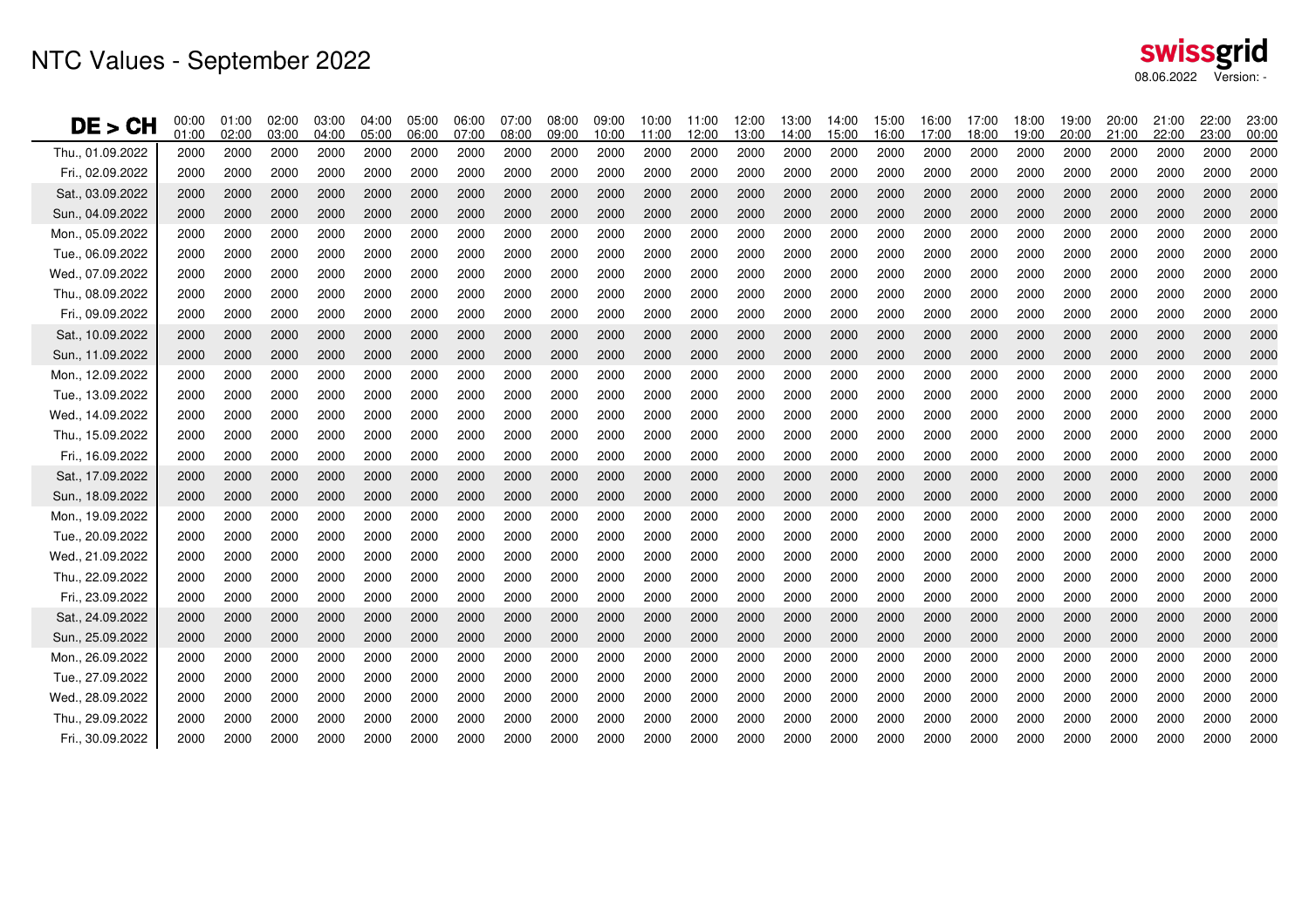# NTC Values - September 2022

swissgrid
08.06.2022 Version: -

| DE > CH | 00:00 01:00 | 01:00 02:00 | 02:00 03:00 | 03:00 04:00 | 04:00 05:00 | 05:00 06:00 | 06:00 07:00 | 07:00 08:00 | 08:00 09:00 | 09:00 10:00 | 10:00 11:00 | 11:00 12:00 | 12:00 13:00 | 13:00 14:00 | 14:00 15:00 | 15:00 16:00 | 16:00 17:00 | 17:00 18:00 | 18:00 19:00 | 19:00 20:00 | 20:00 21:00 | 21:00 22:00 | 22:00 23:00 | 23:00 00:00 |
|---|---|---|---|---|---|---|---|---|---|---|---|---|---|---|---|---|---|---|---|---|---|---|---|---|
| Thu., 01.09.2022 | 2000 | 2000 | 2000 | 2000 | 2000 | 2000 | 2000 | 2000 | 2000 | 2000 | 2000 | 2000 | 2000 | 2000 | 2000 | 2000 | 2000 | 2000 | 2000 | 2000 | 2000 | 2000 | 2000 | 2000 |
| Fri., 02.09.2022 | 2000 | 2000 | 2000 | 2000 | 2000 | 2000 | 2000 | 2000 | 2000 | 2000 | 2000 | 2000 | 2000 | 2000 | 2000 | 2000 | 2000 | 2000 | 2000 | 2000 | 2000 | 2000 | 2000 | 2000 |
| Sat., 03.09.2022 | 2000 | 2000 | 2000 | 2000 | 2000 | 2000 | 2000 | 2000 | 2000 | 2000 | 2000 | 2000 | 2000 | 2000 | 2000 | 2000 | 2000 | 2000 | 2000 | 2000 | 2000 | 2000 | 2000 | 2000 |
| Sun., 04.09.2022 | 2000 | 2000 | 2000 | 2000 | 2000 | 2000 | 2000 | 2000 | 2000 | 2000 | 2000 | 2000 | 2000 | 2000 | 2000 | 2000 | 2000 | 2000 | 2000 | 2000 | 2000 | 2000 | 2000 | 2000 |
| Mon., 05.09.2022 | 2000 | 2000 | 2000 | 2000 | 2000 | 2000 | 2000 | 2000 | 2000 | 2000 | 2000 | 2000 | 2000 | 2000 | 2000 | 2000 | 2000 | 2000 | 2000 | 2000 | 2000 | 2000 | 2000 | 2000 |
| Tue., 06.09.2022 | 2000 | 2000 | 2000 | 2000 | 2000 | 2000 | 2000 | 2000 | 2000 | 2000 | 2000 | 2000 | 2000 | 2000 | 2000 | 2000 | 2000 | 2000 | 2000 | 2000 | 2000 | 2000 | 2000 | 2000 |
| Wed., 07.09.2022 | 2000 | 2000 | 2000 | 2000 | 2000 | 2000 | 2000 | 2000 | 2000 | 2000 | 2000 | 2000 | 2000 | 2000 | 2000 | 2000 | 2000 | 2000 | 2000 | 2000 | 2000 | 2000 | 2000 | 2000 |
| Thu., 08.09.2022 | 2000 | 2000 | 2000 | 2000 | 2000 | 2000 | 2000 | 2000 | 2000 | 2000 | 2000 | 2000 | 2000 | 2000 | 2000 | 2000 | 2000 | 2000 | 2000 | 2000 | 2000 | 2000 | 2000 | 2000 |
| Fri., 09.09.2022 | 2000 | 2000 | 2000 | 2000 | 2000 | 2000 | 2000 | 2000 | 2000 | 2000 | 2000 | 2000 | 2000 | 2000 | 2000 | 2000 | 2000 | 2000 | 2000 | 2000 | 2000 | 2000 | 2000 | 2000 |
| Sat., 10.09.2022 | 2000 | 2000 | 2000 | 2000 | 2000 | 2000 | 2000 | 2000 | 2000 | 2000 | 2000 | 2000 | 2000 | 2000 | 2000 | 2000 | 2000 | 2000 | 2000 | 2000 | 2000 | 2000 | 2000 | 2000 |
| Sun., 11.09.2022 | 2000 | 2000 | 2000 | 2000 | 2000 | 2000 | 2000 | 2000 | 2000 | 2000 | 2000 | 2000 | 2000 | 2000 | 2000 | 2000 | 2000 | 2000 | 2000 | 2000 | 2000 | 2000 | 2000 | 2000 |
| Mon., 12.09.2022 | 2000 | 2000 | 2000 | 2000 | 2000 | 2000 | 2000 | 2000 | 2000 | 2000 | 2000 | 2000 | 2000 | 2000 | 2000 | 2000 | 2000 | 2000 | 2000 | 2000 | 2000 | 2000 | 2000 | 2000 |
| Tue., 13.09.2022 | 2000 | 2000 | 2000 | 2000 | 2000 | 2000 | 2000 | 2000 | 2000 | 2000 | 2000 | 2000 | 2000 | 2000 | 2000 | 2000 | 2000 | 2000 | 2000 | 2000 | 2000 | 2000 | 2000 | 2000 |
| Wed., 14.09.2022 | 2000 | 2000 | 2000 | 2000 | 2000 | 2000 | 2000 | 2000 | 2000 | 2000 | 2000 | 2000 | 2000 | 2000 | 2000 | 2000 | 2000 | 2000 | 2000 | 2000 | 2000 | 2000 | 2000 | 2000 |
| Thu., 15.09.2022 | 2000 | 2000 | 2000 | 2000 | 2000 | 2000 | 2000 | 2000 | 2000 | 2000 | 2000 | 2000 | 2000 | 2000 | 2000 | 2000 | 2000 | 2000 | 2000 | 2000 | 2000 | 2000 | 2000 | 2000 |
| Fri., 16.09.2022 | 2000 | 2000 | 2000 | 2000 | 2000 | 2000 | 2000 | 2000 | 2000 | 2000 | 2000 | 2000 | 2000 | 2000 | 2000 | 2000 | 2000 | 2000 | 2000 | 2000 | 2000 | 2000 | 2000 | 2000 |
| Sat., 17.09.2022 | 2000 | 2000 | 2000 | 2000 | 2000 | 2000 | 2000 | 2000 | 2000 | 2000 | 2000 | 2000 | 2000 | 2000 | 2000 | 2000 | 2000 | 2000 | 2000 | 2000 | 2000 | 2000 | 2000 | 2000 |
| Sun., 18.09.2022 | 2000 | 2000 | 2000 | 2000 | 2000 | 2000 | 2000 | 2000 | 2000 | 2000 | 2000 | 2000 | 2000 | 2000 | 2000 | 2000 | 2000 | 2000 | 2000 | 2000 | 2000 | 2000 | 2000 | 2000 |
| Mon., 19.09.2022 | 2000 | 2000 | 2000 | 2000 | 2000 | 2000 | 2000 | 2000 | 2000 | 2000 | 2000 | 2000 | 2000 | 2000 | 2000 | 2000 | 2000 | 2000 | 2000 | 2000 | 2000 | 2000 | 2000 | 2000 |
| Tue., 20.09.2022 | 2000 | 2000 | 2000 | 2000 | 2000 | 2000 | 2000 | 2000 | 2000 | 2000 | 2000 | 2000 | 2000 | 2000 | 2000 | 2000 | 2000 | 2000 | 2000 | 2000 | 2000 | 2000 | 2000 | 2000 |
| Wed., 21.09.2022 | 2000 | 2000 | 2000 | 2000 | 2000 | 2000 | 2000 | 2000 | 2000 | 2000 | 2000 | 2000 | 2000 | 2000 | 2000 | 2000 | 2000 | 2000 | 2000 | 2000 | 2000 | 2000 | 2000 | 2000 |
| Thu., 22.09.2022 | 2000 | 2000 | 2000 | 2000 | 2000 | 2000 | 2000 | 2000 | 2000 | 2000 | 2000 | 2000 | 2000 | 2000 | 2000 | 2000 | 2000 | 2000 | 2000 | 2000 | 2000 | 2000 | 2000 | 2000 |
| Fri., 23.09.2022 | 2000 | 2000 | 2000 | 2000 | 2000 | 2000 | 2000 | 2000 | 2000 | 2000 | 2000 | 2000 | 2000 | 2000 | 2000 | 2000 | 2000 | 2000 | 2000 | 2000 | 2000 | 2000 | 2000 | 2000 |
| Sat., 24.09.2022 | 2000 | 2000 | 2000 | 2000 | 2000 | 2000 | 2000 | 2000 | 2000 | 2000 | 2000 | 2000 | 2000 | 2000 | 2000 | 2000 | 2000 | 2000 | 2000 | 2000 | 2000 | 2000 | 2000 | 2000 |
| Sun., 25.09.2022 | 2000 | 2000 | 2000 | 2000 | 2000 | 2000 | 2000 | 2000 | 2000 | 2000 | 2000 | 2000 | 2000 | 2000 | 2000 | 2000 | 2000 | 2000 | 2000 | 2000 | 2000 | 2000 | 2000 | 2000 |
| Mon., 26.09.2022 | 2000 | 2000 | 2000 | 2000 | 2000 | 2000 | 2000 | 2000 | 2000 | 2000 | 2000 | 2000 | 2000 | 2000 | 2000 | 2000 | 2000 | 2000 | 2000 | 2000 | 2000 | 2000 | 2000 | 2000 |
| Tue., 27.09.2022 | 2000 | 2000 | 2000 | 2000 | 2000 | 2000 | 2000 | 2000 | 2000 | 2000 | 2000 | 2000 | 2000 | 2000 | 2000 | 2000 | 2000 | 2000 | 2000 | 2000 | 2000 | 2000 | 2000 | 2000 |
| Wed., 28.09.2022 | 2000 | 2000 | 2000 | 2000 | 2000 | 2000 | 2000 | 2000 | 2000 | 2000 | 2000 | 2000 | 2000 | 2000 | 2000 | 2000 | 2000 | 2000 | 2000 | 2000 | 2000 | 2000 | 2000 | 2000 |
| Thu., 29.09.2022 | 2000 | 2000 | 2000 | 2000 | 2000 | 2000 | 2000 | 2000 | 2000 | 2000 | 2000 | 2000 | 2000 | 2000 | 2000 | 2000 | 2000 | 2000 | 2000 | 2000 | 2000 | 2000 | 2000 | 2000 |
| Fri., 30.09.2022 | 2000 | 2000 | 2000 | 2000 | 2000 | 2000 | 2000 | 2000 | 2000 | 2000 | 2000 | 2000 | 2000 | 2000 | 2000 | 2000 | 2000 | 2000 | 2000 | 2000 | 2000 | 2000 | 2000 | 2000 |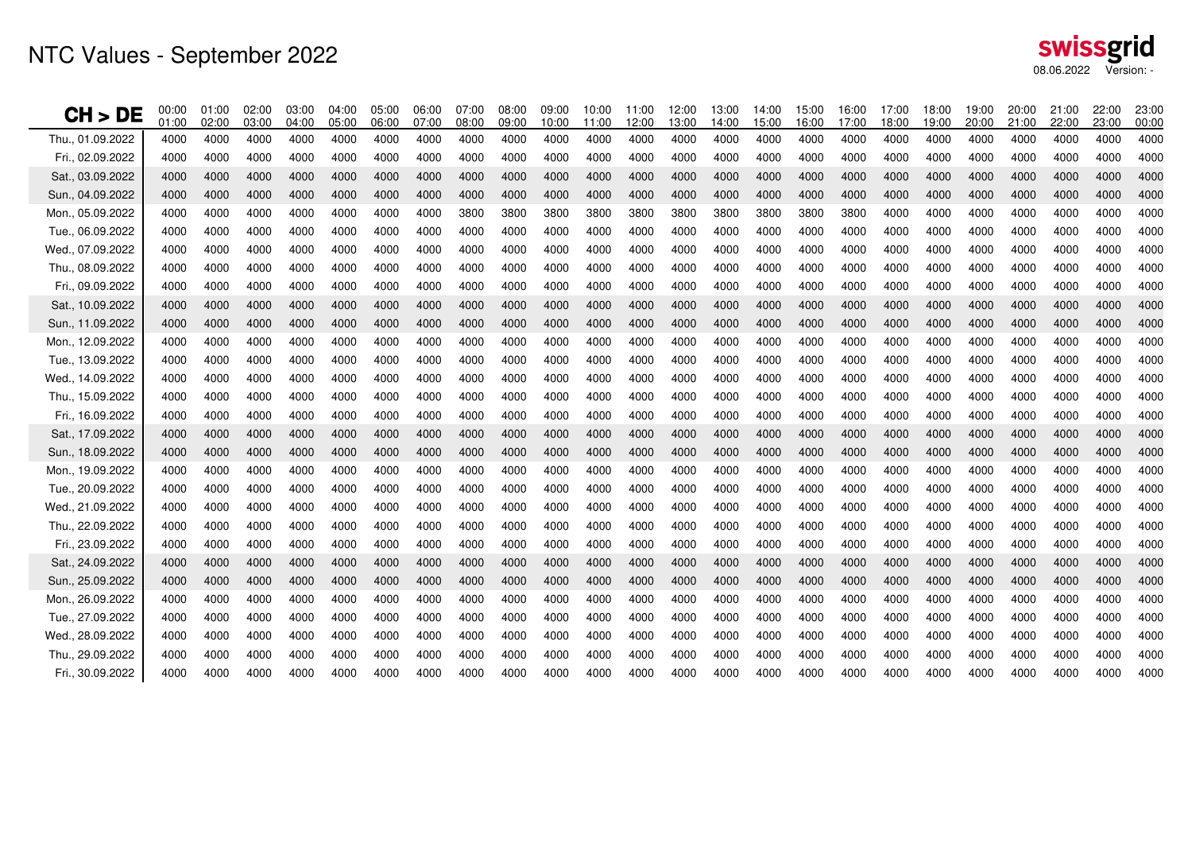# NTC Values - September 2022

swissgrid
08.06.2022 Version: -

| CH > DE | 00:00 01:00 | 01:00 02:00 | 02:00 03:00 | 03:00 04:00 | 04:00 05:00 | 05:00 06:00 | 06:00 07:00 | 07:00 08:00 | 08:00 09:00 | 09:00 10:00 | 10:00 11:00 | 11:00 12:00 | 12:00 13:00 | 13:00 14:00 | 14:00 15:00 | 15:00 16:00 | 16:00 17:00 | 17:00 18:00 | 18:00 19:00 | 19:00 20:00 | 20:00 21:00 | 21:00 22:00 | 22:00 23:00 | 23:00 00:00 |
|---|---|---|---|---|---|---|---|---|---|---|---|---|---|---|---|---|---|---|---|---|---|---|---|---|
| Thu., 01.09.2022 | 4000 | 4000 | 4000 | 4000 | 4000 | 4000 | 4000 | 4000 | 4000 | 4000 | 4000 | 4000 | 4000 | 4000 | 4000 | 4000 | 4000 | 4000 | 4000 | 4000 | 4000 | 4000 | 4000 | 4000 |
| Fri., 02.09.2022 | 4000 | 4000 | 4000 | 4000 | 4000 | 4000 | 4000 | 4000 | 4000 | 4000 | 4000 | 4000 | 4000 | 4000 | 4000 | 4000 | 4000 | 4000 | 4000 | 4000 | 4000 | 4000 | 4000 | 4000 |
| Sat., 03.09.2022 | 4000 | 4000 | 4000 | 4000 | 4000 | 4000 | 4000 | 4000 | 4000 | 4000 | 4000 | 4000 | 4000 | 4000 | 4000 | 4000 | 4000 | 4000 | 4000 | 4000 | 4000 | 4000 | 4000 | 4000 |
| Sun., 04.09.2022 | 4000 | 4000 | 4000 | 4000 | 4000 | 4000 | 4000 | 4000 | 4000 | 4000 | 4000 | 4000 | 4000 | 4000 | 4000 | 4000 | 4000 | 4000 | 4000 | 4000 | 4000 | 4000 | 4000 | 4000 |
| Mon., 05.09.2022 | 4000 | 4000 | 4000 | 4000 | 4000 | 4000 | 4000 | 3800 | 3800 | 3800 | 3800 | 3800 | 3800 | 3800 | 3800 | 3800 | 3800 | 4000 | 4000 | 4000 | 4000 | 4000 | 4000 | 4000 |
| Tue., 06.09.2022 | 4000 | 4000 | 4000 | 4000 | 4000 | 4000 | 4000 | 4000 | 4000 | 4000 | 4000 | 4000 | 4000 | 4000 | 4000 | 4000 | 4000 | 4000 | 4000 | 4000 | 4000 | 4000 | 4000 | 4000 |
| Wed., 07.09.2022 | 4000 | 4000 | 4000 | 4000 | 4000 | 4000 | 4000 | 4000 | 4000 | 4000 | 4000 | 4000 | 4000 | 4000 | 4000 | 4000 | 4000 | 4000 | 4000 | 4000 | 4000 | 4000 | 4000 | 4000 |
| Thu., 08.09.2022 | 4000 | 4000 | 4000 | 4000 | 4000 | 4000 | 4000 | 4000 | 4000 | 4000 | 4000 | 4000 | 4000 | 4000 | 4000 | 4000 | 4000 | 4000 | 4000 | 4000 | 4000 | 4000 | 4000 | 4000 |
| Fri., 09.09.2022 | 4000 | 4000 | 4000 | 4000 | 4000 | 4000 | 4000 | 4000 | 4000 | 4000 | 4000 | 4000 | 4000 | 4000 | 4000 | 4000 | 4000 | 4000 | 4000 | 4000 | 4000 | 4000 | 4000 | 4000 |
| Sat., 10.09.2022 | 4000 | 4000 | 4000 | 4000 | 4000 | 4000 | 4000 | 4000 | 4000 | 4000 | 4000 | 4000 | 4000 | 4000 | 4000 | 4000 | 4000 | 4000 | 4000 | 4000 | 4000 | 4000 | 4000 | 4000 |
| Sun., 11.09.2022 | 4000 | 4000 | 4000 | 4000 | 4000 | 4000 | 4000 | 4000 | 4000 | 4000 | 4000 | 4000 | 4000 | 4000 | 4000 | 4000 | 4000 | 4000 | 4000 | 4000 | 4000 | 4000 | 4000 | 4000 |
| Mon., 12.09.2022 | 4000 | 4000 | 4000 | 4000 | 4000 | 4000 | 4000 | 4000 | 4000 | 4000 | 4000 | 4000 | 4000 | 4000 | 4000 | 4000 | 4000 | 4000 | 4000 | 4000 | 4000 | 4000 | 4000 | 4000 |
| Tue., 13.09.2022 | 4000 | 4000 | 4000 | 4000 | 4000 | 4000 | 4000 | 4000 | 4000 | 4000 | 4000 | 4000 | 4000 | 4000 | 4000 | 4000 | 4000 | 4000 | 4000 | 4000 | 4000 | 4000 | 4000 | 4000 |
| Wed., 14.09.2022 | 4000 | 4000 | 4000 | 4000 | 4000 | 4000 | 4000 | 4000 | 4000 | 4000 | 4000 | 4000 | 4000 | 4000 | 4000 | 4000 | 4000 | 4000 | 4000 | 4000 | 4000 | 4000 | 4000 | 4000 |
| Thu., 15.09.2022 | 4000 | 4000 | 4000 | 4000 | 4000 | 4000 | 4000 | 4000 | 4000 | 4000 | 4000 | 4000 | 4000 | 4000 | 4000 | 4000 | 4000 | 4000 | 4000 | 4000 | 4000 | 4000 | 4000 | 4000 |
| Fri., 16.09.2022 | 4000 | 4000 | 4000 | 4000 | 4000 | 4000 | 4000 | 4000 | 4000 | 4000 | 4000 | 4000 | 4000 | 4000 | 4000 | 4000 | 4000 | 4000 | 4000 | 4000 | 4000 | 4000 | 4000 | 4000 |
| Sat., 17.09.2022 | 4000 | 4000 | 4000 | 4000 | 4000 | 4000 | 4000 | 4000 | 4000 | 4000 | 4000 | 4000 | 4000 | 4000 | 4000 | 4000 | 4000 | 4000 | 4000 | 4000 | 4000 | 4000 | 4000 | 4000 |
| Sun., 18.09.2022 | 4000 | 4000 | 4000 | 4000 | 4000 | 4000 | 4000 | 4000 | 4000 | 4000 | 4000 | 4000 | 4000 | 4000 | 4000 | 4000 | 4000 | 4000 | 4000 | 4000 | 4000 | 4000 | 4000 | 4000 |
| Mon., 19.09.2022 | 4000 | 4000 | 4000 | 4000 | 4000 | 4000 | 4000 | 4000 | 4000 | 4000 | 4000 | 4000 | 4000 | 4000 | 4000 | 4000 | 4000 | 4000 | 4000 | 4000 | 4000 | 4000 | 4000 | 4000 |
| Tue., 20.09.2022 | 4000 | 4000 | 4000 | 4000 | 4000 | 4000 | 4000 | 4000 | 4000 | 4000 | 4000 | 4000 | 4000 | 4000 | 4000 | 4000 | 4000 | 4000 | 4000 | 4000 | 4000 | 4000 | 4000 | 4000 |
| Wed., 21.09.2022 | 4000 | 4000 | 4000 | 4000 | 4000 | 4000 | 4000 | 4000 | 4000 | 4000 | 4000 | 4000 | 4000 | 4000 | 4000 | 4000 | 4000 | 4000 | 4000 | 4000 | 4000 | 4000 | 4000 | 4000 |
| Thu., 22.09.2022 | 4000 | 4000 | 4000 | 4000 | 4000 | 4000 | 4000 | 4000 | 4000 | 4000 | 4000 | 4000 | 4000 | 4000 | 4000 | 4000 | 4000 | 4000 | 4000 | 4000 | 4000 | 4000 | 4000 | 4000 |
| Fri., 23.09.2022 | 4000 | 4000 | 4000 | 4000 | 4000 | 4000 | 4000 | 4000 | 4000 | 4000 | 4000 | 4000 | 4000 | 4000 | 4000 | 4000 | 4000 | 4000 | 4000 | 4000 | 4000 | 4000 | 4000 | 4000 |
| Sat., 24.09.2022 | 4000 | 4000 | 4000 | 4000 | 4000 | 4000 | 4000 | 4000 | 4000 | 4000 | 4000 | 4000 | 4000 | 4000 | 4000 | 4000 | 4000 | 4000 | 4000 | 4000 | 4000 | 4000 | 4000 | 4000 |
| Sun., 25.09.2022 | 4000 | 4000 | 4000 | 4000 | 4000 | 4000 | 4000 | 4000 | 4000 | 4000 | 4000 | 4000 | 4000 | 4000 | 4000 | 4000 | 4000 | 4000 | 4000 | 4000 | 4000 | 4000 | 4000 | 4000 |
| Mon., 26.09.2022 | 4000 | 4000 | 4000 | 4000 | 4000 | 4000 | 4000 | 4000 | 4000 | 4000 | 4000 | 4000 | 4000 | 4000 | 4000 | 4000 | 4000 | 4000 | 4000 | 4000 | 4000 | 4000 | 4000 | 4000 |
| Tue., 27.09.2022 | 4000 | 4000 | 4000 | 4000 | 4000 | 4000 | 4000 | 4000 | 4000 | 4000 | 4000 | 4000 | 4000 | 4000 | 4000 | 4000 | 4000 | 4000 | 4000 | 4000 | 4000 | 4000 | 4000 | 4000 |
| Wed., 28.09.2022 | 4000 | 4000 | 4000 | 4000 | 4000 | 4000 | 4000 | 4000 | 4000 | 4000 | 4000 | 4000 | 4000 | 4000 | 4000 | 4000 | 4000 | 4000 | 4000 | 4000 | 4000 | 4000 | 4000 | 4000 |
| Thu., 29.09.2022 | 4000 | 4000 | 4000 | 4000 | 4000 | 4000 | 4000 | 4000 | 4000 | 4000 | 4000 | 4000 | 4000 | 4000 | 4000 | 4000 | 4000 | 4000 | 4000 | 4000 | 4000 | 4000 | 4000 | 4000 |
| Fri., 30.09.2022 | 4000 | 4000 | 4000 | 4000 | 4000 | 4000 | 4000 | 4000 | 4000 | 4000 | 4000 | 4000 | 4000 | 4000 | 4000 | 4000 | 4000 | 4000 | 4000 | 4000 | 4000 | 4000 | 4000 | 4000 |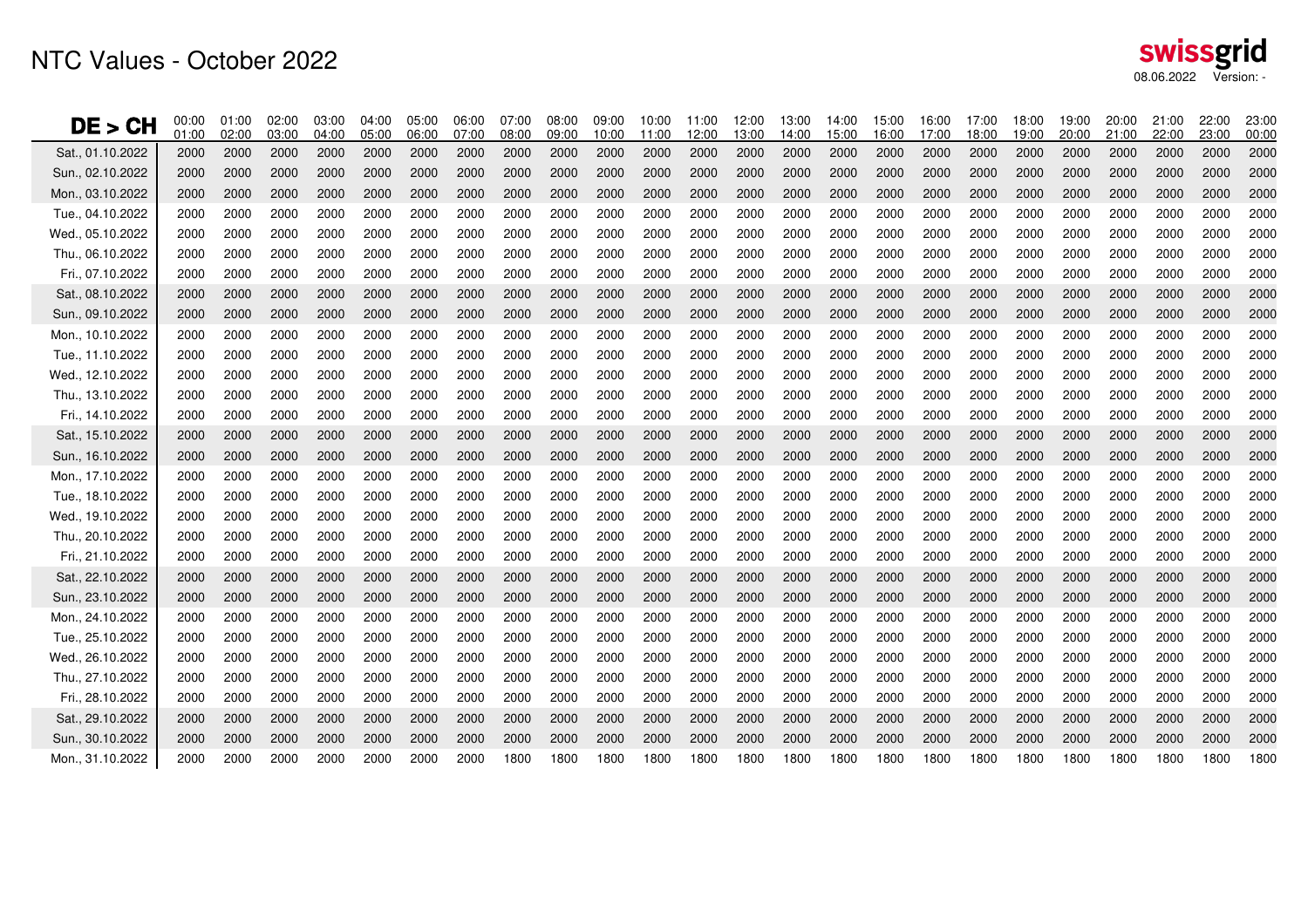# NTC Values - October 2022

swissgrid
08.06.2022 Version: -

| DE > CH | 00:00 01:00 | 01:00 02:00 | 02:00 03:00 | 03:00 04:00 | 04:00 05:00 | 05:00 06:00 | 06:00 07:00 | 07:00 08:00 | 08:00 09:00 | 09:00 10:00 | 10:00 11:00 | 11:00 12:00 | 12:00 13:00 | 13:00 14:00 | 14:00 15:00 | 15:00 16:00 | 16:00 17:00 | 17:00 18:00 | 18:00 19:00 | 19:00 20:00 | 20:00 21:00 | 21:00 22:00 | 22:00 23:00 | 23:00 00:00 |
|---|---|---|---|---|---|---|---|---|---|---|---|---|---|---|---|---|---|---|---|---|---|---|---|---|
| Sat., 01.10.2022 | 2000 | 2000 | 2000 | 2000 | 2000 | 2000 | 2000 | 2000 | 2000 | 2000 | 2000 | 2000 | 2000 | 2000 | 2000 | 2000 | 2000 | 2000 | 2000 | 2000 | 2000 | 2000 | 2000 | 2000 |
| Sun., 02.10.2022 | 2000 | 2000 | 2000 | 2000 | 2000 | 2000 | 2000 | 2000 | 2000 | 2000 | 2000 | 2000 | 2000 | 2000 | 2000 | 2000 | 2000 | 2000 | 2000 | 2000 | 2000 | 2000 | 2000 | 2000 |
| Mon., 03.10.2022 | 2000 | 2000 | 2000 | 2000 | 2000 | 2000 | 2000 | 2000 | 2000 | 2000 | 2000 | 2000 | 2000 | 2000 | 2000 | 2000 | 2000 | 2000 | 2000 | 2000 | 2000 | 2000 | 2000 | 2000 |
| Tue., 04.10.2022 | 2000 | 2000 | 2000 | 2000 | 2000 | 2000 | 2000 | 2000 | 2000 | 2000 | 2000 | 2000 | 2000 | 2000 | 2000 | 2000 | 2000 | 2000 | 2000 | 2000 | 2000 | 2000 | 2000 | 2000 |
| Wed., 05.10.2022 | 2000 | 2000 | 2000 | 2000 | 2000 | 2000 | 2000 | 2000 | 2000 | 2000 | 2000 | 2000 | 2000 | 2000 | 2000 | 2000 | 2000 | 2000 | 2000 | 2000 | 2000 | 2000 | 2000 | 2000 |
| Thu., 06.10.2022 | 2000 | 2000 | 2000 | 2000 | 2000 | 2000 | 2000 | 2000 | 2000 | 2000 | 2000 | 2000 | 2000 | 2000 | 2000 | 2000 | 2000 | 2000 | 2000 | 2000 | 2000 | 2000 | 2000 | 2000 |
| Fri., 07.10.2022 | 2000 | 2000 | 2000 | 2000 | 2000 | 2000 | 2000 | 2000 | 2000 | 2000 | 2000 | 2000 | 2000 | 2000 | 2000 | 2000 | 2000 | 2000 | 2000 | 2000 | 2000 | 2000 | 2000 | 2000 |
| Sat., 08.10.2022 | 2000 | 2000 | 2000 | 2000 | 2000 | 2000 | 2000 | 2000 | 2000 | 2000 | 2000 | 2000 | 2000 | 2000 | 2000 | 2000 | 2000 | 2000 | 2000 | 2000 | 2000 | 2000 | 2000 | 2000 |
| Sun., 09.10.2022 | 2000 | 2000 | 2000 | 2000 | 2000 | 2000 | 2000 | 2000 | 2000 | 2000 | 2000 | 2000 | 2000 | 2000 | 2000 | 2000 | 2000 | 2000 | 2000 | 2000 | 2000 | 2000 | 2000 | 2000 |
| Mon., 10.10.2022 | 2000 | 2000 | 2000 | 2000 | 2000 | 2000 | 2000 | 2000 | 2000 | 2000 | 2000 | 2000 | 2000 | 2000 | 2000 | 2000 | 2000 | 2000 | 2000 | 2000 | 2000 | 2000 | 2000 | 2000 |
| Tue., 11.10.2022 | 2000 | 2000 | 2000 | 2000 | 2000 | 2000 | 2000 | 2000 | 2000 | 2000 | 2000 | 2000 | 2000 | 2000 | 2000 | 2000 | 2000 | 2000 | 2000 | 2000 | 2000 | 2000 | 2000 | 2000 |
| Wed., 12.10.2022 | 2000 | 2000 | 2000 | 2000 | 2000 | 2000 | 2000 | 2000 | 2000 | 2000 | 2000 | 2000 | 2000 | 2000 | 2000 | 2000 | 2000 | 2000 | 2000 | 2000 | 2000 | 2000 | 2000 | 2000 |
| Thu., 13.10.2022 | 2000 | 2000 | 2000 | 2000 | 2000 | 2000 | 2000 | 2000 | 2000 | 2000 | 2000 | 2000 | 2000 | 2000 | 2000 | 2000 | 2000 | 2000 | 2000 | 2000 | 2000 | 2000 | 2000 | 2000 |
| Fri., 14.10.2022 | 2000 | 2000 | 2000 | 2000 | 2000 | 2000 | 2000 | 2000 | 2000 | 2000 | 2000 | 2000 | 2000 | 2000 | 2000 | 2000 | 2000 | 2000 | 2000 | 2000 | 2000 | 2000 | 2000 | 2000 |
| Sat., 15.10.2022 | 2000 | 2000 | 2000 | 2000 | 2000 | 2000 | 2000 | 2000 | 2000 | 2000 | 2000 | 2000 | 2000 | 2000 | 2000 | 2000 | 2000 | 2000 | 2000 | 2000 | 2000 | 2000 | 2000 | 2000 |
| Sun., 16.10.2022 | 2000 | 2000 | 2000 | 2000 | 2000 | 2000 | 2000 | 2000 | 2000 | 2000 | 2000 | 2000 | 2000 | 2000 | 2000 | 2000 | 2000 | 2000 | 2000 | 2000 | 2000 | 2000 | 2000 | 2000 |
| Mon., 17.10.2022 | 2000 | 2000 | 2000 | 2000 | 2000 | 2000 | 2000 | 2000 | 2000 | 2000 | 2000 | 2000 | 2000 | 2000 | 2000 | 2000 | 2000 | 2000 | 2000 | 2000 | 2000 | 2000 | 2000 | 2000 |
| Tue., 18.10.2022 | 2000 | 2000 | 2000 | 2000 | 2000 | 2000 | 2000 | 2000 | 2000 | 2000 | 2000 | 2000 | 2000 | 2000 | 2000 | 2000 | 2000 | 2000 | 2000 | 2000 | 2000 | 2000 | 2000 | 2000 |
| Wed., 19.10.2022 | 2000 | 2000 | 2000 | 2000 | 2000 | 2000 | 2000 | 2000 | 2000 | 2000 | 2000 | 2000 | 2000 | 2000 | 2000 | 2000 | 2000 | 2000 | 2000 | 2000 | 2000 | 2000 | 2000 | 2000 |
| Thu., 20.10.2022 | 2000 | 2000 | 2000 | 2000 | 2000 | 2000 | 2000 | 2000 | 2000 | 2000 | 2000 | 2000 | 2000 | 2000 | 2000 | 2000 | 2000 | 2000 | 2000 | 2000 | 2000 | 2000 | 2000 | 2000 |
| Fri., 21.10.2022 | 2000 | 2000 | 2000 | 2000 | 2000 | 2000 | 2000 | 2000 | 2000 | 2000 | 2000 | 2000 | 2000 | 2000 | 2000 | 2000 | 2000 | 2000 | 2000 | 2000 | 2000 | 2000 | 2000 | 2000 |
| Sat., 22.10.2022 | 2000 | 2000 | 2000 | 2000 | 2000 | 2000 | 2000 | 2000 | 2000 | 2000 | 2000 | 2000 | 2000 | 2000 | 2000 | 2000 | 2000 | 2000 | 2000 | 2000 | 2000 | 2000 | 2000 | 2000 |
| Sun., 23.10.2022 | 2000 | 2000 | 2000 | 2000 | 2000 | 2000 | 2000 | 2000 | 2000 | 2000 | 2000 | 2000 | 2000 | 2000 | 2000 | 2000 | 2000 | 2000 | 2000 | 2000 | 2000 | 2000 | 2000 | 2000 |
| Mon., 24.10.2022 | 2000 | 2000 | 2000 | 2000 | 2000 | 2000 | 2000 | 2000 | 2000 | 2000 | 2000 | 2000 | 2000 | 2000 | 2000 | 2000 | 2000 | 2000 | 2000 | 2000 | 2000 | 2000 | 2000 | 2000 |
| Tue., 25.10.2022 | 2000 | 2000 | 2000 | 2000 | 2000 | 2000 | 2000 | 2000 | 2000 | 2000 | 2000 | 2000 | 2000 | 2000 | 2000 | 2000 | 2000 | 2000 | 2000 | 2000 | 2000 | 2000 | 2000 | 2000 |
| Wed., 26.10.2022 | 2000 | 2000 | 2000 | 2000 | 2000 | 2000 | 2000 | 2000 | 2000 | 2000 | 2000 | 2000 | 2000 | 2000 | 2000 | 2000 | 2000 | 2000 | 2000 | 2000 | 2000 | 2000 | 2000 | 2000 |
| Thu., 27.10.2022 | 2000 | 2000 | 2000 | 2000 | 2000 | 2000 | 2000 | 2000 | 2000 | 2000 | 2000 | 2000 | 2000 | 2000 | 2000 | 2000 | 2000 | 2000 | 2000 | 2000 | 2000 | 2000 | 2000 | 2000 |
| Fri., 28.10.2022 | 2000 | 2000 | 2000 | 2000 | 2000 | 2000 | 2000 | 2000 | 2000 | 2000 | 2000 | 2000 | 2000 | 2000 | 2000 | 2000 | 2000 | 2000 | 2000 | 2000 | 2000 | 2000 | 2000 | 2000 |
| Sat., 29.10.2022 | 2000 | 2000 | 2000 | 2000 | 2000 | 2000 | 2000 | 2000 | 2000 | 2000 | 2000 | 2000 | 2000 | 2000 | 2000 | 2000 | 2000 | 2000 | 2000 | 2000 | 2000 | 2000 | 2000 | 2000 |
| Sun., 30.10.2022 | 2000 | 2000 | 2000 | 2000 | 2000 | 2000 | 2000 | 2000 | 2000 | 2000 | 2000 | 2000 | 2000 | 2000 | 2000 | 2000 | 2000 | 2000 | 2000 | 2000 | 2000 | 2000 | 2000 | 2000 |
| Mon., 31.10.2022 | 2000 | 2000 | 2000 | 2000 | 2000 | 2000 | 2000 | 1800 | 1800 | 1800 | 1800 | 1800 | 1800 | 1800 | 1800 | 1800 | 1800 | 1800 | 1800 | 1800 | 1800 | 1800 | 1800 | 1800 |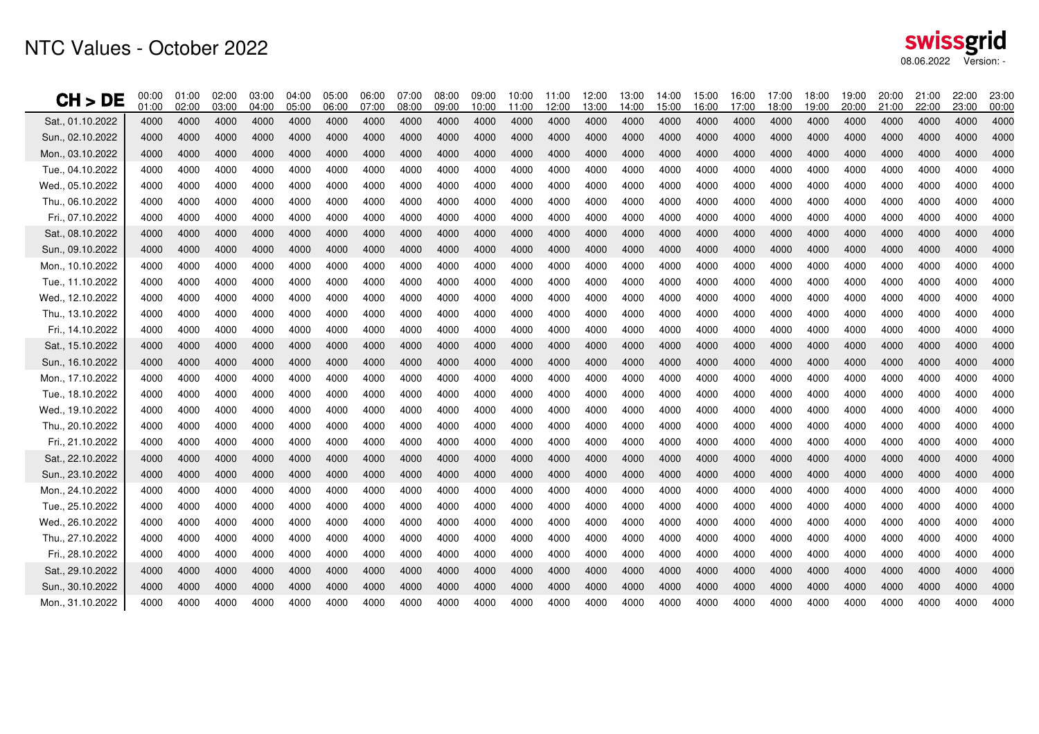# NTC Values - October 2022

swissgrid

08.06.2022 Version: -

| CH > DE | 00:00 01:00 | 01:00 02:00 | 02:00 03:00 | 03:00 04:00 | 04:00 05:00 | 05:00 06:00 | 06:00 07:00 | 07:00 08:00 | 08:00 09:00 | 09:00 10:00 | 10:00 11:00 | 11:00 12:00 | 12:00 13:00 | 13:00 14:00 | 14:00 15:00 | 15:00 16:00 | 16:00 17:00 | 17:00 18:00 | 18:00 19:00 | 19:00 20:00 | 20:00 21:00 | 21:00 22:00 | 22:00 23:00 | 23:00 00:00 |
|---|---|---|---|---|---|---|---|---|---|---|---|---|---|---|---|---|---|---|---|---|---|---|---|---|
| Sat., 01.10.2022 | 4000 | 4000 | 4000 | 4000 | 4000 | 4000 | 4000 | 4000 | 4000 | 4000 | 4000 | 4000 | 4000 | 4000 | 4000 | 4000 | 4000 | 4000 | 4000 | 4000 | 4000 | 4000 | 4000 | 4000 |
| Sun., 02.10.2022 | 4000 | 4000 | 4000 | 4000 | 4000 | 4000 | 4000 | 4000 | 4000 | 4000 | 4000 | 4000 | 4000 | 4000 | 4000 | 4000 | 4000 | 4000 | 4000 | 4000 | 4000 | 4000 | 4000 | 4000 |
| Mon., 03.10.2022 | 4000 | 4000 | 4000 | 4000 | 4000 | 4000 | 4000 | 4000 | 4000 | 4000 | 4000 | 4000 | 4000 | 4000 | 4000 | 4000 | 4000 | 4000 | 4000 | 4000 | 4000 | 4000 | 4000 | 4000 |
| Tue., 04.10.2022 | 4000 | 4000 | 4000 | 4000 | 4000 | 4000 | 4000 | 4000 | 4000 | 4000 | 4000 | 4000 | 4000 | 4000 | 4000 | 4000 | 4000 | 4000 | 4000 | 4000 | 4000 | 4000 | 4000 | 4000 |
| Wed., 05.10.2022 | 4000 | 4000 | 4000 | 4000 | 4000 | 4000 | 4000 | 4000 | 4000 | 4000 | 4000 | 4000 | 4000 | 4000 | 4000 | 4000 | 4000 | 4000 | 4000 | 4000 | 4000 | 4000 | 4000 | 4000 |
| Thu., 06.10.2022 | 4000 | 4000 | 4000 | 4000 | 4000 | 4000 | 4000 | 4000 | 4000 | 4000 | 4000 | 4000 | 4000 | 4000 | 4000 | 4000 | 4000 | 4000 | 4000 | 4000 | 4000 | 4000 | 4000 | 4000 |
| Fri., 07.10.2022 | 4000 | 4000 | 4000 | 4000 | 4000 | 4000 | 4000 | 4000 | 4000 | 4000 | 4000 | 4000 | 4000 | 4000 | 4000 | 4000 | 4000 | 4000 | 4000 | 4000 | 4000 | 4000 | 4000 | 4000 |
| Sat., 08.10.2022 | 4000 | 4000 | 4000 | 4000 | 4000 | 4000 | 4000 | 4000 | 4000 | 4000 | 4000 | 4000 | 4000 | 4000 | 4000 | 4000 | 4000 | 4000 | 4000 | 4000 | 4000 | 4000 | 4000 | 4000 |
| Sun., 09.10.2022 | 4000 | 4000 | 4000 | 4000 | 4000 | 4000 | 4000 | 4000 | 4000 | 4000 | 4000 | 4000 | 4000 | 4000 | 4000 | 4000 | 4000 | 4000 | 4000 | 4000 | 4000 | 4000 | 4000 | 4000 |
| Mon., 10.10.2022 | 4000 | 4000 | 4000 | 4000 | 4000 | 4000 | 4000 | 4000 | 4000 | 4000 | 4000 | 4000 | 4000 | 4000 | 4000 | 4000 | 4000 | 4000 | 4000 | 4000 | 4000 | 4000 | 4000 | 4000 |
| Tue., 11.10.2022 | 4000 | 4000 | 4000 | 4000 | 4000 | 4000 | 4000 | 4000 | 4000 | 4000 | 4000 | 4000 | 4000 | 4000 | 4000 | 4000 | 4000 | 4000 | 4000 | 4000 | 4000 | 4000 | 4000 | 4000 |
| Wed., 12.10.2022 | 4000 | 4000 | 4000 | 4000 | 4000 | 4000 | 4000 | 4000 | 4000 | 4000 | 4000 | 4000 | 4000 | 4000 | 4000 | 4000 | 4000 | 4000 | 4000 | 4000 | 4000 | 4000 | 4000 | 4000 |
| Thu., 13.10.2022 | 4000 | 4000 | 4000 | 4000 | 4000 | 4000 | 4000 | 4000 | 4000 | 4000 | 4000 | 4000 | 4000 | 4000 | 4000 | 4000 | 4000 | 4000 | 4000 | 4000 | 4000 | 4000 | 4000 | 4000 |
| Fri., 14.10.2022 | 4000 | 4000 | 4000 | 4000 | 4000 | 4000 | 4000 | 4000 | 4000 | 4000 | 4000 | 4000 | 4000 | 4000 | 4000 | 4000 | 4000 | 4000 | 4000 | 4000 | 4000 | 4000 | 4000 | 4000 |
| Sat., 15.10.2022 | 4000 | 4000 | 4000 | 4000 | 4000 | 4000 | 4000 | 4000 | 4000 | 4000 | 4000 | 4000 | 4000 | 4000 | 4000 | 4000 | 4000 | 4000 | 4000 | 4000 | 4000 | 4000 | 4000 | 4000 |
| Sun., 16.10.2022 | 4000 | 4000 | 4000 | 4000 | 4000 | 4000 | 4000 | 4000 | 4000 | 4000 | 4000 | 4000 | 4000 | 4000 | 4000 | 4000 | 4000 | 4000 | 4000 | 4000 | 4000 | 4000 | 4000 | 4000 |
| Mon., 17.10.2022 | 4000 | 4000 | 4000 | 4000 | 4000 | 4000 | 4000 | 4000 | 4000 | 4000 | 4000 | 4000 | 4000 | 4000 | 4000 | 4000 | 4000 | 4000 | 4000 | 4000 | 4000 | 4000 | 4000 | 4000 |
| Tue., 18.10.2022 | 4000 | 4000 | 4000 | 4000 | 4000 | 4000 | 4000 | 4000 | 4000 | 4000 | 4000 | 4000 | 4000 | 4000 | 4000 | 4000 | 4000 | 4000 | 4000 | 4000 | 4000 | 4000 | 4000 | 4000 |
| Wed., 19.10.2022 | 4000 | 4000 | 4000 | 4000 | 4000 | 4000 | 4000 | 4000 | 4000 | 4000 | 4000 | 4000 | 4000 | 4000 | 4000 | 4000 | 4000 | 4000 | 4000 | 4000 | 4000 | 4000 | 4000 | 4000 |
| Thu., 20.10.2022 | 4000 | 4000 | 4000 | 4000 | 4000 | 4000 | 4000 | 4000 | 4000 | 4000 | 4000 | 4000 | 4000 | 4000 | 4000 | 4000 | 4000 | 4000 | 4000 | 4000 | 4000 | 4000 | 4000 | 4000 |
| Fri., 21.10.2022 | 4000 | 4000 | 4000 | 4000 | 4000 | 4000 | 4000 | 4000 | 4000 | 4000 | 4000 | 4000 | 4000 | 4000 | 4000 | 4000 | 4000 | 4000 | 4000 | 4000 | 4000 | 4000 | 4000 | 4000 |
| Sat., 22.10.2022 | 4000 | 4000 | 4000 | 4000 | 4000 | 4000 | 4000 | 4000 | 4000 | 4000 | 4000 | 4000 | 4000 | 4000 | 4000 | 4000 | 4000 | 4000 | 4000 | 4000 | 4000 | 4000 | 4000 | 4000 |
| Sun., 23.10.2022 | 4000 | 4000 | 4000 | 4000 | 4000 | 4000 | 4000 | 4000 | 4000 | 4000 | 4000 | 4000 | 4000 | 4000 | 4000 | 4000 | 4000 | 4000 | 4000 | 4000 | 4000 | 4000 | 4000 | 4000 |
| Mon., 24.10.2022 | 4000 | 4000 | 4000 | 4000 | 4000 | 4000 | 4000 | 4000 | 4000 | 4000 | 4000 | 4000 | 4000 | 4000 | 4000 | 4000 | 4000 | 4000 | 4000 | 4000 | 4000 | 4000 | 4000 | 4000 |
| Tue., 25.10.2022 | 4000 | 4000 | 4000 | 4000 | 4000 | 4000 | 4000 | 4000 | 4000 | 4000 | 4000 | 4000 | 4000 | 4000 | 4000 | 4000 | 4000 | 4000 | 4000 | 4000 | 4000 | 4000 | 4000 | 4000 |
| Wed., 26.10.2022 | 4000 | 4000 | 4000 | 4000 | 4000 | 4000 | 4000 | 4000 | 4000 | 4000 | 4000 | 4000 | 4000 | 4000 | 4000 | 4000 | 4000 | 4000 | 4000 | 4000 | 4000 | 4000 | 4000 | 4000 |
| Thu., 27.10.2022 | 4000 | 4000 | 4000 | 4000 | 4000 | 4000 | 4000 | 4000 | 4000 | 4000 | 4000 | 4000 | 4000 | 4000 | 4000 | 4000 | 4000 | 4000 | 4000 | 4000 | 4000 | 4000 | 4000 | 4000 |
| Fri., 28.10.2022 | 4000 | 4000 | 4000 | 4000 | 4000 | 4000 | 4000 | 4000 | 4000 | 4000 | 4000 | 4000 | 4000 | 4000 | 4000 | 4000 | 4000 | 4000 | 4000 | 4000 | 4000 | 4000 | 4000 | 4000 |
| Sat., 29.10.2022 | 4000 | 4000 | 4000 | 4000 | 4000 | 4000 | 4000 | 4000 | 4000 | 4000 | 4000 | 4000 | 4000 | 4000 | 4000 | 4000 | 4000 | 4000 | 4000 | 4000 | 4000 | 4000 | 4000 | 4000 |
| Sun., 30.10.2022 | 4000 | 4000 | 4000 | 4000 | 4000 | 4000 | 4000 | 4000 | 4000 | 4000 | 4000 | 4000 | 4000 | 4000 | 4000 | 4000 | 4000 | 4000 | 4000 | 4000 | 4000 | 4000 | 4000 | 4000 |
| Mon., 31.10.2022 | 4000 | 4000 | 4000 | 4000 | 4000 | 4000 | 4000 | 4000 | 4000 | 4000 | 4000 | 4000 | 4000 | 4000 | 4000 | 4000 | 4000 | 4000 | 4000 | 4000 | 4000 | 4000 | 4000 | 4000 |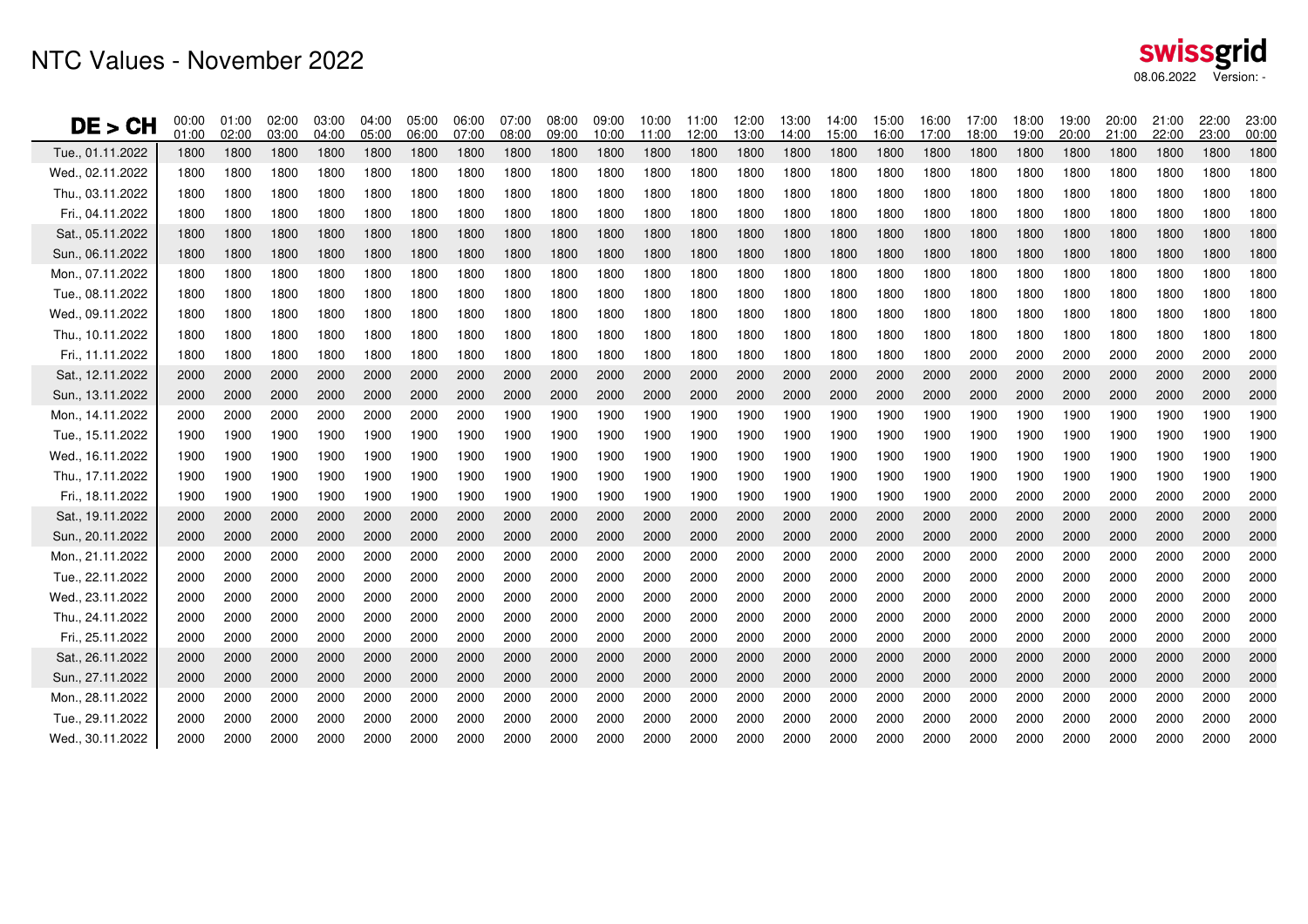# NTC Values - November 2022

swissgrid
08.06.2022 Version: -

| DE > CH | 00:00 01:00 | 01:00 02:00 | 02:00 03:00 | 03:00 04:00 | 04:00 05:00 | 05:00 06:00 | 06:00 07:00 | 07:00 08:00 | 08:00 09:00 | 09:00 10:00 | 10:00 11:00 | 11:00 12:00 | 12:00 13:00 | 13:00 14:00 | 14:00 15:00 | 15:00 16:00 | 16:00 17:00 | 17:00 18:00 | 18:00 19:00 | 19:00 20:00 | 20:00 21:00 | 21:00 22:00 | 22:00 23:00 | 23:00 00:00 |
|---|---|---|---|---|---|---|---|---|---|---|---|---|---|---|---|---|---|---|---|---|---|---|---|---|
| Tue., 01.11.2022 | 1800 | 1800 | 1800 | 1800 | 1800 | 1800 | 1800 | 1800 | 1800 | 1800 | 1800 | 1800 | 1800 | 1800 | 1800 | 1800 | 1800 | 1800 | 1800 | 1800 | 1800 | 1800 | 1800 | 1800 |
| Wed., 02.11.2022 | 1800 | 1800 | 1800 | 1800 | 1800 | 1800 | 1800 | 1800 | 1800 | 1800 | 1800 | 1800 | 1800 | 1800 | 1800 | 1800 | 1800 | 1800 | 1800 | 1800 | 1800 | 1800 | 1800 | 1800 |
| Thu., 03.11.2022 | 1800 | 1800 | 1800 | 1800 | 1800 | 1800 | 1800 | 1800 | 1800 | 1800 | 1800 | 1800 | 1800 | 1800 | 1800 | 1800 | 1800 | 1800 | 1800 | 1800 | 1800 | 1800 | 1800 | 1800 |
| Fri., 04.11.2022 | 1800 | 1800 | 1800 | 1800 | 1800 | 1800 | 1800 | 1800 | 1800 | 1800 | 1800 | 1800 | 1800 | 1800 | 1800 | 1800 | 1800 | 1800 | 1800 | 1800 | 1800 | 1800 | 1800 | 1800 |
| Sat., 05.11.2022 | 1800 | 1800 | 1800 | 1800 | 1800 | 1800 | 1800 | 1800 | 1800 | 1800 | 1800 | 1800 | 1800 | 1800 | 1800 | 1800 | 1800 | 1800 | 1800 | 1800 | 1800 | 1800 | 1800 | 1800 |
| Sun., 06.11.2022 | 1800 | 1800 | 1800 | 1800 | 1800 | 1800 | 1800 | 1800 | 1800 | 1800 | 1800 | 1800 | 1800 | 1800 | 1800 | 1800 | 1800 | 1800 | 1800 | 1800 | 1800 | 1800 | 1800 | 1800 |
| Mon., 07.11.2022 | 1800 | 1800 | 1800 | 1800 | 1800 | 1800 | 1800 | 1800 | 1800 | 1800 | 1800 | 1800 | 1800 | 1800 | 1800 | 1800 | 1800 | 1800 | 1800 | 1800 | 1800 | 1800 | 1800 | 1800 |
| Tue., 08.11.2022 | 1800 | 1800 | 1800 | 1800 | 1800 | 1800 | 1800 | 1800 | 1800 | 1800 | 1800 | 1800 | 1800 | 1800 | 1800 | 1800 | 1800 | 1800 | 1800 | 1800 | 1800 | 1800 | 1800 | 1800 |
| Wed., 09.11.2022 | 1800 | 1800 | 1800 | 1800 | 1800 | 1800 | 1800 | 1800 | 1800 | 1800 | 1800 | 1800 | 1800 | 1800 | 1800 | 1800 | 1800 | 1800 | 1800 | 1800 | 1800 | 1800 | 1800 | 1800 |
| Thu., 10.11.2022 | 1800 | 1800 | 1800 | 1800 | 1800 | 1800 | 1800 | 1800 | 1800 | 1800 | 1800 | 1800 | 1800 | 1800 | 1800 | 1800 | 1800 | 1800 | 1800 | 1800 | 1800 | 1800 | 1800 | 1800 |
| Fri., 11.11.2022 | 1800 | 1800 | 1800 | 1800 | 1800 | 1800 | 1800 | 1800 | 1800 | 1800 | 1800 | 1800 | 1800 | 1800 | 1800 | 1800 | 1800 | 2000 | 2000 | 2000 | 2000 | 2000 | 2000 | 2000 |
| Sat., 12.11.2022 | 2000 | 2000 | 2000 | 2000 | 2000 | 2000 | 2000 | 2000 | 2000 | 2000 | 2000 | 2000 | 2000 | 2000 | 2000 | 2000 | 2000 | 2000 | 2000 | 2000 | 2000 | 2000 | 2000 | 2000 |
| Sun., 13.11.2022 | 2000 | 2000 | 2000 | 2000 | 2000 | 2000 | 2000 | 2000 | 2000 | 2000 | 2000 | 2000 | 2000 | 2000 | 2000 | 2000 | 2000 | 2000 | 2000 | 2000 | 2000 | 2000 | 2000 | 2000 |
| Mon., 14.11.2022 | 2000 | 2000 | 2000 | 2000 | 2000 | 2000 | 2000 | 1900 | 1900 | 1900 | 1900 | 1900 | 1900 | 1900 | 1900 | 1900 | 1900 | 1900 | 1900 | 1900 | 1900 | 1900 | 1900 | 1900 |
| Tue., 15.11.2022 | 1900 | 1900 | 1900 | 1900 | 1900 | 1900 | 1900 | 1900 | 1900 | 1900 | 1900 | 1900 | 1900 | 1900 | 1900 | 1900 | 1900 | 1900 | 1900 | 1900 | 1900 | 1900 | 1900 | 1900 |
| Wed., 16.11.2022 | 1900 | 1900 | 1900 | 1900 | 1900 | 1900 | 1900 | 1900 | 1900 | 1900 | 1900 | 1900 | 1900 | 1900 | 1900 | 1900 | 1900 | 1900 | 1900 | 1900 | 1900 | 1900 | 1900 | 1900 |
| Thu., 17.11.2022 | 1900 | 1900 | 1900 | 1900 | 1900 | 1900 | 1900 | 1900 | 1900 | 1900 | 1900 | 1900 | 1900 | 1900 | 1900 | 1900 | 1900 | 1900 | 1900 | 1900 | 1900 | 1900 | 1900 | 1900 |
| Fri., 18.11.2022 | 1900 | 1900 | 1900 | 1900 | 1900 | 1900 | 1900 | 1900 | 1900 | 1900 | 1900 | 1900 | 1900 | 1900 | 1900 | 1900 | 1900 | 2000 | 2000 | 2000 | 2000 | 2000 | 2000 | 2000 |
| Sat., 19.11.2022 | 2000 | 2000 | 2000 | 2000 | 2000 | 2000 | 2000 | 2000 | 2000 | 2000 | 2000 | 2000 | 2000 | 2000 | 2000 | 2000 | 2000 | 2000 | 2000 | 2000 | 2000 | 2000 | 2000 | 2000 |
| Sun., 20.11.2022 | 2000 | 2000 | 2000 | 2000 | 2000 | 2000 | 2000 | 2000 | 2000 | 2000 | 2000 | 2000 | 2000 | 2000 | 2000 | 2000 | 2000 | 2000 | 2000 | 2000 | 2000 | 2000 | 2000 | 2000 |
| Mon., 21.11.2022 | 2000 | 2000 | 2000 | 2000 | 2000 | 2000 | 2000 | 2000 | 2000 | 2000 | 2000 | 2000 | 2000 | 2000 | 2000 | 2000 | 2000 | 2000 | 2000 | 2000 | 2000 | 2000 | 2000 | 2000 |
| Tue., 22.11.2022 | 2000 | 2000 | 2000 | 2000 | 2000 | 2000 | 2000 | 2000 | 2000 | 2000 | 2000 | 2000 | 2000 | 2000 | 2000 | 2000 | 2000 | 2000 | 2000 | 2000 | 2000 | 2000 | 2000 | 2000 |
| Wed., 23.11.2022 | 2000 | 2000 | 2000 | 2000 | 2000 | 2000 | 2000 | 2000 | 2000 | 2000 | 2000 | 2000 | 2000 | 2000 | 2000 | 2000 | 2000 | 2000 | 2000 | 2000 | 2000 | 2000 | 2000 | 2000 |
| Thu., 24.11.2022 | 2000 | 2000 | 2000 | 2000 | 2000 | 2000 | 2000 | 2000 | 2000 | 2000 | 2000 | 2000 | 2000 | 2000 | 2000 | 2000 | 2000 | 2000 | 2000 | 2000 | 2000 | 2000 | 2000 | 2000 |
| Fri., 25.11.2022 | 2000 | 2000 | 2000 | 2000 | 2000 | 2000 | 2000 | 2000 | 2000 | 2000 | 2000 | 2000 | 2000 | 2000 | 2000 | 2000 | 2000 | 2000 | 2000 | 2000 | 2000 | 2000 | 2000 | 2000 |
| Sat., 26.11.2022 | 2000 | 2000 | 2000 | 2000 | 2000 | 2000 | 2000 | 2000 | 2000 | 2000 | 2000 | 2000 | 2000 | 2000 | 2000 | 2000 | 2000 | 2000 | 2000 | 2000 | 2000 | 2000 | 2000 | 2000 |
| Sun., 27.11.2022 | 2000 | 2000 | 2000 | 2000 | 2000 | 2000 | 2000 | 2000 | 2000 | 2000 | 2000 | 2000 | 2000 | 2000 | 2000 | 2000 | 2000 | 2000 | 2000 | 2000 | 2000 | 2000 | 2000 | 2000 |
| Mon., 28.11.2022 | 2000 | 2000 | 2000 | 2000 | 2000 | 2000 | 2000 | 2000 | 2000 | 2000 | 2000 | 2000 | 2000 | 2000 | 2000 | 2000 | 2000 | 2000 | 2000 | 2000 | 2000 | 2000 | 2000 | 2000 |
| Tue., 29.11.2022 | 2000 | 2000 | 2000 | 2000 | 2000 | 2000 | 2000 | 2000 | 2000 | 2000 | 2000 | 2000 | 2000 | 2000 | 2000 | 2000 | 2000 | 2000 | 2000 | 2000 | 2000 | 2000 | 2000 | 2000 |
| Wed., 30.11.2022 | 2000 | 2000 | 2000 | 2000 | 2000 | 2000 | 2000 | 2000 | 2000 | 2000 | 2000 | 2000 | 2000 | 2000 | 2000 | 2000 | 2000 | 2000 | 2000 | 2000 | 2000 | 2000 | 2000 | 2000 |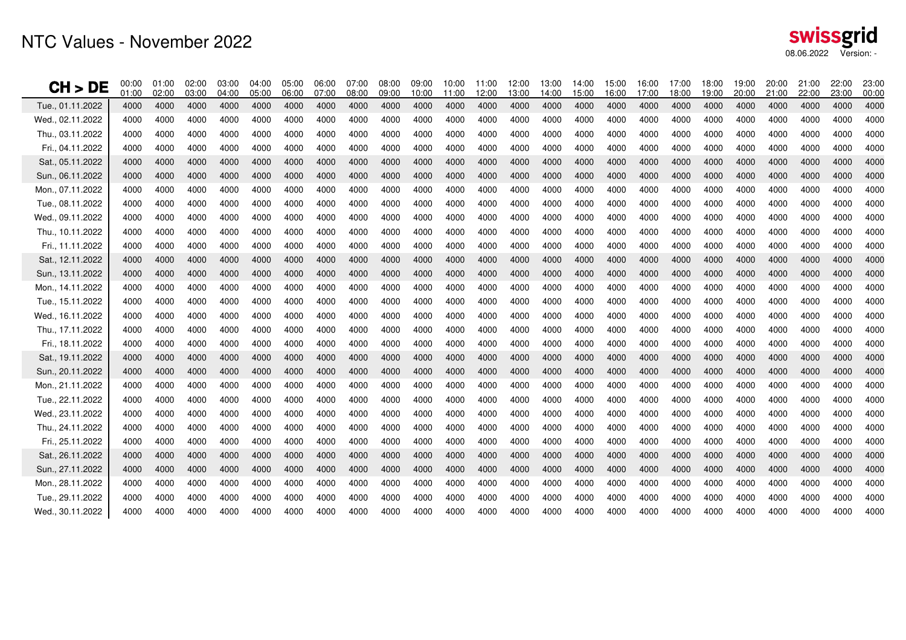# NTC Values - November 2022

swissgrid
08.06.2022 Version: -

| CH > DE | 00:00 01:00 | 01:00 02:00 | 02:00 03:00 | 03:00 04:00 | 04:00 05:00 | 05:00 06:00 | 06:00 07:00 | 07:00 08:00 | 08:00 09:00 | 09:00 10:00 | 10:00 11:00 | 11:00 12:00 | 12:00 13:00 | 13:00 14:00 | 14:00 15:00 | 15:00 16:00 | 16:00 17:00 | 17:00 18:00 | 18:00 19:00 | 19:00 20:00 | 20:00 21:00 | 21:00 22:00 | 22:00 23:00 | 23:00 00:00 |
|---|---|---|---|---|---|---|---|---|---|---|---|---|---|---|---|---|---|---|---|---|---|---|---|---|
| Tue., 01.11.2022 | 4000 | 4000 | 4000 | 4000 | 4000 | 4000 | 4000 | 4000 | 4000 | 4000 | 4000 | 4000 | 4000 | 4000 | 4000 | 4000 | 4000 | 4000 | 4000 | 4000 | 4000 | 4000 | 4000 | 4000 |
| Wed., 02.11.2022 | 4000 | 4000 | 4000 | 4000 | 4000 | 4000 | 4000 | 4000 | 4000 | 4000 | 4000 | 4000 | 4000 | 4000 | 4000 | 4000 | 4000 | 4000 | 4000 | 4000 | 4000 | 4000 | 4000 | 4000 |
| Thu., 03.11.2022 | 4000 | 4000 | 4000 | 4000 | 4000 | 4000 | 4000 | 4000 | 4000 | 4000 | 4000 | 4000 | 4000 | 4000 | 4000 | 4000 | 4000 | 4000 | 4000 | 4000 | 4000 | 4000 | 4000 | 4000 |
| Fri., 04.11.2022 | 4000 | 4000 | 4000 | 4000 | 4000 | 4000 | 4000 | 4000 | 4000 | 4000 | 4000 | 4000 | 4000 | 4000 | 4000 | 4000 | 4000 | 4000 | 4000 | 4000 | 4000 | 4000 | 4000 | 4000 |
| Sat., 05.11.2022 | 4000 | 4000 | 4000 | 4000 | 4000 | 4000 | 4000 | 4000 | 4000 | 4000 | 4000 | 4000 | 4000 | 4000 | 4000 | 4000 | 4000 | 4000 | 4000 | 4000 | 4000 | 4000 | 4000 | 4000 |
| Sun., 06.11.2022 | 4000 | 4000 | 4000 | 4000 | 4000 | 4000 | 4000 | 4000 | 4000 | 4000 | 4000 | 4000 | 4000 | 4000 | 4000 | 4000 | 4000 | 4000 | 4000 | 4000 | 4000 | 4000 | 4000 | 4000 |
| Mon., 07.11.2022 | 4000 | 4000 | 4000 | 4000 | 4000 | 4000 | 4000 | 4000 | 4000 | 4000 | 4000 | 4000 | 4000 | 4000 | 4000 | 4000 | 4000 | 4000 | 4000 | 4000 | 4000 | 4000 | 4000 | 4000 |
| Tue., 08.11.2022 | 4000 | 4000 | 4000 | 4000 | 4000 | 4000 | 4000 | 4000 | 4000 | 4000 | 4000 | 4000 | 4000 | 4000 | 4000 | 4000 | 4000 | 4000 | 4000 | 4000 | 4000 | 4000 | 4000 | 4000 |
| Wed., 09.11.2022 | 4000 | 4000 | 4000 | 4000 | 4000 | 4000 | 4000 | 4000 | 4000 | 4000 | 4000 | 4000 | 4000 | 4000 | 4000 | 4000 | 4000 | 4000 | 4000 | 4000 | 4000 | 4000 | 4000 | 4000 |
| Thu., 10.11.2022 | 4000 | 4000 | 4000 | 4000 | 4000 | 4000 | 4000 | 4000 | 4000 | 4000 | 4000 | 4000 | 4000 | 4000 | 4000 | 4000 | 4000 | 4000 | 4000 | 4000 | 4000 | 4000 | 4000 | 4000 |
| Fri., 11.11.2022 | 4000 | 4000 | 4000 | 4000 | 4000 | 4000 | 4000 | 4000 | 4000 | 4000 | 4000 | 4000 | 4000 | 4000 | 4000 | 4000 | 4000 | 4000 | 4000 | 4000 | 4000 | 4000 | 4000 | 4000 |
| Sat., 12.11.2022 | 4000 | 4000 | 4000 | 4000 | 4000 | 4000 | 4000 | 4000 | 4000 | 4000 | 4000 | 4000 | 4000 | 4000 | 4000 | 4000 | 4000 | 4000 | 4000 | 4000 | 4000 | 4000 | 4000 | 4000 |
| Sun., 13.11.2022 | 4000 | 4000 | 4000 | 4000 | 4000 | 4000 | 4000 | 4000 | 4000 | 4000 | 4000 | 4000 | 4000 | 4000 | 4000 | 4000 | 4000 | 4000 | 4000 | 4000 | 4000 | 4000 | 4000 | 4000 |
| Mon., 14.11.2022 | 4000 | 4000 | 4000 | 4000 | 4000 | 4000 | 4000 | 4000 | 4000 | 4000 | 4000 | 4000 | 4000 | 4000 | 4000 | 4000 | 4000 | 4000 | 4000 | 4000 | 4000 | 4000 | 4000 | 4000 |
| Tue., 15.11.2022 | 4000 | 4000 | 4000 | 4000 | 4000 | 4000 | 4000 | 4000 | 4000 | 4000 | 4000 | 4000 | 4000 | 4000 | 4000 | 4000 | 4000 | 4000 | 4000 | 4000 | 4000 | 4000 | 4000 | 4000 |
| Wed., 16.11.2022 | 4000 | 4000 | 4000 | 4000 | 4000 | 4000 | 4000 | 4000 | 4000 | 4000 | 4000 | 4000 | 4000 | 4000 | 4000 | 4000 | 4000 | 4000 | 4000 | 4000 | 4000 | 4000 | 4000 | 4000 |
| Thu., 17.11.2022 | 4000 | 4000 | 4000 | 4000 | 4000 | 4000 | 4000 | 4000 | 4000 | 4000 | 4000 | 4000 | 4000 | 4000 | 4000 | 4000 | 4000 | 4000 | 4000 | 4000 | 4000 | 4000 | 4000 | 4000 |
| Fri., 18.11.2022 | 4000 | 4000 | 4000 | 4000 | 4000 | 4000 | 4000 | 4000 | 4000 | 4000 | 4000 | 4000 | 4000 | 4000 | 4000 | 4000 | 4000 | 4000 | 4000 | 4000 | 4000 | 4000 | 4000 | 4000 |
| Sat., 19.11.2022 | 4000 | 4000 | 4000 | 4000 | 4000 | 4000 | 4000 | 4000 | 4000 | 4000 | 4000 | 4000 | 4000 | 4000 | 4000 | 4000 | 4000 | 4000 | 4000 | 4000 | 4000 | 4000 | 4000 | 4000 |
| Sun., 20.11.2022 | 4000 | 4000 | 4000 | 4000 | 4000 | 4000 | 4000 | 4000 | 4000 | 4000 | 4000 | 4000 | 4000 | 4000 | 4000 | 4000 | 4000 | 4000 | 4000 | 4000 | 4000 | 4000 | 4000 | 4000 |
| Mon., 21.11.2022 | 4000 | 4000 | 4000 | 4000 | 4000 | 4000 | 4000 | 4000 | 4000 | 4000 | 4000 | 4000 | 4000 | 4000 | 4000 | 4000 | 4000 | 4000 | 4000 | 4000 | 4000 | 4000 | 4000 | 4000 |
| Tue., 22.11.2022 | 4000 | 4000 | 4000 | 4000 | 4000 | 4000 | 4000 | 4000 | 4000 | 4000 | 4000 | 4000 | 4000 | 4000 | 4000 | 4000 | 4000 | 4000 | 4000 | 4000 | 4000 | 4000 | 4000 | 4000 |
| Wed., 23.11.2022 | 4000 | 4000 | 4000 | 4000 | 4000 | 4000 | 4000 | 4000 | 4000 | 4000 | 4000 | 4000 | 4000 | 4000 | 4000 | 4000 | 4000 | 4000 | 4000 | 4000 | 4000 | 4000 | 4000 | 4000 |
| Thu., 24.11.2022 | 4000 | 4000 | 4000 | 4000 | 4000 | 4000 | 4000 | 4000 | 4000 | 4000 | 4000 | 4000 | 4000 | 4000 | 4000 | 4000 | 4000 | 4000 | 4000 | 4000 | 4000 | 4000 | 4000 | 4000 |
| Fri., 25.11.2022 | 4000 | 4000 | 4000 | 4000 | 4000 | 4000 | 4000 | 4000 | 4000 | 4000 | 4000 | 4000 | 4000 | 4000 | 4000 | 4000 | 4000 | 4000 | 4000 | 4000 | 4000 | 4000 | 4000 | 4000 |
| Sat., 26.11.2022 | 4000 | 4000 | 4000 | 4000 | 4000 | 4000 | 4000 | 4000 | 4000 | 4000 | 4000 | 4000 | 4000 | 4000 | 4000 | 4000 | 4000 | 4000 | 4000 | 4000 | 4000 | 4000 | 4000 | 4000 |
| Sun., 27.11.2022 | 4000 | 4000 | 4000 | 4000 | 4000 | 4000 | 4000 | 4000 | 4000 | 4000 | 4000 | 4000 | 4000 | 4000 | 4000 | 4000 | 4000 | 4000 | 4000 | 4000 | 4000 | 4000 | 4000 | 4000 |
| Mon., 28.11.2022 | 4000 | 4000 | 4000 | 4000 | 4000 | 4000 | 4000 | 4000 | 4000 | 4000 | 4000 | 4000 | 4000 | 4000 | 4000 | 4000 | 4000 | 4000 | 4000 | 4000 | 4000 | 4000 | 4000 | 4000 |
| Tue., 29.11.2022 | 4000 | 4000 | 4000 | 4000 | 4000 | 4000 | 4000 | 4000 | 4000 | 4000 | 4000 | 4000 | 4000 | 4000 | 4000 | 4000 | 4000 | 4000 | 4000 | 4000 | 4000 | 4000 | 4000 | 4000 |
| Wed., 30.11.2022 | 4000 | 4000 | 4000 | 4000 | 4000 | 4000 | 4000 | 4000 | 4000 | 4000 | 4000 | 4000 | 4000 | 4000 | 4000 | 4000 | 4000 | 4000 | 4000 | 4000 | 4000 | 4000 | 4000 | 4000 |